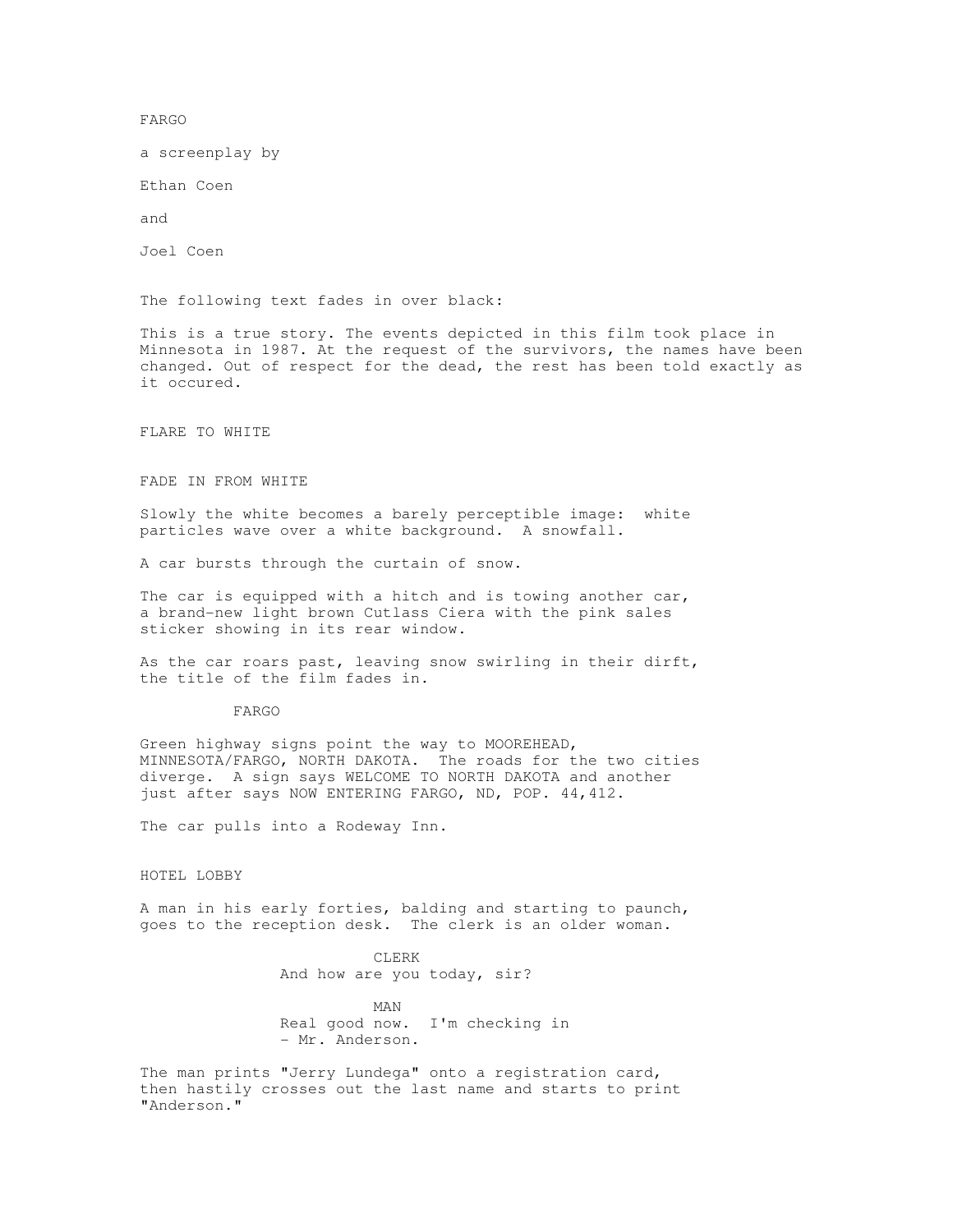FARGO

a screenplay by

Ethan Coen

and

Joel Coen

The following text fades in over black:

This is a true story. The events depicted in this film took place in Minnesota in 1987. At the request of the survivors, the names have been changed. Out of respect for the dead, the rest has been told exactly as it occured.

FLARE TO WHITE

FADE IN FROM WHITE

Slowly the white becomes a barely perceptible image: white particles wave over a white background. A snowfall.

A car bursts through the curtain of snow.

The car is equipped with a hitch and is towing another car, a brand-new light brown Cutlass Ciera with the pink sales sticker showing in its rear window.

As the car roars past, leaving snow swirling in their dirft, the title of the film fades in.

FARGO

Green highway signs point the way to MOOREHEAD, MINNESOTA/FARGO, NORTH DAKOTA. The roads for the two cities diverge. A sign says WELCOME TO NORTH DAKOTA and another just after says NOW ENTERING FARGO, ND, POP. 44,412.

The car pulls into a Rodeway Inn.

HOTEL LOBBY

A man in his early forties, balding and starting to paunch, goes to the reception desk. The clerk is an older woman.

CLERK
And how are you today, sir?

MAN
Real good now. I'm checking in - Mr. Anderson.

The man prints "Jerry Lundega" onto a registration card, then hastily crosses out the last name and starts to print "Anderson."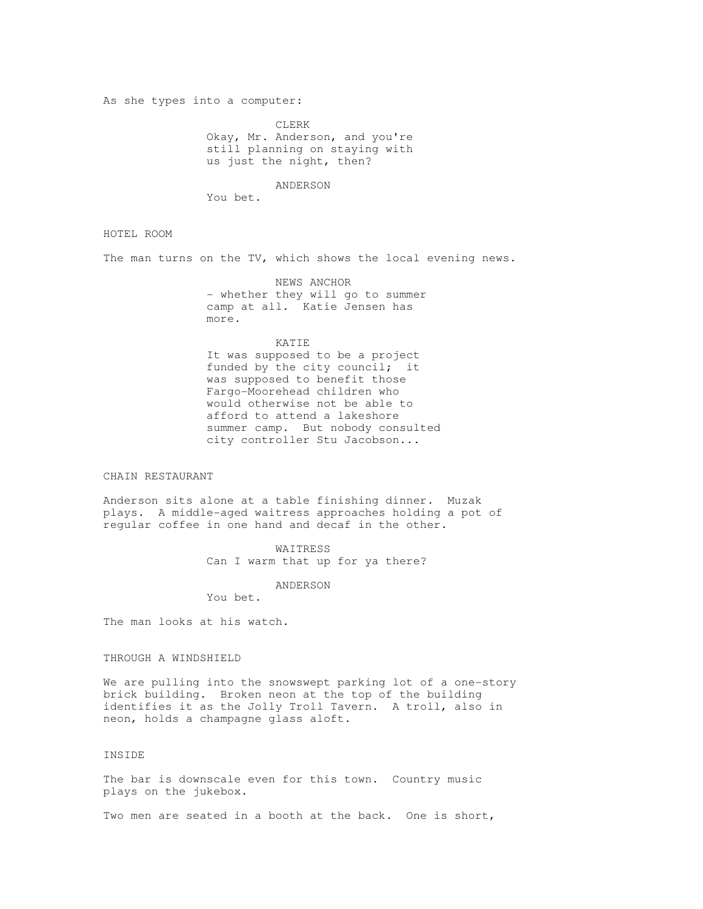As she types into a computer:

CLERK
Okay, Mr. Anderson, and you're still planning on staying with us just the night, then?

ANDERSON
You bet.

HOTEL ROOM

The man turns on the TV, which shows the local evening news.

NEWS ANCHOR
- whether they will go to summer camp at all. Katie Jensen has more.

KATIE
It was supposed to be a project funded by the city council; it was supposed to benefit those Fargo-Moorehead children who would otherwise not be able to afford to attend a lakeshore summer camp. But nobody consulted city controller Stu Jacobson...

CHAIN RESTAURANT

Anderson sits alone at a table finishing dinner. Muzak plays. A middle-aged waitress approaches holding a pot of regular coffee in one hand and decaf in the other.

WAITRESS
Can I warm that up for ya there?

ANDERSON
You bet.

The man looks at his watch.

THROUGH A WINDSHIELD

We are pulling into the snowswept parking lot of a one-story brick building. Broken neon at the top of the building identifies it as the Jolly Troll Tavern. A troll, also in neon, holds a champagne glass aloft.

INSIDE

The bar is downscale even for this town. Country music plays on the jukebox.

Two men are seated in a booth at the back. One is short,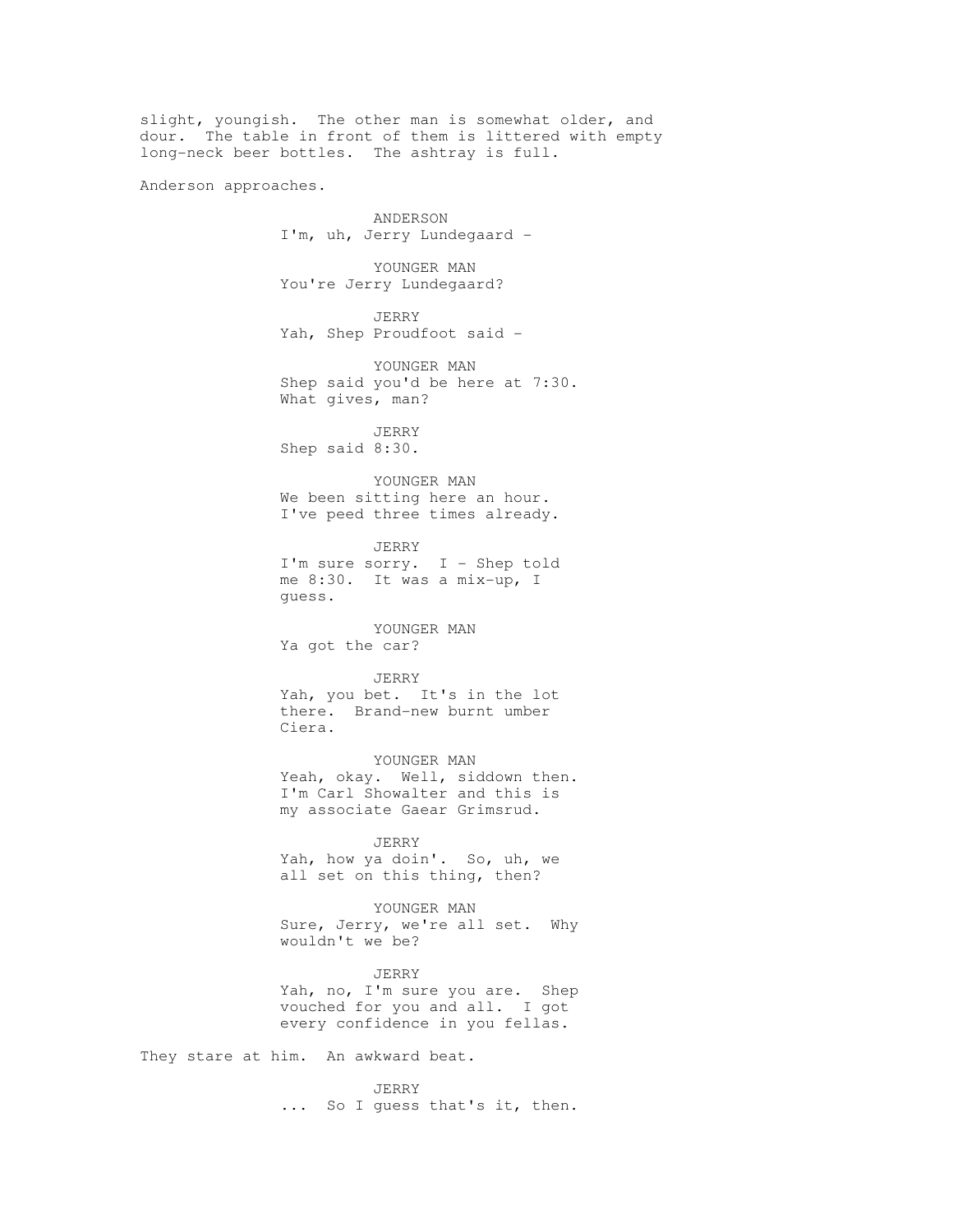slight, youngish. The other man is somewhat older, and dour. The table in front of them is littered with empty long-neck beer bottles. The ashtray is full.

Anderson approaches.

ANDERSON
I'm, uh, Jerry Lundegaard -

YOUNGER MAN
You're Jerry Lundegaard?

JERRY
Yah, Shep Proudfoot said -

YOUNGER MAN
Shep said you'd be here at 7:30. What gives, man?

JERRY
Shep said 8:30.

YOUNGER MAN
We been sitting here an hour. I've peed three times already.

JERRY
I'm sure sorry. I - Shep told me 8:30. It was a mix-up, I guess.

YOUNGER MAN
Ya got the car?

JERRY
Yah, you bet. It's in the lot there. Brand-new burnt umber Ciera.

YOUNGER MAN
Yeah, okay. Well, siddown then. I'm Carl Showalter and this is my associate Gaear Grimsrud.

JERRY
Yah, how ya doin'. So, uh, we all set on this thing, then?

YOUNGER MAN
Sure, Jerry, we're all set. Why wouldn't we be?

JERRY
Yah, no, I'm sure you are. Shep vouched for you and all. I got every confidence in you fellas.

They stare at him. An awkward beat.

JERRY
... So I guess that's it, then.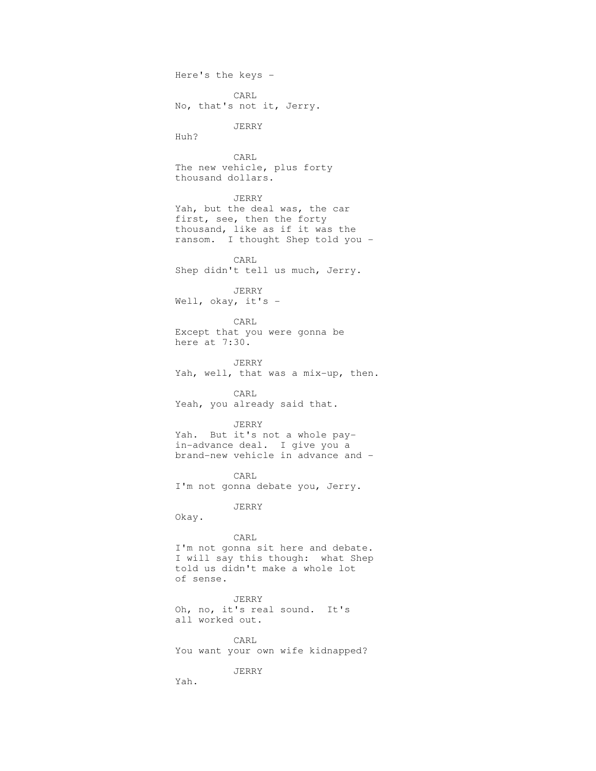Here's the keys -

CARL
No, that's not it, Jerry.

JERRY
Huh?

CARL
The new vehicle, plus forty
thousand dollars.

JERRY
Yah, but the deal was, the car
first, see, then the forty
thousand, like as if it was the
ransom. I thought Shep told you -

CARL
Shep didn't tell us much, Jerry.

JERRY
Well, okay, it's -

CARL
Except that you were gonna be
here at 7:30.

JERRY
Yah, well, that was a mix-up, then.

CARL
Yeah, you already said that.

JERRY
Yah. But it's not a whole pay-
in-advance deal. I give you a
brand-new vehicle in advance and -

CARL
I'm not gonna debate you, Jerry.

JERRY
Okay.

CARL
I'm not gonna sit here and debate.
I will say this though: what Shep
told us didn't make a whole lot
of sense.

JERRY
Oh, no, it's real sound. It's
all worked out.

CARL
You want your own wife kidnapped?

JERRY
Yah.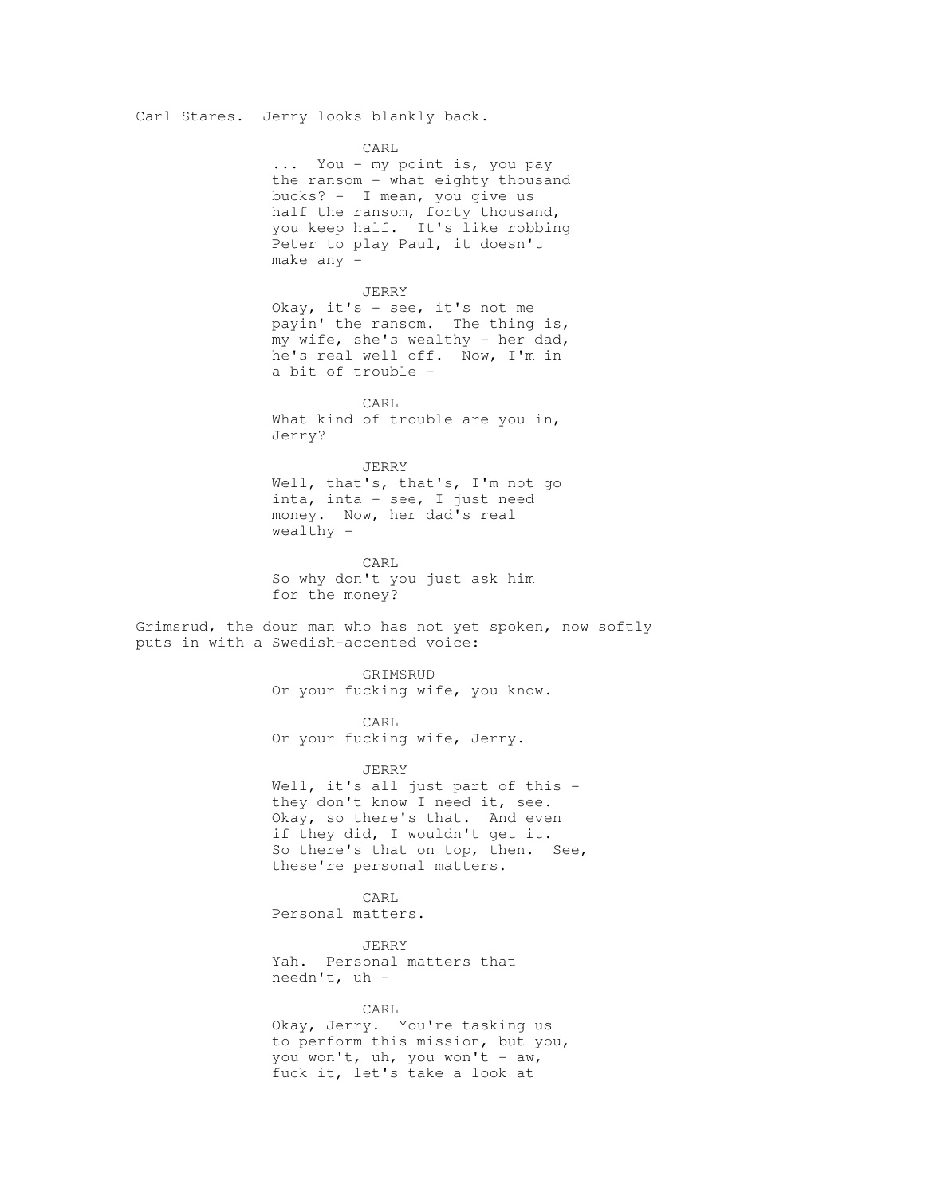Carl Stares. Jerry looks blankly back.

**CARL**

... You - my point is, you pay the ransom - what eighty thousand bucks? - I mean, you give us half the ransom, forty thousand, you keep half. It's like robbing Peter to play Paul, it doesn't make any -

**JERRY**

Okay, it's - see, it's not me payin' the ransom. The thing is, my wife, she's wealthy - her dad, he's real well off. Now, I'm in a bit of trouble -

**CARL**

What kind of trouble are you in, Jerry?

**JERRY**

Well, that's, that's, I'm not go inta, inta - see, I just need money. Now, her dad's real wealthy -

**CARL**

So why don't you just ask him for the money?

Grimsrud, the dour man who has not yet spoken, now softly puts in with a Swedish-accented voice:

**GRIMSRUD**

Or your fucking wife, you know.

**CARL**

Or your fucking wife, Jerry.

**JERRY**

Well, it's all just part of this - they don't know I need it, see. Okay, so there's that. And even if they did, I wouldn't get it. So there's that on top, then. See, these're personal matters.

**CARL**

Personal matters.

**JERRY**

Yah. Personal matters that needn't, uh -

**CARL**

Okay, Jerry. You're tasking us to perform this mission, but you, you won't, uh, you won't - aw, fuck it, let's take a look at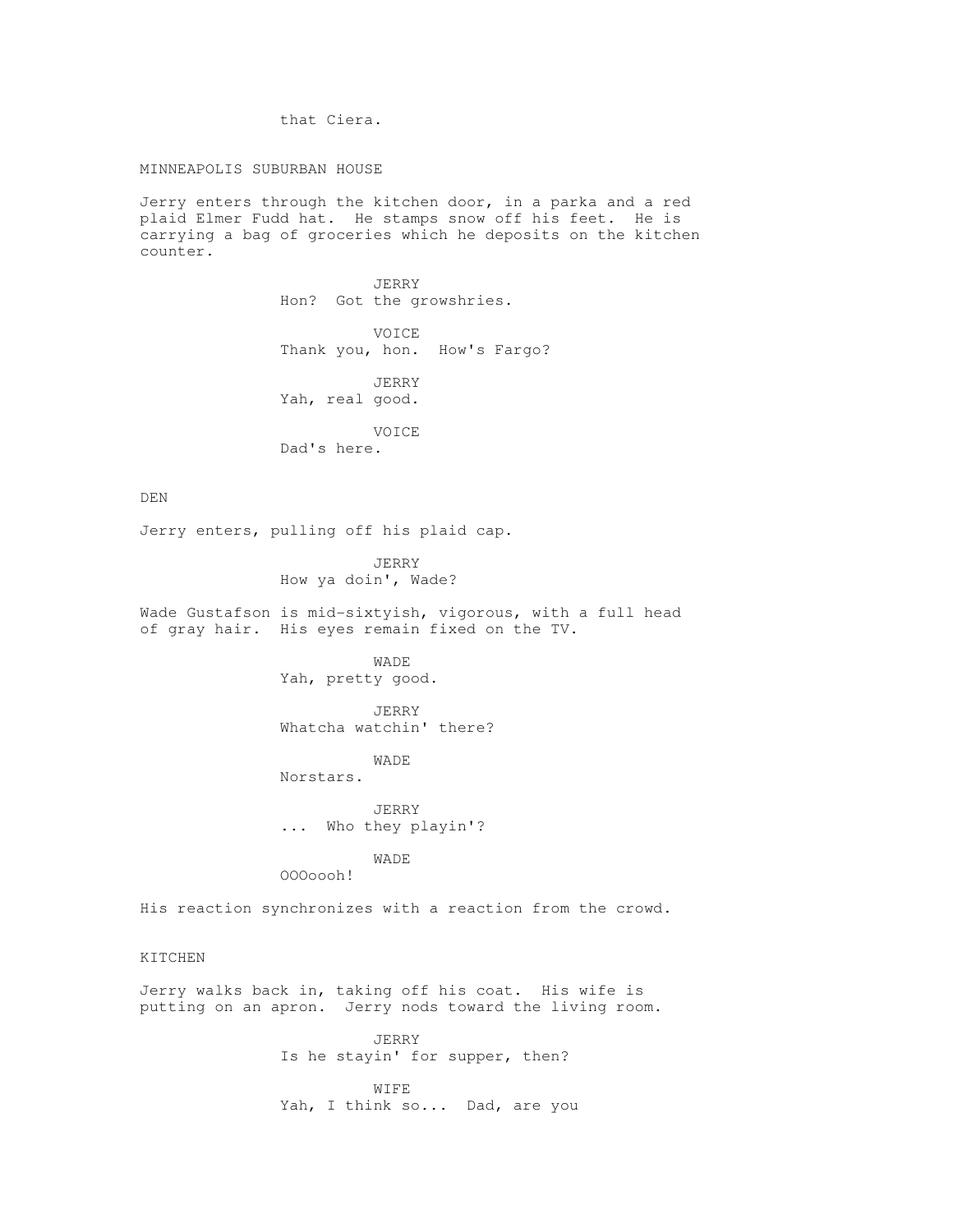that Ciera.

MINNEAPOLIS SUBURBAN HOUSE

Jerry enters through the kitchen door, in a parka and a red plaid Elmer Fudd hat. He stamps snow off his feet. He is carrying a bag of groceries which he deposits on the kitchen counter.

JERRY
Hon? Got the growshries.

VOICE
Thank you, hon. How's Fargo?

JERRY
Yah, real good.

VOICE
Dad's here.

DEN

Jerry enters, pulling off his plaid cap.

JERRY
How ya doin', Wade?

Wade Gustafson is mid-sixtyish, vigorous, with a full head of gray hair. His eyes remain fixed on the TV.

WADE
Yah, pretty good.

JERRY
Whatcha watchin' there?

WADE
Norstars.

JERRY
... Who they playin'?

WADE
OOOoooh!

His reaction synchronizes with a reaction from the crowd.

KITCHEN

Jerry walks back in, taking off his coat. His wife is putting on an apron. Jerry nods toward the living room.

JERRY
Is he stayin' for supper, then?

WIFE
Yah, I think so... Dad, are you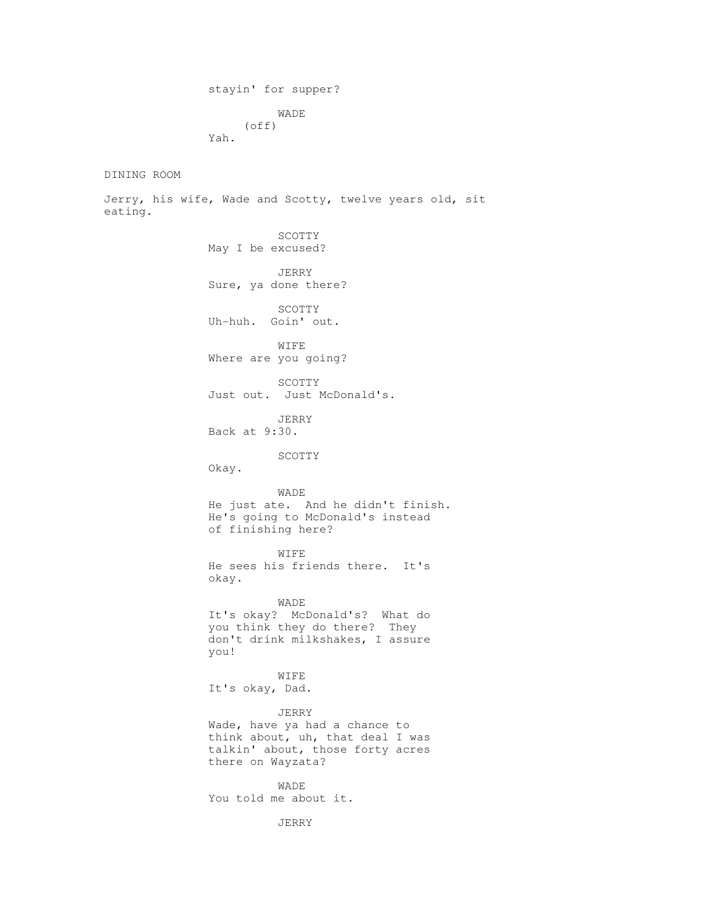stayin' for supper?

WADE
(off)
Yah.

DINING ROOM

Jerry, his wife, Wade and Scotty, twelve years old, sit eating.

SCOTTY
May I be excused?

JERRY
Sure, ya done there?

SCOTTY
Uh-huh. Goin' out.

WIFE
Where are you going?

SCOTTY
Just out. Just McDonald's.

JERRY
Back at 9:30.

SCOTTY
Okay.

WADE
He just ate. And he didn't finish. He's going to McDonald's instead of finishing here?

WIFE
He sees his friends there. It's okay.

WADE
It's okay? McDonald's? What do you think they do there? They don't drink milkshakes, I assure you!

WIFE
It's okay, Dad.

JERRY
Wade, have ya had a chance to think about, uh, that deal I was talkin' about, those forty acres there on Wayzata?

WADE
You told me about it.

JERRY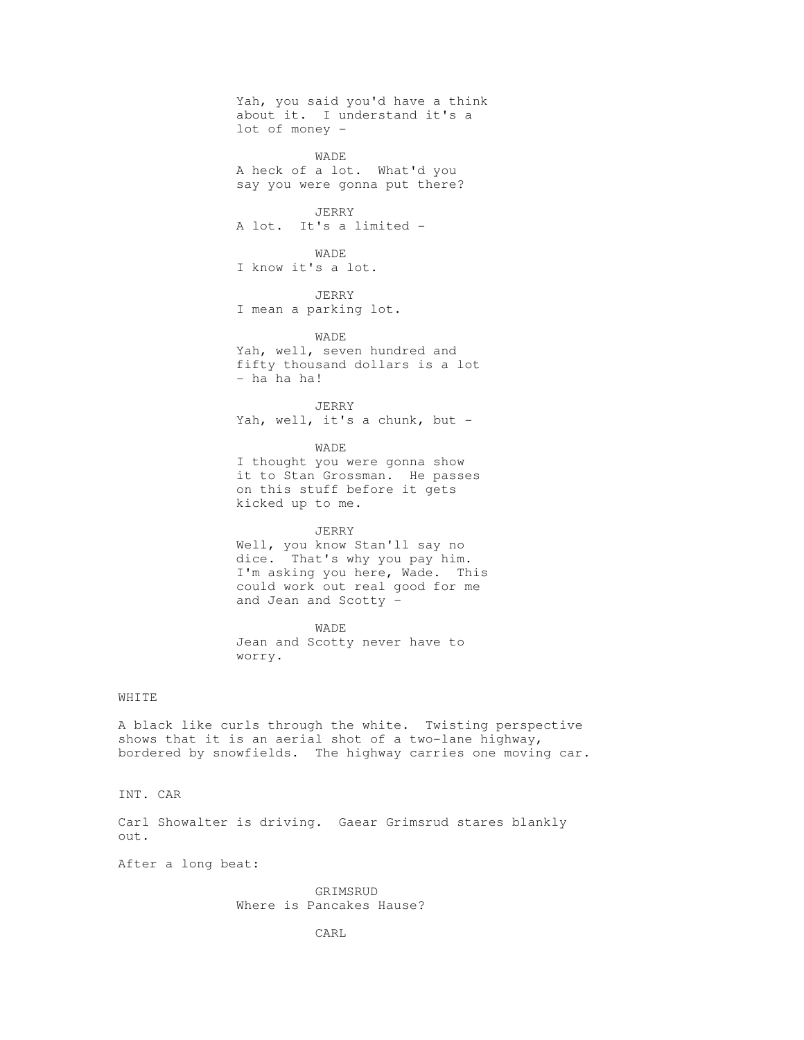Yah, you said you'd have a think about it. I understand it's a lot of money -

WADE
A heck of a lot. What'd you say you were gonna put there?

JERRY
A lot. It's a limited -

WADE
I know it's a lot.

JERRY
I mean a parking lot.

WADE
Yah, well, seven hundred and fifty thousand dollars is a lot - ha ha ha!

JERRY
Yah, well, it's a chunk, but -

WADE
I thought you were gonna show it to Stan Grossman. He passes on this stuff before it gets kicked up to me.

JERRY
Well, you know Stan'll say no dice. That's why you pay him. I'm asking you here, Wade. This could work out real good for me and Jean and Scotty -

WADE
Jean and Scotty never have to worry.

WHITE

A black like curls through the white. Twisting perspective shows that it is an aerial shot of a two-lane highway, bordered by snowfields. The highway carries one moving car.

INT. CAR

Carl Showalter is driving. Gaear Grimsrud stares blankly out.

After a long beat:

GRIMSRUD
Where is Pancakes Hause?

CARL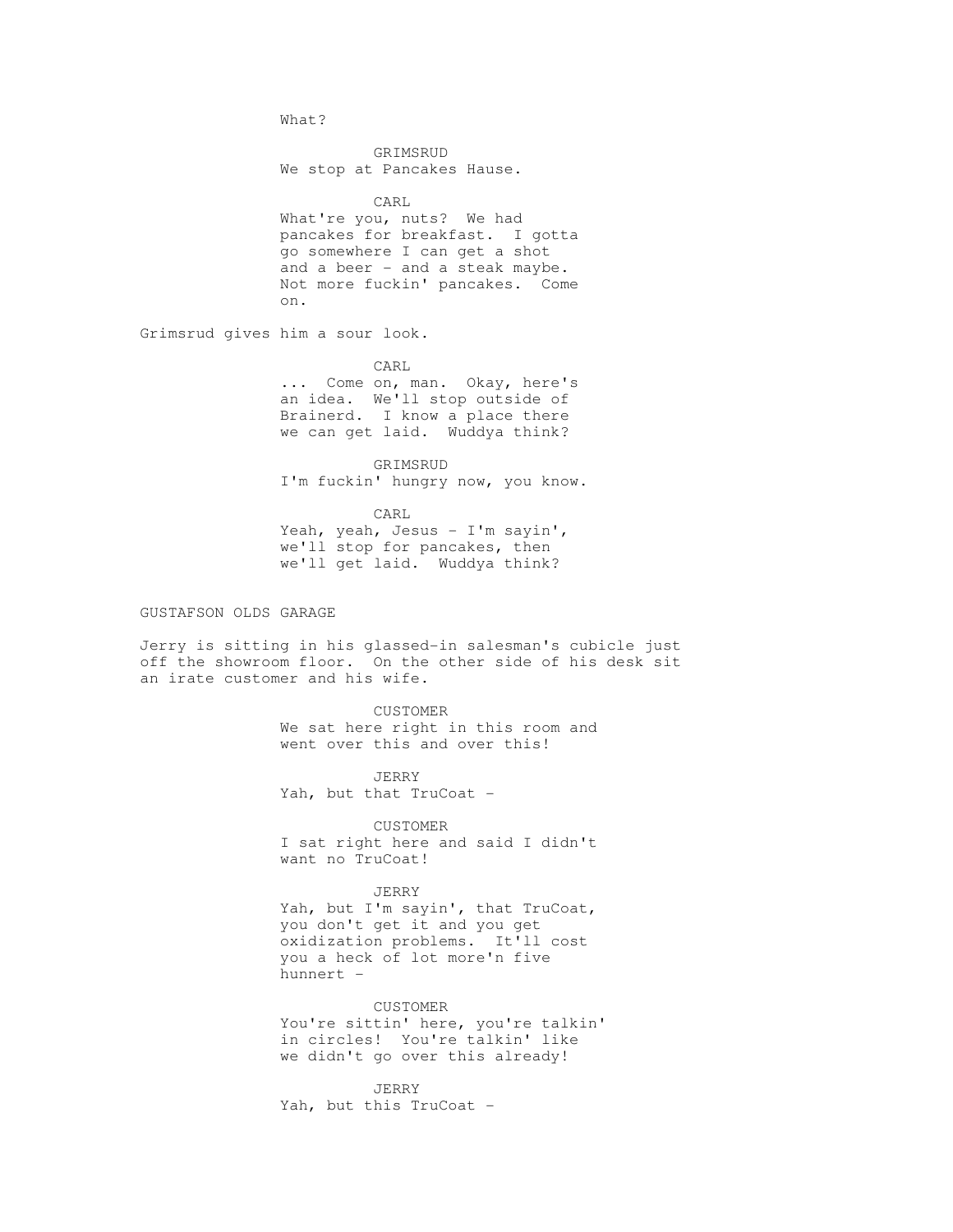What?

GRIMSRUD
We stop at Pancakes Hause.

CARL
What're you, nuts? We had pancakes for breakfast. I gotta go somewhere I can get a shot and a beer - and a steak maybe. Not more fuckin' pancakes. Come on.

Grimsrud gives him a sour look.

CARL
... Come on, man. Okay, here's an idea. We'll stop outside of Brainerd. I know a place there we can get laid. Wuddya think?

GRIMSRUD
I'm fuckin' hungry now, you know.

CARL
Yeah, yeah, Jesus - I'm sayin', we'll stop for pancakes, then we'll get laid. Wuddya think?

GUSTAFSON OLDS GARAGE

Jerry is sitting in his glassed-in salesman's cubicle just off the showroom floor. On the other side of his desk sit an irate customer and his wife.

CUSTOMER
We sat here right in this room and went over this and over this!

JERRY
Yah, but that TruCoat -

CUSTOMER
I sat right here and said I didn't want no TruCoat!

JERRY
Yah, but I'm sayin', that TruCoat, you don't get it and you get oxidization problems. It'll cost you a heck of lot more'n five hunnert -

CUSTOMER
You're sittin' here, you're talkin' in circles! You're talkin' like we didn't go over this already!

JERRY
Yah, but this TruCoat -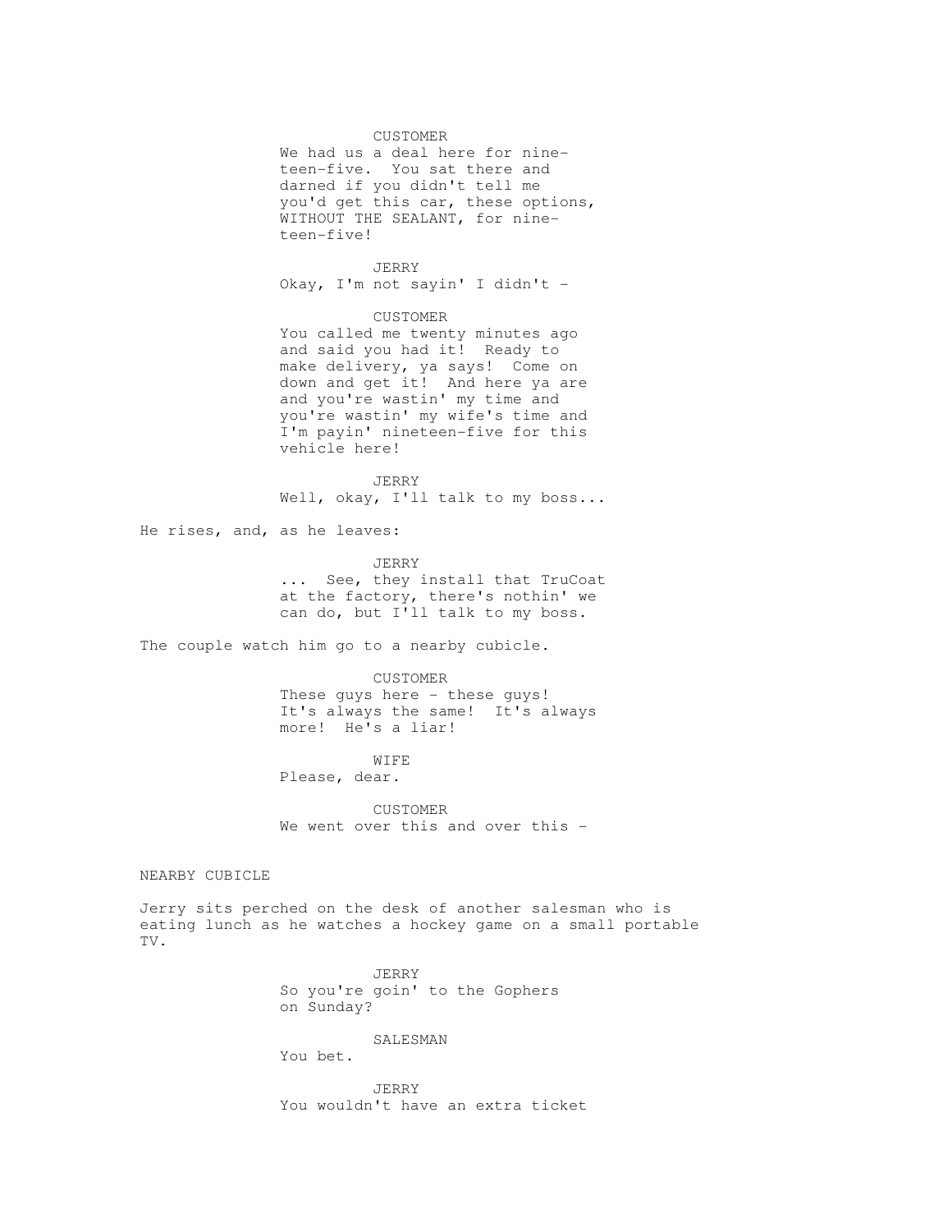CUSTOMER
We had us a deal here for nine-teen-five. You sat there and darned if you didn't tell me you'd get this car, these options, WITHOUT THE SEALANT, for nine-teen-five!

JERRY
Okay, I'm not sayin' I didn't -

CUSTOMER
You called me twenty minutes ago and said you had it! Ready to make delivery, ya says! Come on down and get it! And here ya are and you're wastin' my time and you're wastin' my wife's time and I'm payin' nineteen-five for this vehicle here!

JERRY
Well, okay, I'll talk to my boss...

He rises, and, as he leaves:

JERRY
... See, they install that TruCoat at the factory, there's nothin' we can do, but I'll talk to my boss.

The couple watch him go to a nearby cubicle.

CUSTOMER
These guys here - these guys! It's always the same! It's always more! He's a liar!

WIFE
Please, dear.

CUSTOMER
We went over this and over this -

NEARBY CUBICLE

Jerry sits perched on the desk of another salesman who is eating lunch as he watches a hockey game on a small portable TV.

JERRY
So you're goin' to the Gophers on Sunday?

SALESMAN
You bet.

JERRY
You wouldn't have an extra ticket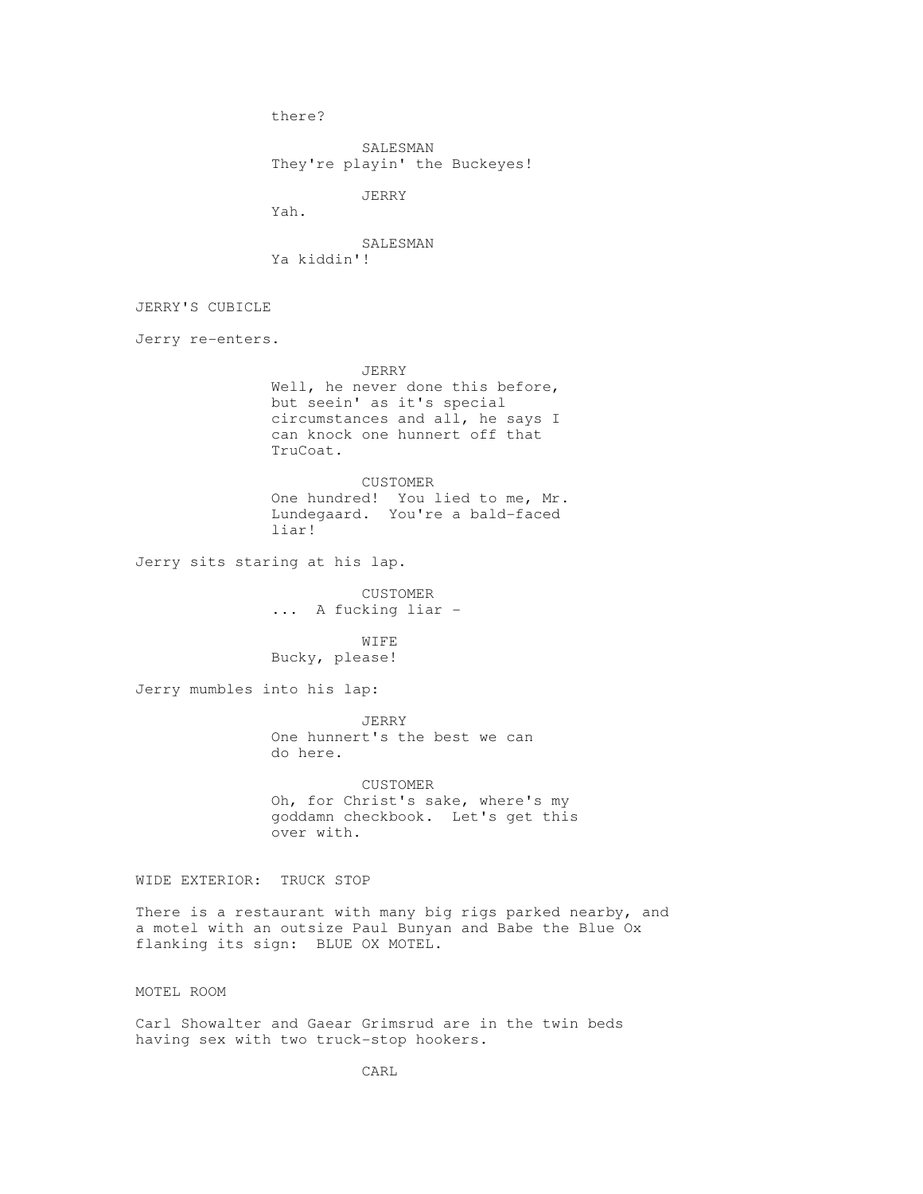there?

SALESMAN
They're playin' the Buckeyes!

JERRY
Yah.

SALESMAN
Ya kiddin'!

JERRY'S CUBICLE

Jerry re-enters.

JERRY
Well, he never done this before, but seein' as it's special circumstances and all, he says I can knock one hunnert off that TruCoat.

CUSTOMER
One hundred! You lied to me, Mr. Lundegaard. You're a bald-faced liar!

Jerry sits staring at his lap.

CUSTOMER
... A fucking liar -

WIFE
Bucky, please!

Jerry mumbles into his lap:

JERRY
One hunnert's the best we can do here.

CUSTOMER
Oh, for Christ's sake, where's my goddamn checkbook. Let's get this over with.

WIDE EXTERIOR: TRUCK STOP

There is a restaurant with many big rigs parked nearby, and a motel with an outsize Paul Bunyan and Babe the Blue Ox flanking its sign: BLUE OX MOTEL.

MOTEL ROOM

Carl Showalter and Gaear Grimsrud are in the twin beds having sex with two truck-stop hookers.

CARL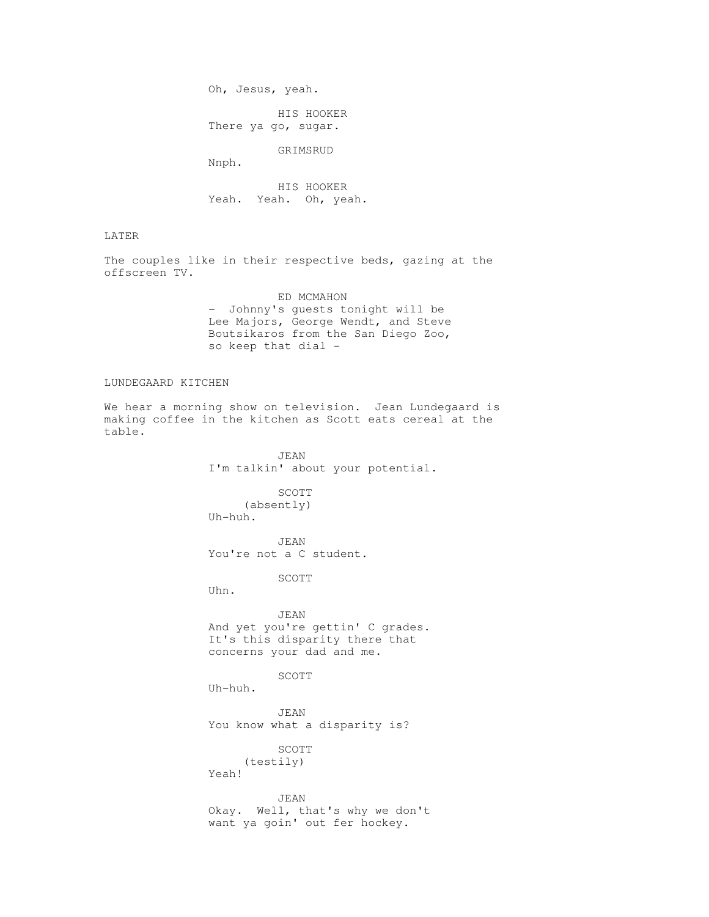Oh, Jesus, yeah.

HIS HOOKER
There ya go, sugar.

GRIMSRUD
Nnph.

HIS HOOKER
Yeah. Yeah. Oh, yeah.

LATER

The couples like in their respective beds, gazing at the offscreen TV.

ED MCMAHON
- Johnny's guests tonight will be Lee Majors, George Wendt, and Steve Boutsikaros from the San Diego Zoo, so keep that dial -

LUNDEGAARD KITCHEN

We hear a morning show on television. Jean Lundegaard is making coffee in the kitchen as Scott eats cereal at the table.

JEAN
I'm talkin' about your potential.

SCOTT
(absently)
Uh-huh.

JEAN
You're not a C student.

SCOTT
Uhn.

JEAN
And yet you're gettin' C grades. It's this disparity there that concerns your dad and me.

SCOTT
Uh-huh.

JEAN
You know what a disparity is?

SCOTT
(testily)
Yeah!

JEAN
Okay. Well, that's why we don't want ya goin' out fer hockey.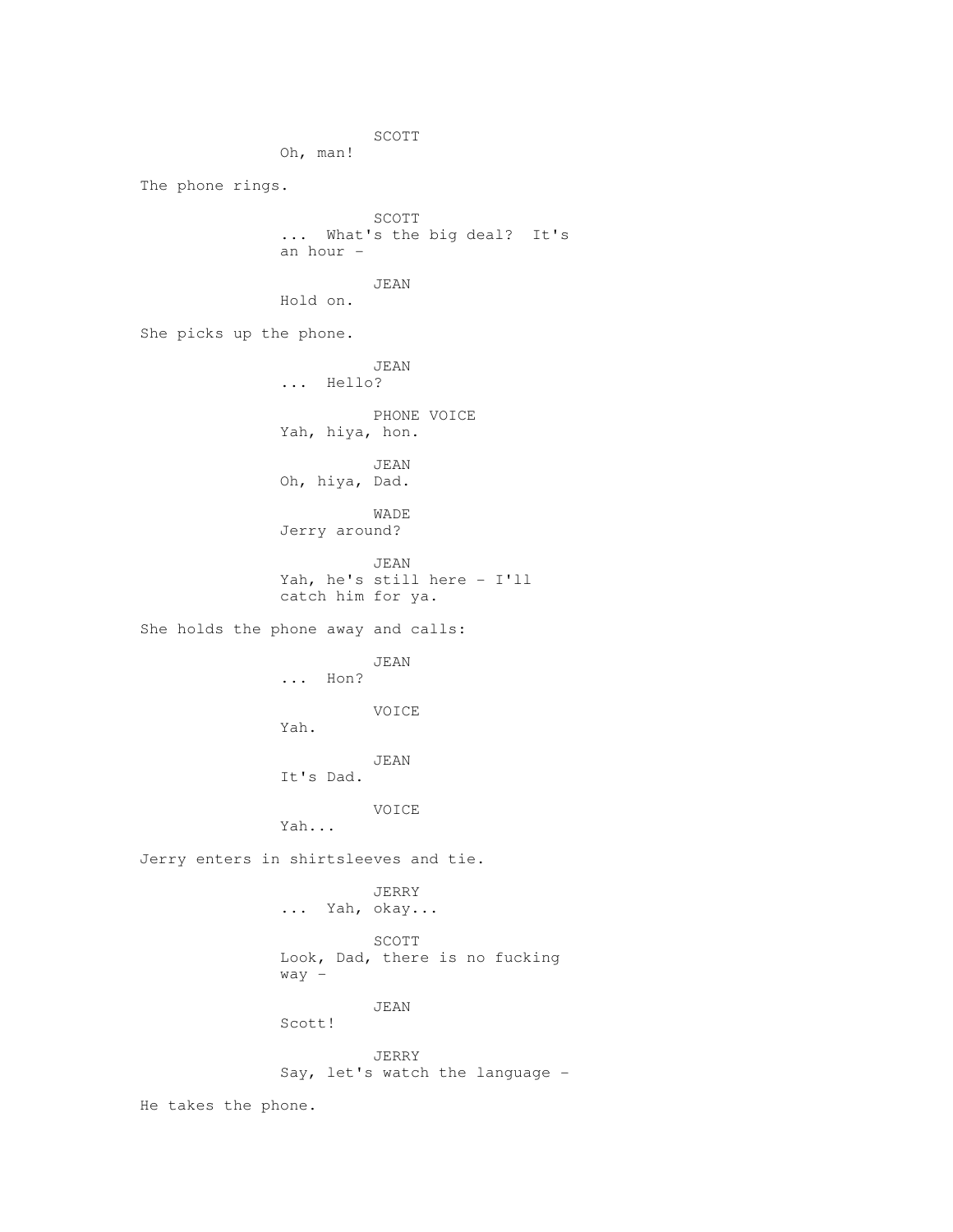SCOTT
Oh, man!

The phone rings.

SCOTT
... What's the big deal? It's an hour -

JEAN
Hold on.

She picks up the phone.

JEAN
... Hello?

PHONE VOICE
Yah, hiya, hon.

JEAN
Oh, hiya, Dad.

WADE
Jerry around?

JEAN
Yah, he's still here - I'll catch him for ya.

She holds the phone away and calls:

JEAN
... Hon?

VOICE
Yah.

JEAN
It's Dad.

VOICE
Yah...

Jerry enters in shirtsleeves and tie.

JERRY
... Yah, okay...

SCOTT
Look, Dad, there is no fucking way -

JEAN
Scott!

JERRY
Say, let's watch the language -

He takes the phone.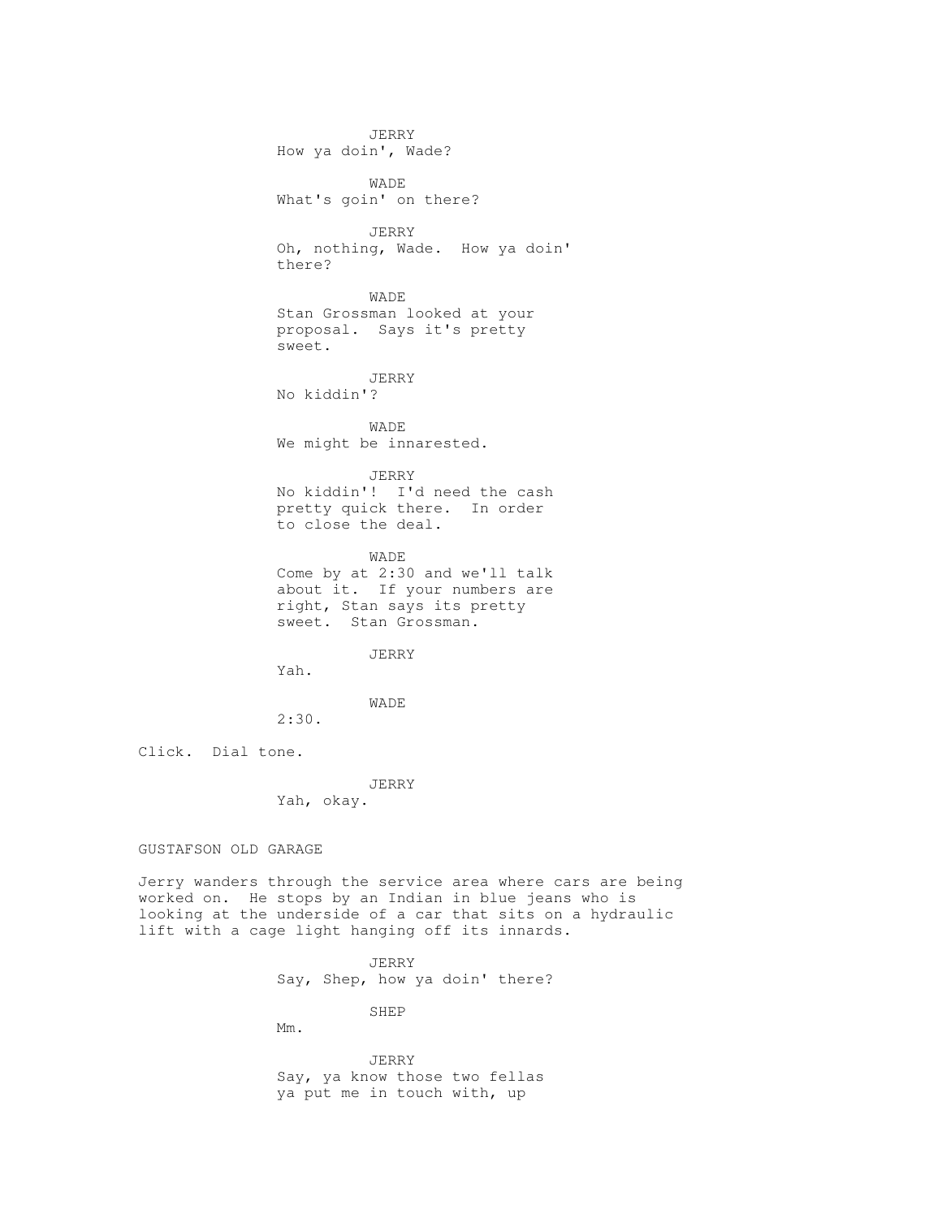JERRY
How ya doin', Wade?

WADE
What's goin' on there?

JERRY
Oh, nothing, Wade. How ya doin' there?

WADE
Stan Grossman looked at your proposal. Says it's pretty sweet.

JERRY
No kiddin'?

WADE
We might be innarested.

JERRY
No kiddin'! I'd need the cash pretty quick there. In order to close the deal.

WADE
Come by at 2:30 and we'll talk about it. If your numbers are right, Stan says its pretty sweet. Stan Grossman.

JERRY
Yah.

WADE
2:30.

Click. Dial tone.

JERRY
Yah, okay.

GUSTAFSON OLD GARAGE

Jerry wanders through the service area where cars are being worked on. He stops by an Indian in blue jeans who is looking at the underside of a car that sits on a hydraulic lift with a cage light hanging off its innards.

JERRY
Say, Shep, how ya doin' there?

SHEP
Mm.

JERRY
Say, ya know those two fellas ya put me in touch with, up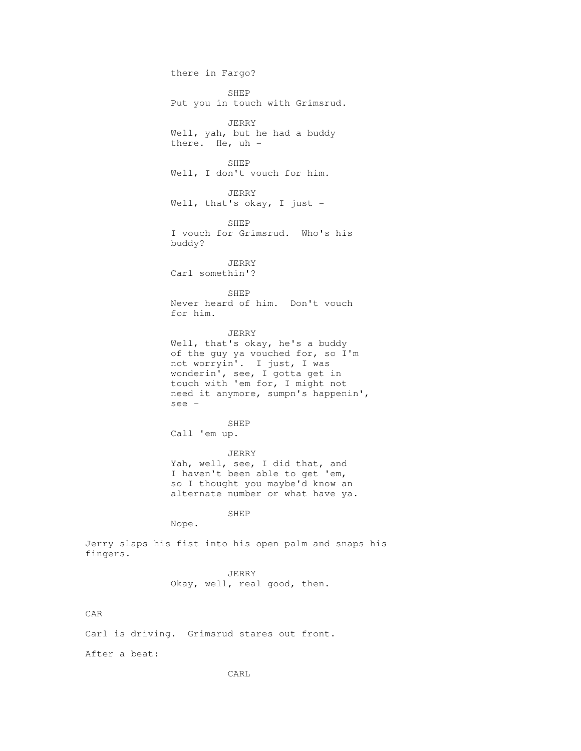there in Fargo?

SHEP
Put you in touch with Grimsrud.

JERRY
Well, yah, but he had a buddy there. He, uh -

SHEP
Well, I don't vouch for him.

JERRY
Well, that's okay, I just -

SHEP
I vouch for Grimsrud. Who's his buddy?

JERRY
Carl somethin'?

SHEP
Never heard of him. Don't vouch for him.

JERRY
Well, that's okay, he's a buddy of the guy ya vouched for, so I'm not worryin'. I just, I was wonderin', see, I gotta get in touch with 'em for, I might not need it anymore, sumpn's happenin', see -

SHEP
Call 'em up.

JERRY
Yah, well, see, I did that, and I haven't been able to get 'em, so I thought you maybe'd know an alternate number or what have ya.

SHEP
Nope.

Jerry slaps his fist into his open palm and snaps his fingers.

JERRY
Okay, well, real good, then.

CAR

Carl is driving. Grimsrud stares out front.

After a beat:

CARL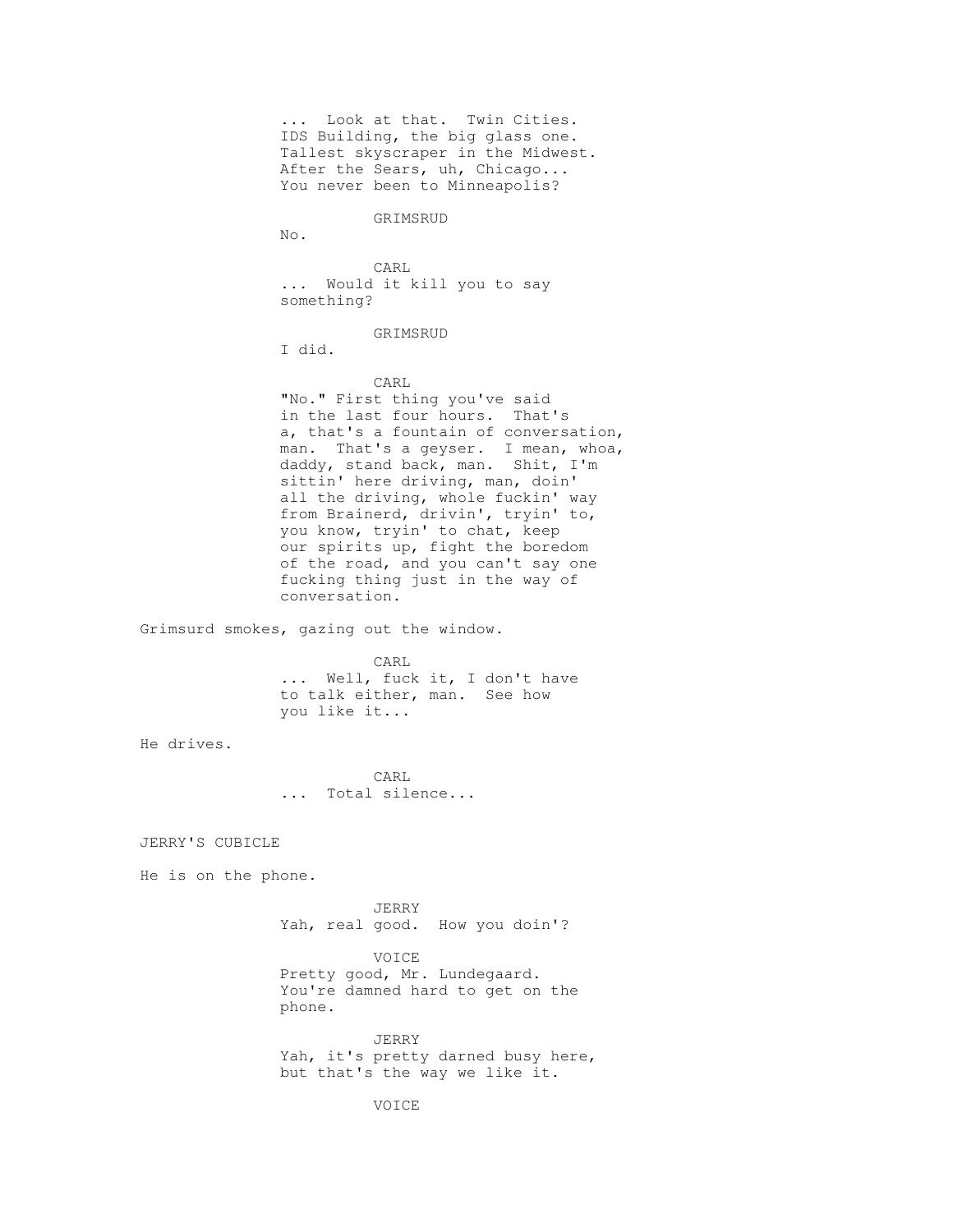... Look at that. Twin Cities.
IDS Building, the big glass one.
Tallest skyscraper in the Midwest.
After the Sears, uh, Chicago...
You never been to Minneapolis?

GRIMSRUD

No.

CARL

... Would it kill you to say
something?

GRIMSRUD

I did.

CARL

"No." First thing you've said
in the last four hours. That's
a, that's a fountain of conversation,
man. That's a geyser. I mean, whoa,
daddy, stand back, man. Shit, I'm
sittin' here driving, man, doin'
all the driving, whole fuckin' way
from Brainerd, drivin', tryin' to,
you know, tryin' to chat, keep
our spirits up, fight the boredom
of the road, and you can't say one
fucking thing just in the way of
conversation.

Grimsurd smokes, gazing out the window.

CARL

... Well, fuck it, I don't have
to talk either, man. See how
you like it...

He drives.

CARL

... Total silence...

JERRY'S CUBICLE

He is on the phone.

JERRY

Yah, real good. How you doin'?

VOICE

Pretty good, Mr. Lundegaard.
You're damned hard to get on the
phone.

JERRY

Yah, it's pretty darned busy here,
but that's the way we like it.

VOICE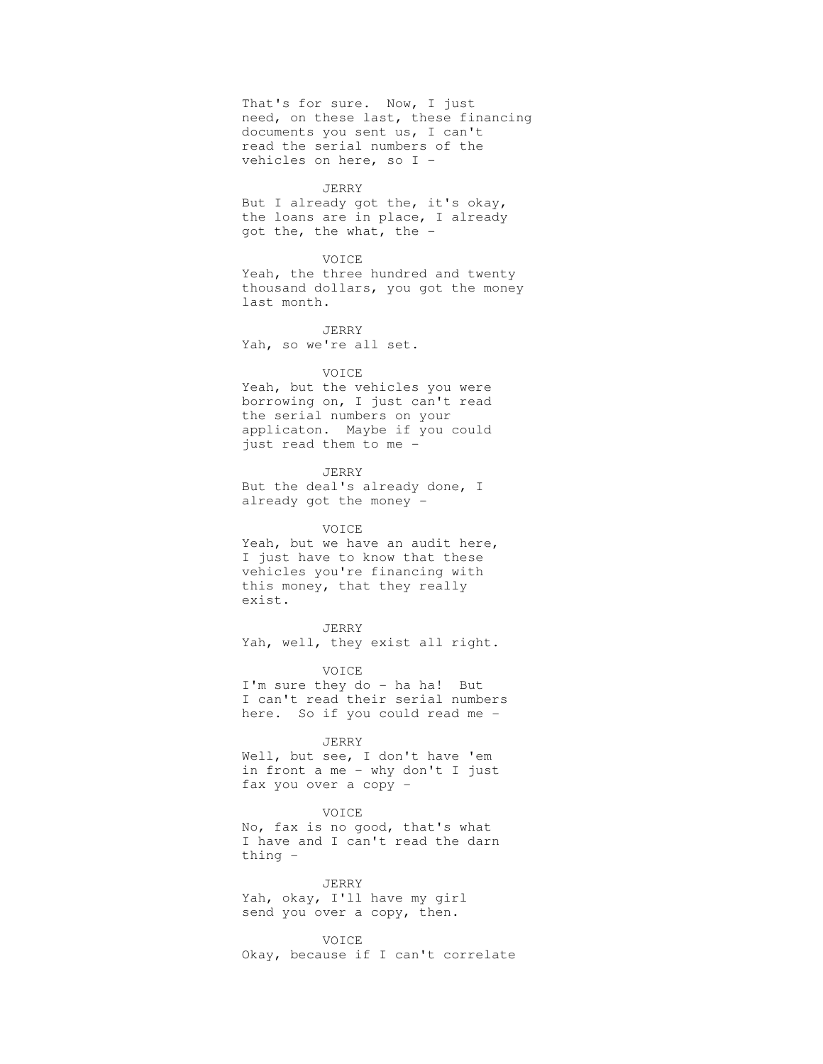That's for sure. Now, I just need, on these last, these financing documents you sent us, I can't read the serial numbers of the vehicles on here, so I -

JERRY

But I already got the, it's okay, the loans are in place, I already got the, the what, the -

VOICE

Yeah, the three hundred and twenty thousand dollars, you got the money last month.

JERRY

Yah, so we're all set.

VOICE

Yeah, but the vehicles you were borrowing on, I just can't read the serial numbers on your applicaton. Maybe if you could just read them to me -

JERRY

But the deal's already done, I already got the money -

VOICE

Yeah, but we have an audit here, I just have to know that these vehicles you're financing with this money, that they really exist.

JERRY

Yah, well, they exist all right.

VOICE

I'm sure they do - ha ha! But I can't read their serial numbers here. So if you could read me -

JERRY

Well, but see, I don't have 'em in front a me - why don't I just fax you over a copy -

VOICE

No, fax is no good, that's what I have and I can't read the darn thing -

JERRY

Yah, okay, I'll have my girl send you over a copy, then.

VOICE

Okay, because if I can't correlate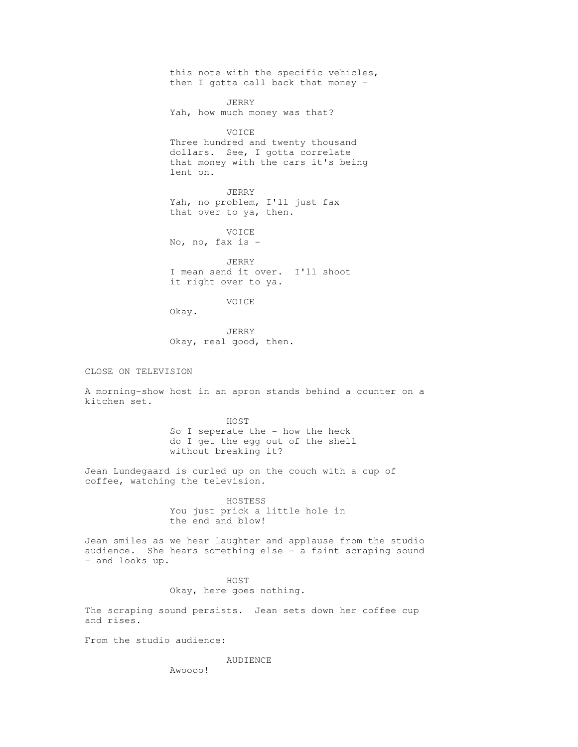this note with the specific vehicles, then I gotta call back that money -

JERRY
Yah, how much money was that?

VOICE
Three hundred and twenty thousand dollars. See, I gotta correlate that money with the cars it's being lent on.

JERRY
Yah, no problem, I'll just fax that over to ya, then.

VOICE
No, no, fax is -

JERRY
I mean send it over. I'll shoot it right over to ya.

VOICE
Okay.

JERRY
Okay, real good, then.

CLOSE ON TELEVISION

A morning-show host in an apron stands behind a counter on a kitchen set.

HOST
So I seperate the - how the heck do I get the egg out of the shell without breaking it?

Jean Lundegaard is curled up on the couch with a cup of coffee, watching the television.

HOSTESS
You just prick a little hole in the end and blow!

Jean smiles as we hear laughter and applause from the studio audience. She hears something else - a faint scraping sound - and looks up.

HOST
Okay, here goes nothing.

The scraping sound persists. Jean sets down her coffee cup and rises.

From the studio audience:

AUDIENCE
Awoooo!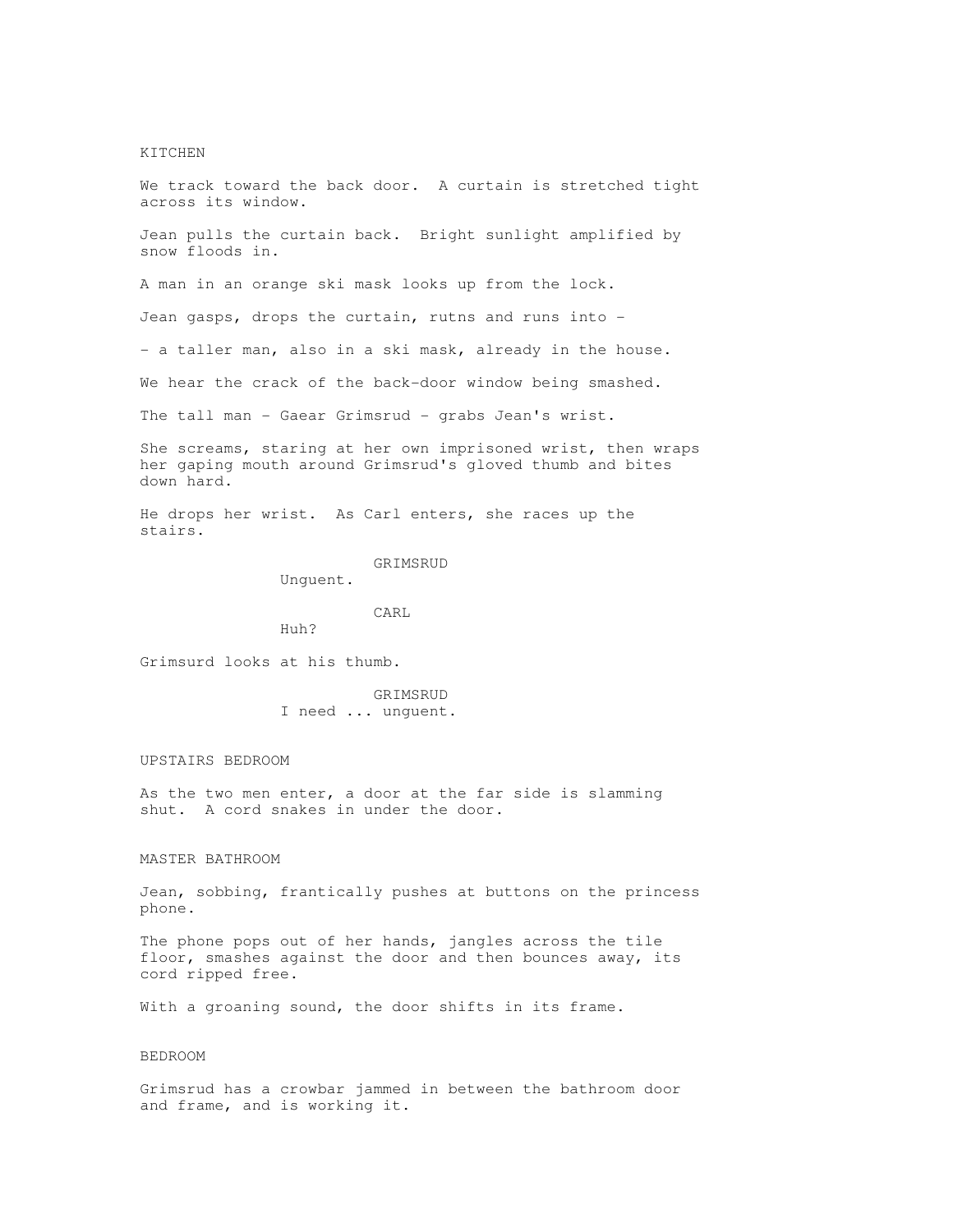KITCHEN

We track toward the back door. A curtain is stretched tight across its window.

Jean pulls the curtain back. Bright sunlight amplified by snow floods in.

A man in an orange ski mask looks up from the lock.

Jean gasps, drops the curtain, rutns and runs into -

- a taller man, also in a ski mask, already in the house.

We hear the crack of the back-door window being smashed.

The tall man - Gaear Grimsrud - grabs Jean's wrist.

She screams, staring at her own imprisoned wrist, then wraps her gaping mouth around Grimsrud's gloved thumb and bites down hard.

He drops her wrist. As Carl enters, she races up the stairs.

GRIMSRUD
Unguent.

CARL
Huh?

Grimsurd looks at his thumb.

GRIMSRUD
I need ... unguent.

UPSTAIRS BEDROOM

As the two men enter, a door at the far side is slamming shut. A cord snakes in under the door.

MASTER BATHROOM

Jean, sobbing, frantically pushes at buttons on the princess phone.

The phone pops out of her hands, jangles across the tile floor, smashes against the door and then bounces away, its cord ripped free.

With a groaning sound, the door shifts in its frame.

BEDROOM

Grimsrud has a crowbar jammed in between the bathroom door and frame, and is working it.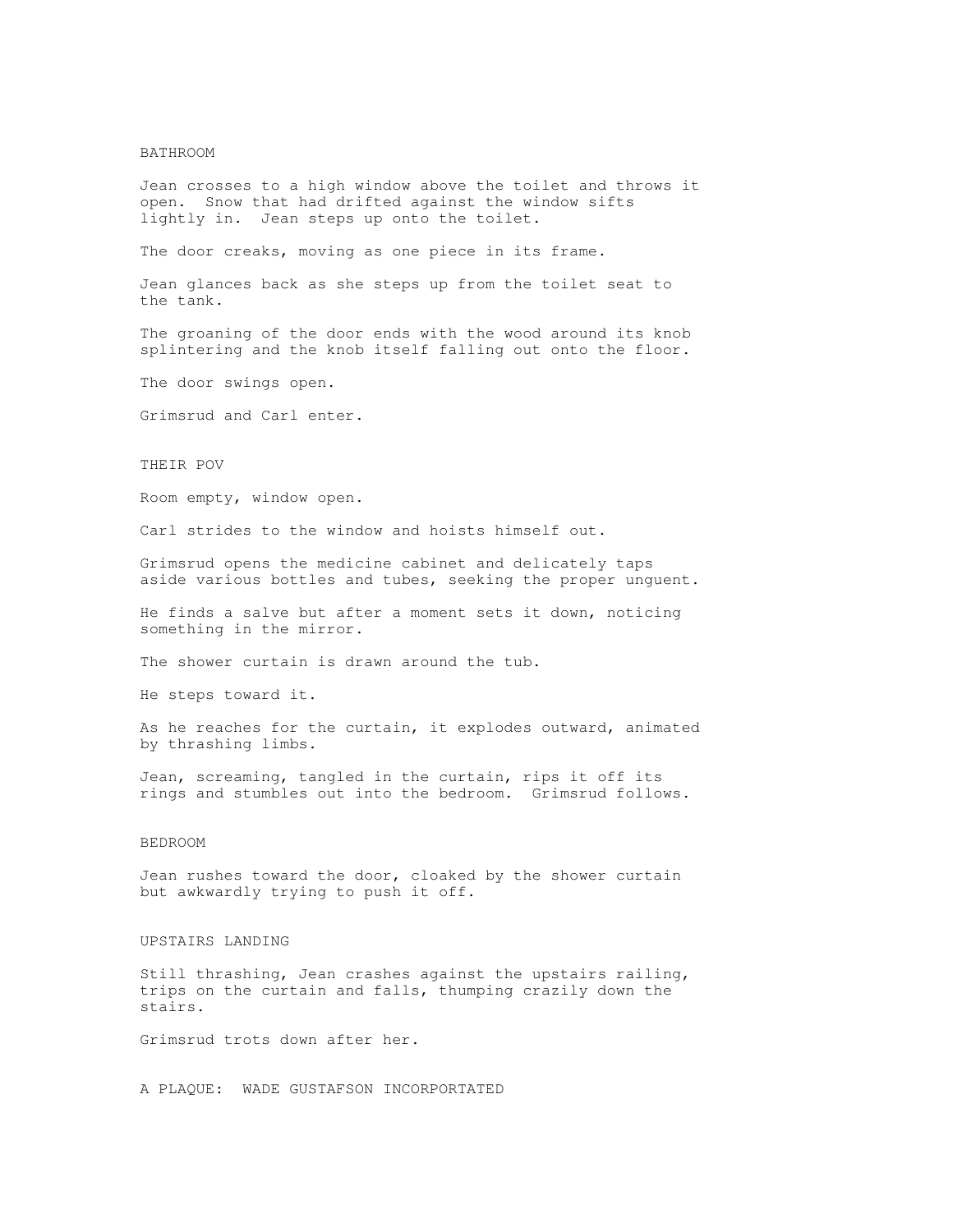BATHROOM

Jean crosses to a high window above the toilet and throws it open. Snow that had drifted against the window sifts lightly in. Jean steps up onto the toilet.

The door creaks, moving as one piece in its frame.

Jean glances back as she steps up from the toilet seat to the tank.

The groaning of the door ends with the wood around its knob splintering and the knob itself falling out onto the floor.

The door swings open.

Grimsrud and Carl enter.

THEIR POV

Room empty, window open.

Carl strides to the window and hoists himself out.

Grimsrud opens the medicine cabinet and delicately taps aside various bottles and tubes, seeking the proper unguent.

He finds a salve but after a moment sets it down, noticing something in the mirror.

The shower curtain is drawn around the tub.

He steps toward it.

As he reaches for the curtain, it explodes outward, animated by thrashing limbs.

Jean, screaming, tangled in the curtain, rips it off its rings and stumbles out into the bedroom. Grimsrud follows.

BEDROOM

Jean rushes toward the door, cloaked by the shower curtain but awkwardly trying to push it off.

UPSTAIRS LANDING

Still thrashing, Jean crashes against the upstairs railing, trips on the curtain and falls, thumping crazily down the stairs.

Grimsrud trots down after her.

A PLAQUE: WADE GUSTAFSON INCORPORTATED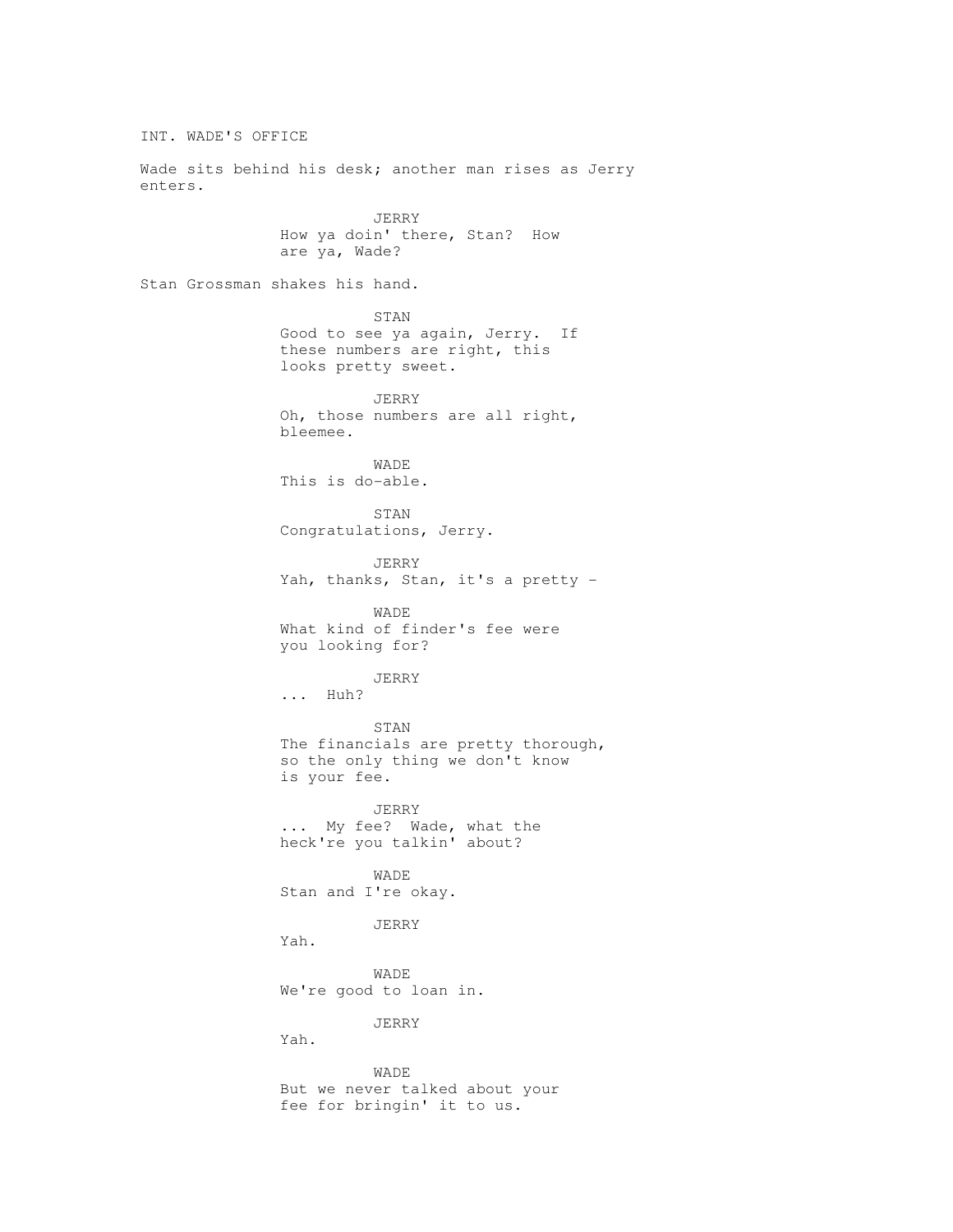INT. WADE'S OFFICE

Wade sits behind his desk; another man rises as Jerry enters.

JERRY
How ya doin' there, Stan? How are ya, Wade?

Stan Grossman shakes his hand.

STAN
Good to see ya again, Jerry. If these numbers are right, this looks pretty sweet.

JERRY
Oh, those numbers are all right, bleemee.

WADE
This is do-able.

STAN
Congratulations, Jerry.

JERRY
Yah, thanks, Stan, it's a pretty -

WADE
What kind of finder's fee were you looking for?

JERRY
... Huh?

STAN
The financials are pretty thorough, so the only thing we don't know is your fee.

JERRY
... My fee? Wade, what the heck're you talkin' about?

WADE
Stan and I're okay.

JERRY
Yah.

WADE
We're good to loan in.

JERRY
Yah.

WADE
But we never talked about your fee for bringin' it to us.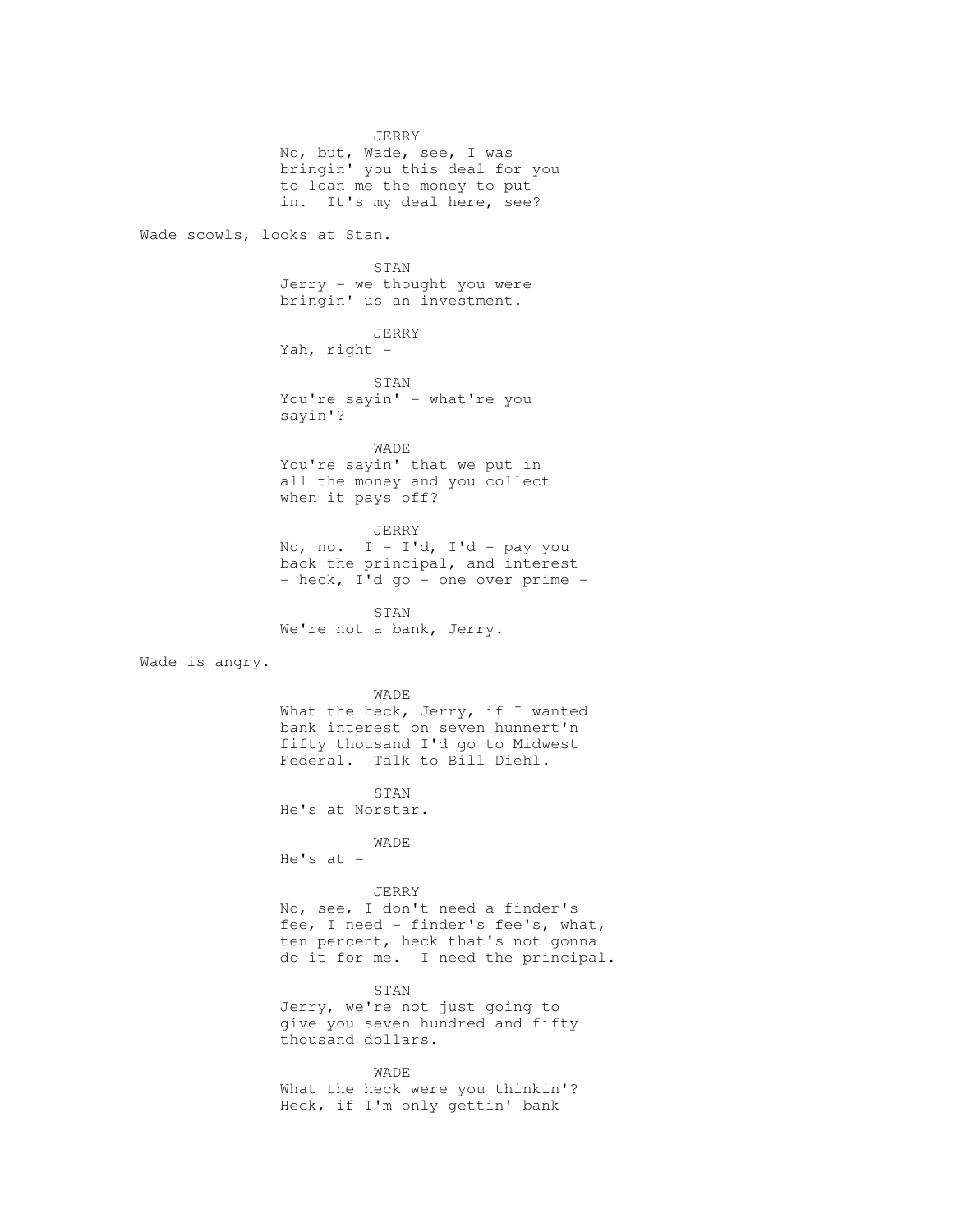JERRY
No, but, Wade, see, I was bringin' you this deal for you to loan me the money to put in. It's my deal here, see?

Wade scowls, looks at Stan.

STAN
Jerry - we thought you were bringin' us an investment.

JERRY
Yah, right -

STAN
You're sayin' - what're you sayin'?

WADE
You're sayin' that we put in all the money and you collect when it pays off?

JERRY
No, no. I - I'd, I'd - pay you back the principal, and interest - heck, I'd go - one over prime -

STAN
We're not a bank, Jerry.

Wade is angry.

WADE
What the heck, Jerry, if I wanted bank interest on seven hunnert'n fifty thousand I'd go to Midwest Federal. Talk to Bill Diehl.

STAN
He's at Norstar.

WADE
He's at -

JERRY
No, see, I don't need a finder's fee, I need - finder's fee's, what, ten percent, heck that's not gonna do it for me. I need the principal.

STAN
Jerry, we're not just going to give you seven hundred and fifty thousand dollars.

WADE
What the heck were you thinkin'? Heck, if I'm only gettin' bank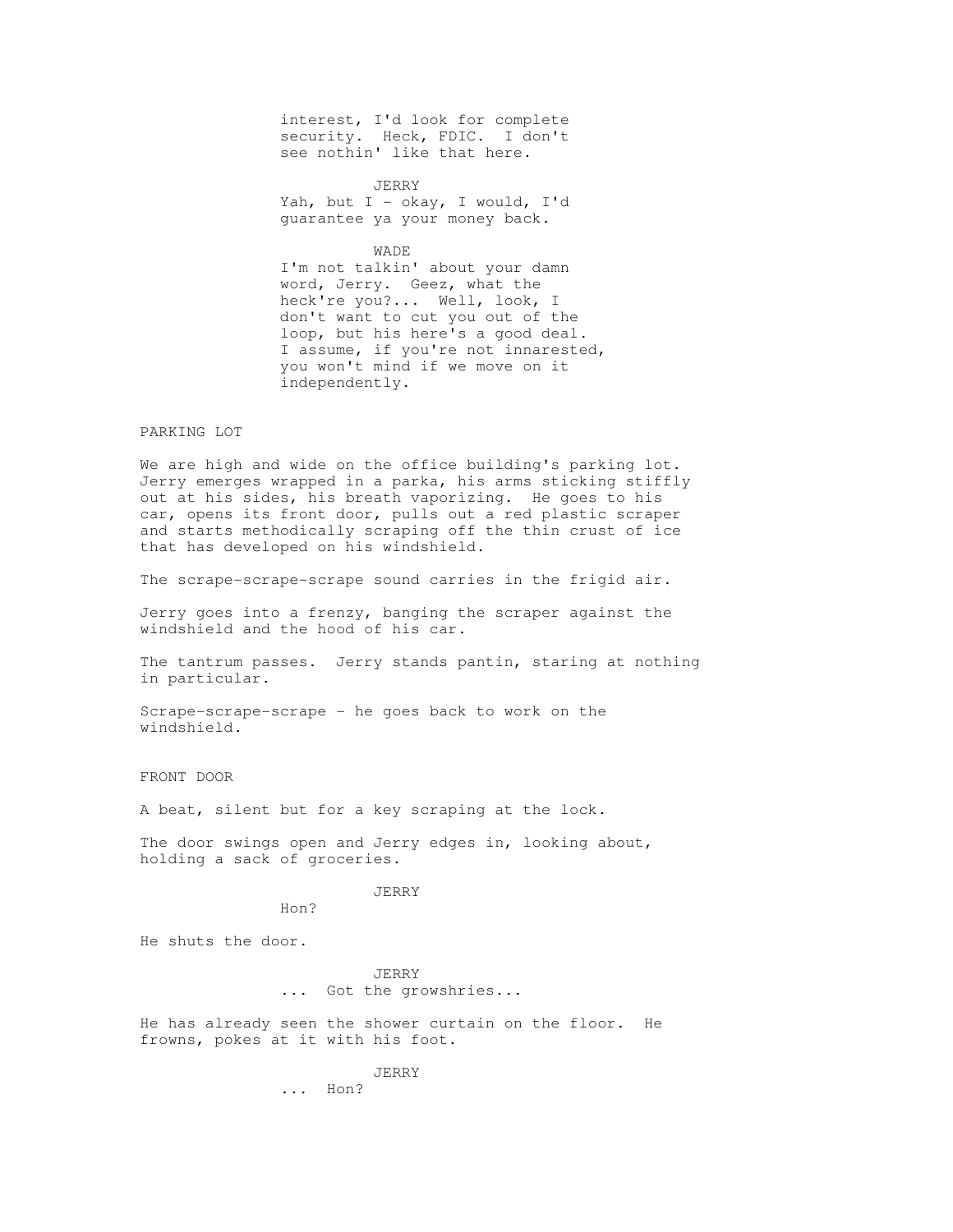interest, I'd look for complete security. Heck, FDIC. I don't see nothin' like that here.

JERRY
Yah, but I - okay, I would, I'd guarantee ya your money back.

WADE
I'm not talkin' about your damn word, Jerry. Geez, what the heck're you?... Well, look, I don't want to cut you out of the loop, but his here's a good deal. I assume, if you're not innarested, you won't mind if we move on it independently.

PARKING LOT

We are high and wide on the office building's parking lot. Jerry emerges wrapped in a parka, his arms sticking stiffly out at his sides, his breath vaporizing. He goes to his car, opens its front door, pulls out a red plastic scraper and starts methodically scraping off the thin crust of ice that has developed on his windshield.

The scrape-scrape-scrape sound carries in the frigid air.

Jerry goes into a frenzy, banging the scraper against the windshield and the hood of his car.

The tantrum passes. Jerry stands pantin, staring at nothing in particular.

Scrape-scrape-scrape - he goes back to work on the windshield.

FRONT DOOR

A beat, silent but for a key scraping at the lock.

The door swings open and Jerry edges in, looking about, holding a sack of groceries.

JERRY
Hon?

He shuts the door.

JERRY
... Got the growshries...

He has already seen the shower curtain on the floor. He frowns, pokes at it with his foot.

JERRY
... Hon?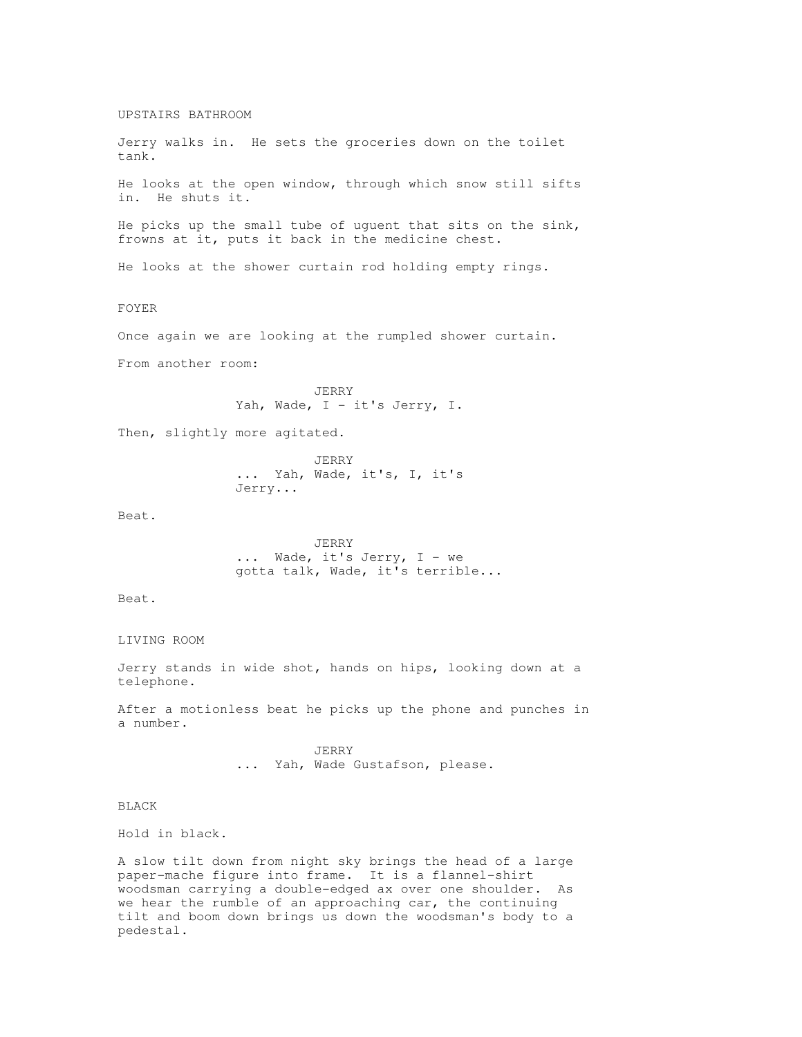UPSTAIRS BATHROOM

Jerry walks in. He sets the groceries down on the toilet tank.

He looks at the open window, through which snow still sifts in. He shuts it.

He picks up the small tube of uguent that sits on the sink, frowns at it, puts it back in the medicine chest.

He looks at the shower curtain rod holding empty rings.

FOYER

Once again we are looking at the rumpled shower curtain.

From another room:

JERRY
Yah, Wade, I - it's Jerry, I.

Then, slightly more agitated.

JERRY
... Yah, Wade, it's, I, it's Jerry...

Beat.

JERRY
... Wade, it's Jerry, I - we gotta talk, Wade, it's terrible...

Beat.

LIVING ROOM

Jerry stands in wide shot, hands on hips, looking down at a telephone.

After a motionless beat he picks up the phone and punches in a number.

JERRY
... Yah, Wade Gustafson, please.

BLACK

Hold in black.

A slow tilt down from night sky brings the head of a large paper-mache figure into frame. It is a flannel-shirt woodsman carrying a double-edged ax over one shoulder. As we hear the rumble of an approaching car, the continuing tilt and boom down brings us down the woodsman's body to a pedestal.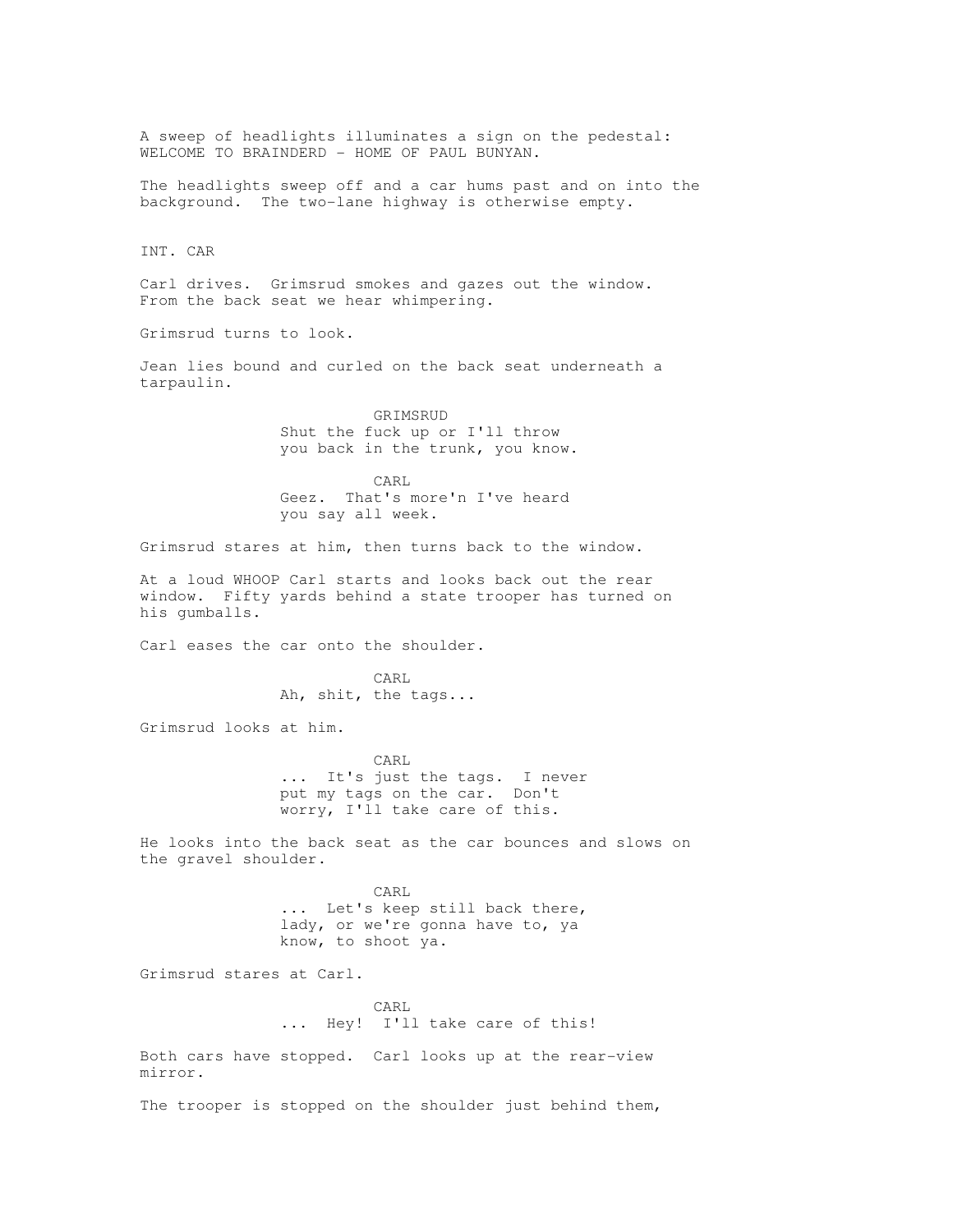A sweep of headlights illuminates a sign on the pedestal: WELCOME TO BRAINDERD - HOME OF PAUL BUNYAN.

The headlights sweep off and a car hums past and on into the background. The two-lane highway is otherwise empty.

INT. CAR

Carl drives. Grimsrud smokes and gazes out the window. From the back seat we hear whimpering.

Grimsrud turns to look.

Jean lies bound and curled on the back seat underneath a tarpaulin.

GRIMSRUD
Shut the fuck up or I'll throw you back in the trunk, you know.

CARL
Geez. That's more'n I've heard you say all week.

Grimsrud stares at him, then turns back to the window.

At a loud WHOOP Carl starts and looks back out the rear window. Fifty yards behind a state trooper has turned on his gumballs.

Carl eases the car onto the shoulder.

CARL
Ah, shit, the tags...

Grimsrud looks at him.

CARL
... It's just the tags. I never put my tags on the car. Don't worry, I'll take care of this.

He looks into the back seat as the car bounces and slows on the gravel shoulder.

CARL
... Let's keep still back there, lady, or we're gonna have to, ya know, to shoot ya.

Grimsrud stares at Carl.

CARL
... Hey! I'll take care of this!

Both cars have stopped. Carl looks up at the rear-view mirror.

The trooper is stopped on the shoulder just behind them,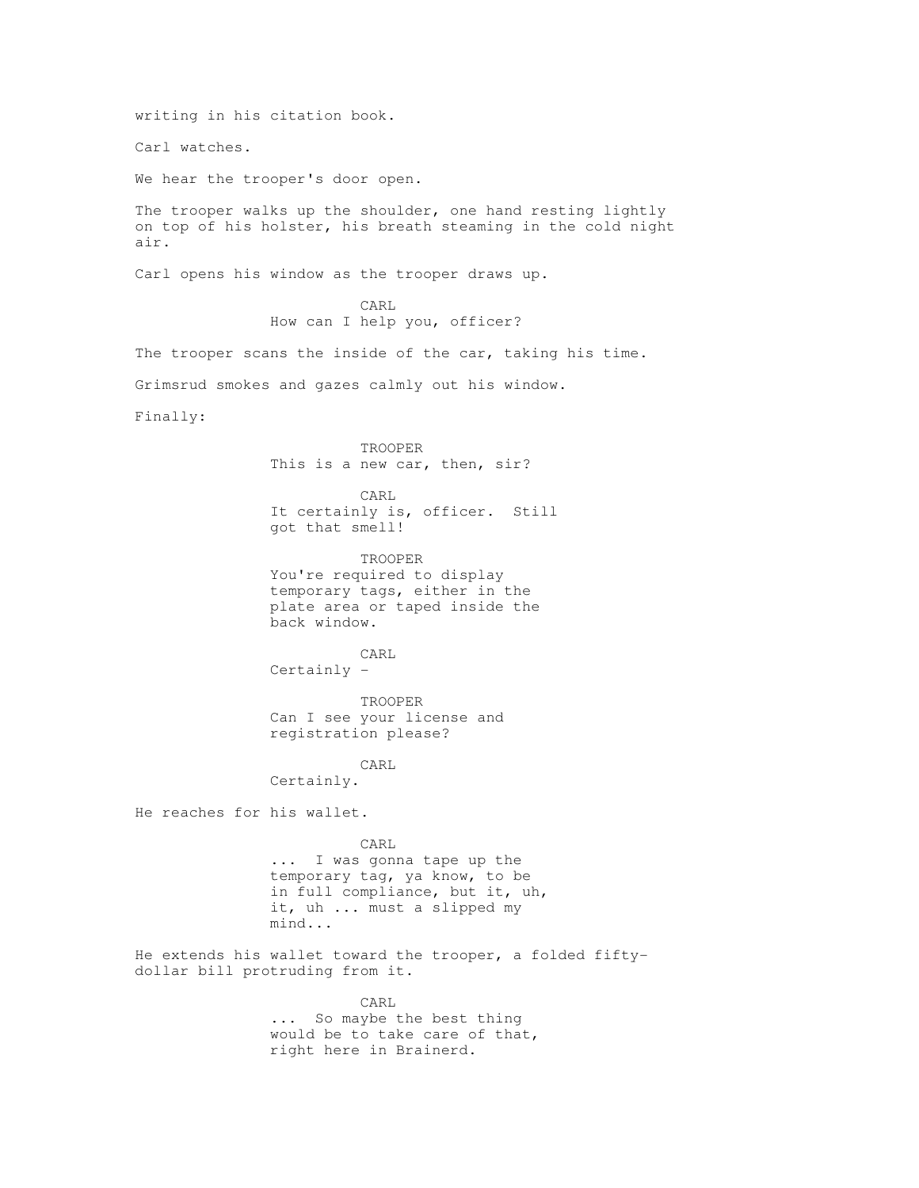writing in his citation book.

Carl watches.

We hear the trooper's door open.

The trooper walks up the shoulder, one hand resting lightly on top of his holster, his breath steaming in the cold night air.

Carl opens his window as the trooper draws up.

CARL
How can I help you, officer?

The trooper scans the inside of the car, taking his time.

Grimsrud smokes and gazes calmly out his window.

Finally:

TROOPER
This is a new car, then, sir?

CARL
It certainly is, officer. Still got that smell!

TROOPER
You're required to display temporary tags, either in the plate area or taped inside the back window.

CARL
Certainly -

TROOPER
Can I see your license and registration please?

CARL
Certainly.

He reaches for his wallet.

CARL
... I was gonna tape up the temporary tag, ya know, to be in full compliance, but it, uh, it, uh ... must a slipped my mind...

He extends his wallet toward the trooper, a folded fifty-dollar bill protruding from it.

CARL
... So maybe the best thing would be to take care of that, right here in Brainerd.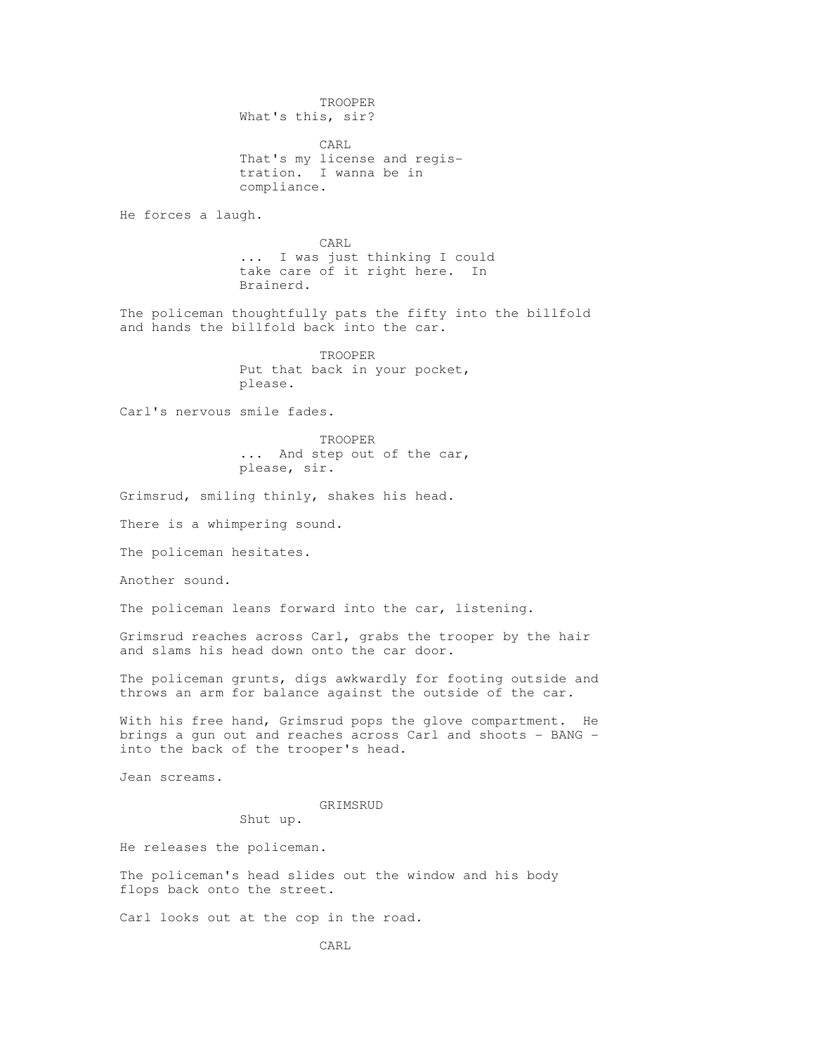TROOPER
What's this, sir?

CARL
That's my license and registration. I wanna be in compliance.

He forces a laugh.

CARL
... I was just thinking I could take care of it right here. In Brainerd.

The policeman thoughtfully pats the fifty into the billfold and hands the billfold back into the car.

TROOPER
Put that back in your pocket, please.

Carl's nervous smile fades.

TROOPER
... And step out of the car, please, sir.

Grimsrud, smiling thinly, shakes his head.

There is a whimpering sound.

The policeman hesitates.

Another sound.

The policeman leans forward into the car, listening.

Grimsrud reaches across Carl, grabs the trooper by the hair and slams his head down onto the car door.

The policeman grunts, digs awkwardly for footing outside and throws an arm for balance against the outside of the car.

With his free hand, Grimsrud pops the glove compartment. He brings a gun out and reaches across Carl and shoots - BANG - into the back of the trooper's head.

Jean screams.

GRIMSRUD
Shut up.

He releases the policeman.

The policeman's head slides out the window and his body flops back onto the street.

Carl looks out at the cop in the road.

CARL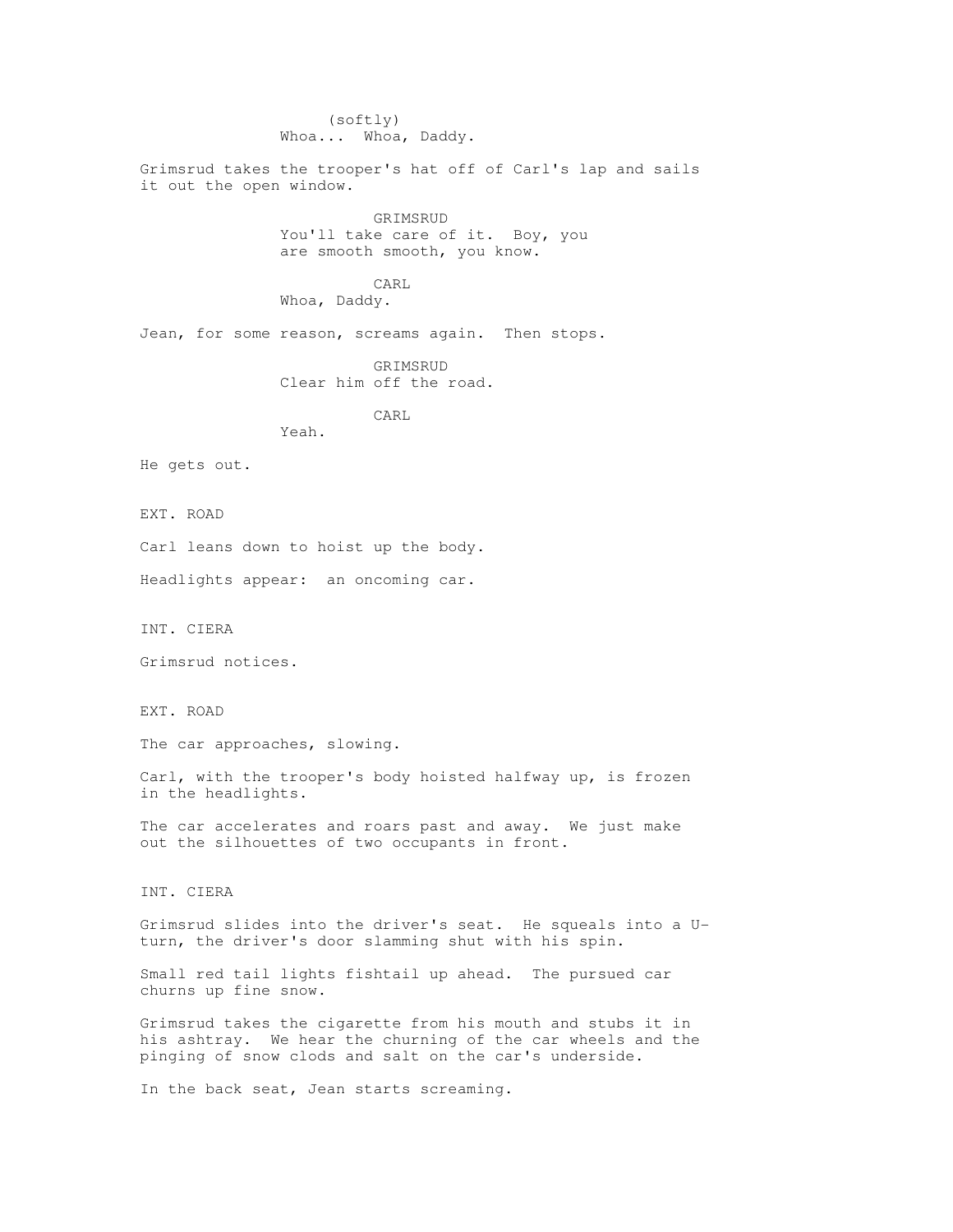(softly)
Whoa... Whoa, Daddy.

Grimsrud takes the trooper's hat off of Carl's lap and sails it out the open window.

GRIMSRUD
You'll take care of it. Boy, you are smooth smooth, you know.

CARL
Whoa, Daddy.

Jean, for some reason, screams again. Then stops.

GRIMSRUD
Clear him off the road.

CARL
Yeah.

He gets out.

EXT. ROAD

Carl leans down to hoist up the body.

Headlights appear: an oncoming car.

INT. CIERA

Grimsrud notices.

EXT. ROAD

The car approaches, slowing.

Carl, with the trooper's body hoisted halfway up, is frozen in the headlights.

The car accelerates and roars past and away. We just make out the silhouettes of two occupants in front.

INT. CIERA

Grimsrud slides into the driver's seat. He squeals into a U-turn, the driver's door slamming shut with his spin.

Small red tail lights fishtail up ahead. The pursued car churns up fine snow.

Grimsrud takes the cigarette from his mouth and stubs it in his ashtray. We hear the churning of the car wheels and the pinging of snow clods and salt on the car's underside.

In the back seat, Jean starts screaming.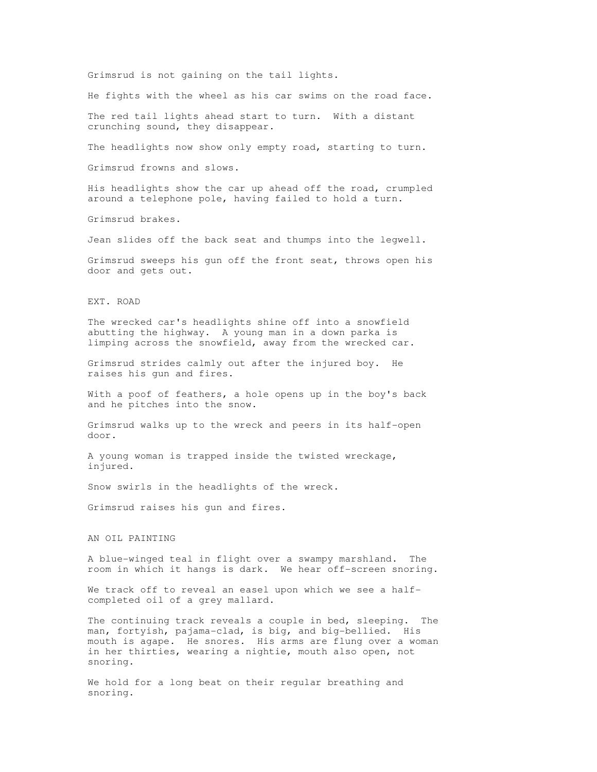Grimsrud is not gaining on the tail lights.

He fights with the wheel as his car swims on the road face.

The red tail lights ahead start to turn. With a distant crunching sound, they disappear.

The headlights now show only empty road, starting to turn.

Grimsrud frowns and slows.

His headlights show the car up ahead off the road, crumpled around a telephone pole, having failed to hold a turn.

Grimsrud brakes.

Jean slides off the back seat and thumps into the legwell.

Grimsrud sweeps his gun off the front seat, throws open his door and gets out.

EXT. ROAD

The wrecked car's headlights shine off into a snowfield abutting the highway. A young man in a down parka is limping across the snowfield, away from the wrecked car.

Grimsrud strides calmly out after the injured boy. He raises his gun and fires.

With a poof of feathers, a hole opens up in the boy's back and he pitches into the snow.

Grimsrud walks up to the wreck and peers in its half-open door.

A young woman is trapped inside the twisted wreckage, injured.

Snow swirls in the headlights of the wreck.

Grimsrud raises his gun and fires.

AN OIL PAINTING

A blue-winged teal in flight over a swampy marshland. The room in which it hangs is dark. We hear off-screen snoring.

We track off to reveal an easel upon which we see a half-completed oil of a grey mallard.

The continuing track reveals a couple in bed, sleeping. The man, fortyish, pajama-clad, is big, and big-bellied. His mouth is agape. He snores. His arms are flung over a woman in her thirties, wearing a nightie, mouth also open, not snoring.

We hold for a long beat on their regular breathing and snoring.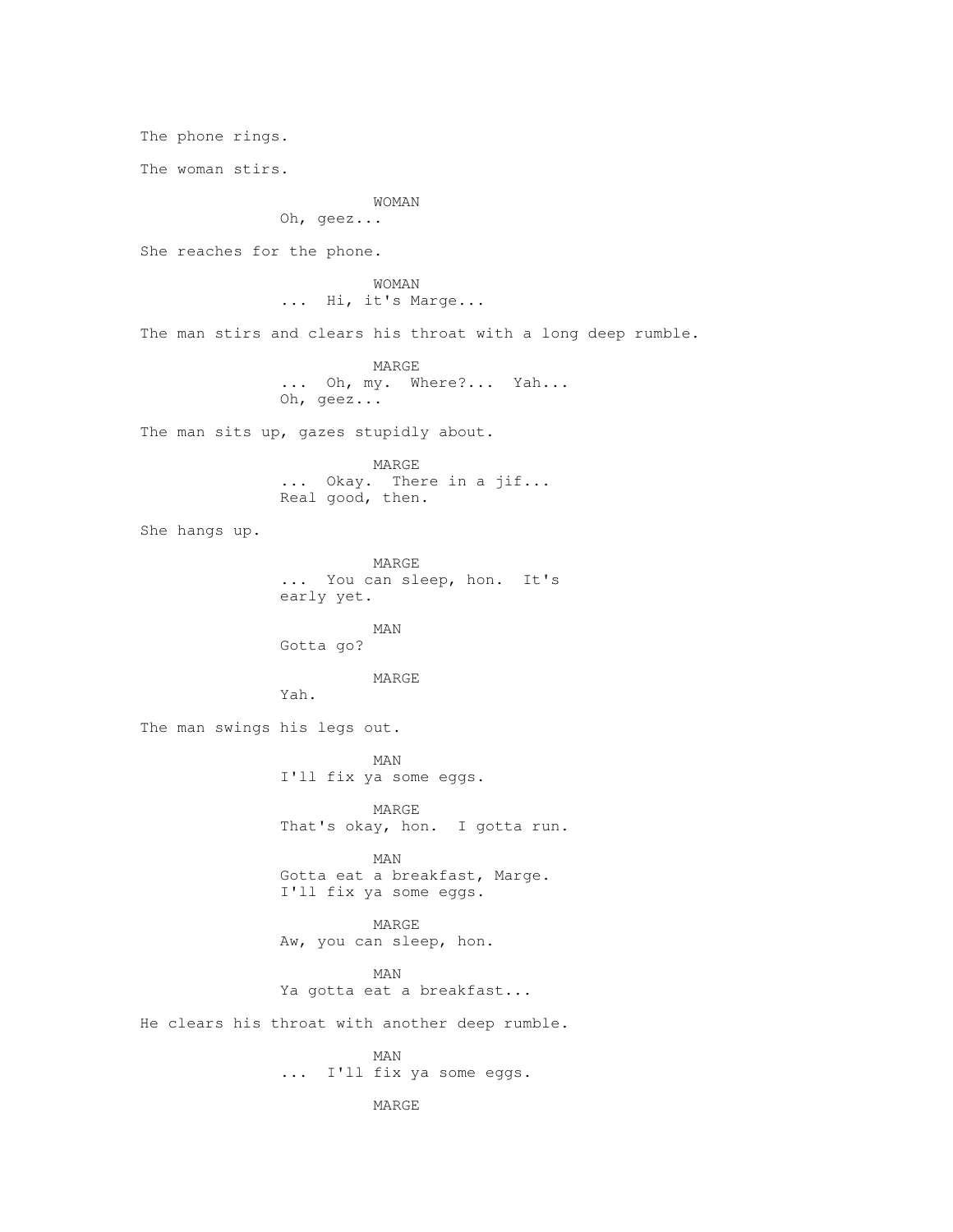The phone rings.

The woman stirs.

WOMAN
Oh, geez...

She reaches for the phone.

WOMAN
... Hi, it's Marge...

The man stirs and clears his throat with a long deep rumble.

MARGE
... Oh, my. Where?... Yah...
Oh, geez...

The man sits up, gazes stupidly about.

MARGE
... Okay. There in a jif...
Real good, then.

She hangs up.

MARGE
... You can sleep, hon. It's
early yet.

MAN
Gotta go?

MARGE
Yah.

The man swings his legs out.

MAN
I'll fix ya some eggs.

MARGE
That's okay, hon. I gotta run.

MAN
Gotta eat a breakfast, Marge.
I'll fix ya some eggs.

MARGE
Aw, you can sleep, hon.

MAN
Ya gotta eat a breakfast...

He clears his throat with another deep rumble.

MAN
... I'll fix ya some eggs.

MARGE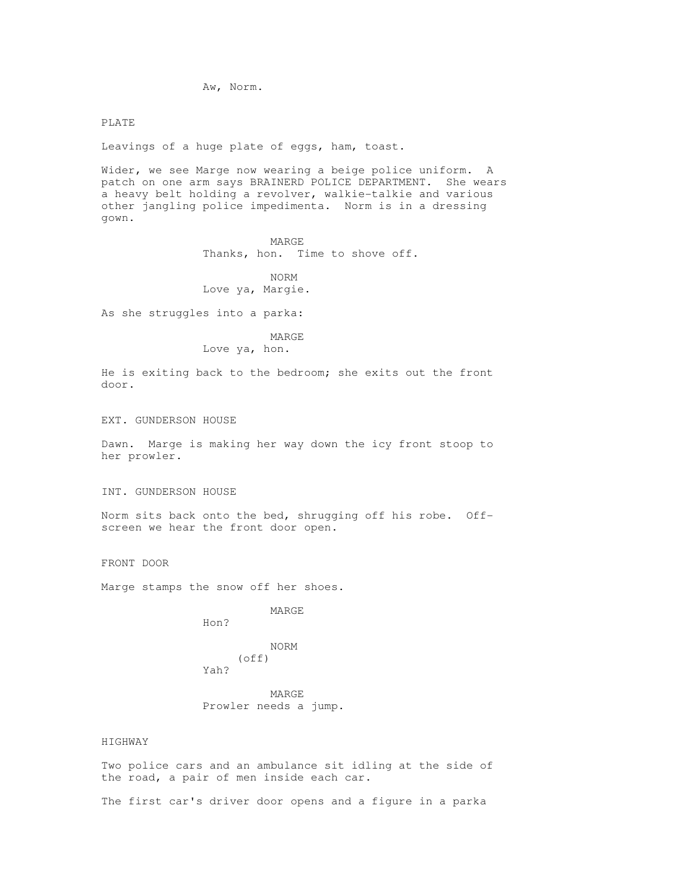Aw, Norm.

PLATE

Leavings of a huge plate of eggs, ham, toast.

Wider, we see Marge now wearing a beige police uniform. A patch on one arm says BRAINERD POLICE DEPARTMENT. She wears a heavy belt holding a revolver, walkie-talkie and various other jangling police impedimenta. Norm is in a dressing gown.

MARGE
Thanks, hon. Time to shove off.

NORM
Love ya, Margie.

As she struggles into a parka:

MARGE
Love ya, hon.

He is exiting back to the bedroom; she exits out the front door.

EXT. GUNDERSON HOUSE

Dawn. Marge is making her way down the icy front stoop to her prowler.

INT. GUNDERSON HOUSE

Norm sits back onto the bed, shrugging off his robe. Off-screen we hear the front door open.

FRONT DOOR

Marge stamps the snow off her shoes.

MARGE
Hon?

NORM
(off)
Yah?

MARGE
Prowler needs a jump.

HIGHWAY

Two police cars and an ambulance sit idling at the side of the road, a pair of men inside each car.

The first car's driver door opens and a figure in a parka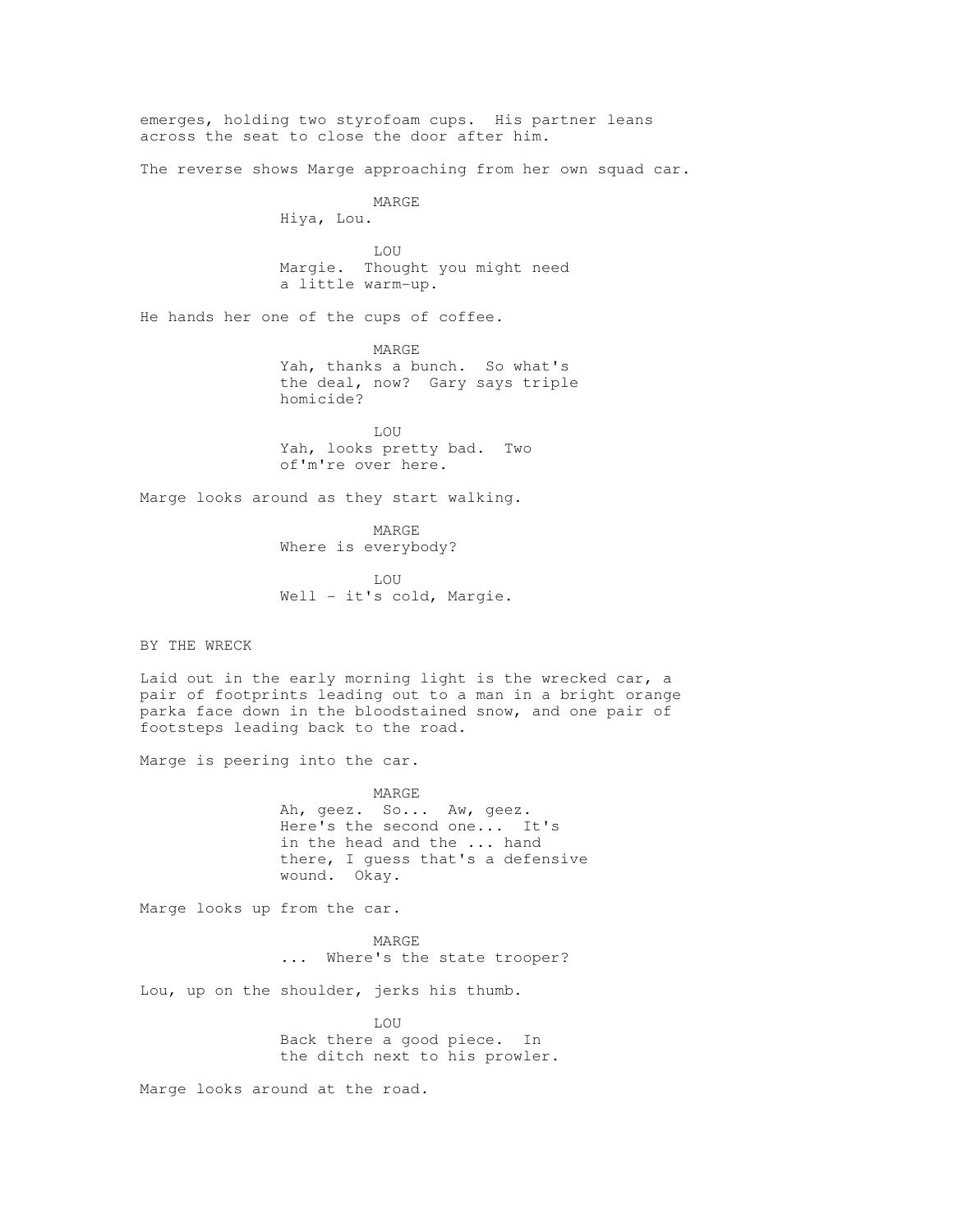emerges, holding two styrofoam cups. His partner leans across the seat to close the door after him.

The reverse shows Marge approaching from her own squad car.

MARGE
Hiya, Lou.

LOU
Margie. Thought you might need a little warm-up.

He hands her one of the cups of coffee.

MARGE
Yah, thanks a bunch. So what's the deal, now? Gary says triple homicide?

LOU
Yah, looks pretty bad. Two of'm're over here.

Marge looks around as they start walking.

MARGE
Where is everybody?

LOU
Well - it's cold, Margie.

BY THE WRECK

Laid out in the early morning light is the wrecked car, a pair of footprints leading out to a man in a bright orange parka face down in the bloodstained snow, and one pair of footsteps leading back to the road.

Marge is peering into the car.

MARGE
Ah, geez. So... Aw, geez. Here's the second one... It's in the head and the ... hand there, I guess that's a defensive wound. Okay.

Marge looks up from the car.

MARGE
... Where's the state trooper?

Lou, up on the shoulder, jerks his thumb.

LOU
Back there a good piece. In the ditch next to his prowler.

Marge looks around at the road.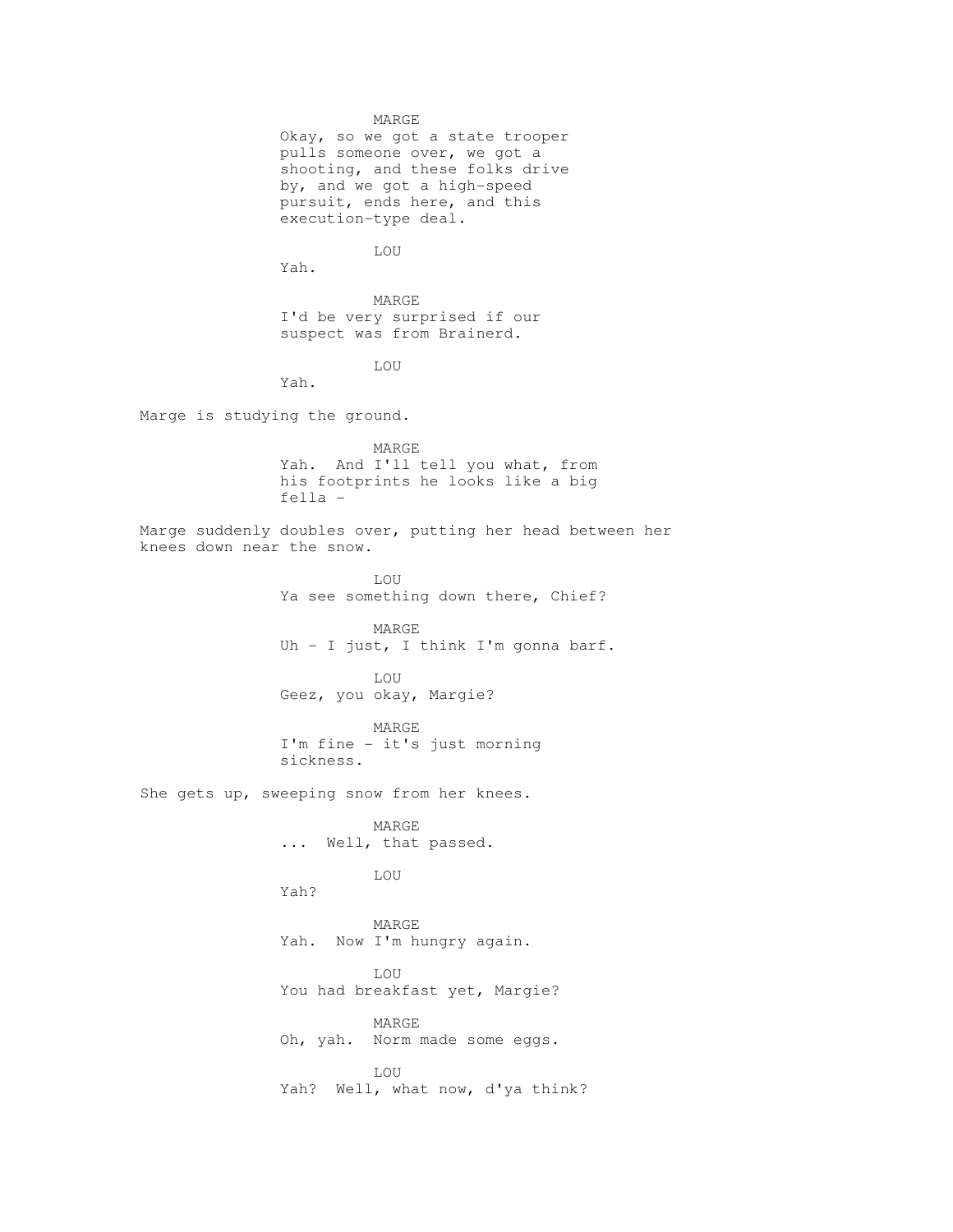MARGE
Okay, so we got a state trooper pulls someone over, we got a shooting, and these folks drive by, and we got a high-speed pursuit, ends here, and this execution-type deal.

LOU
Yah.

MARGE
I'd be very surprised if our suspect was from Brainerd.

LOU
Yah.

Marge is studying the ground.

MARGE
Yah. And I'll tell you what, from his footprints he looks like a big fella -

Marge suddenly doubles over, putting her head between her knees down near the snow.

LOU
Ya see something down there, Chief?

MARGE
Uh - I just, I think I'm gonna barf.

LOU
Geez, you okay, Margie?

MARGE
I'm fine - it's just morning sickness.

She gets up, sweeping snow from her knees.

MARGE
... Well, that passed.

LOU
Yah?

MARGE
Yah. Now I'm hungry again.

LOU
You had breakfast yet, Margie?

MARGE
Oh, yah. Norm made some eggs.

LOU
Yah? Well, what now, d'ya think?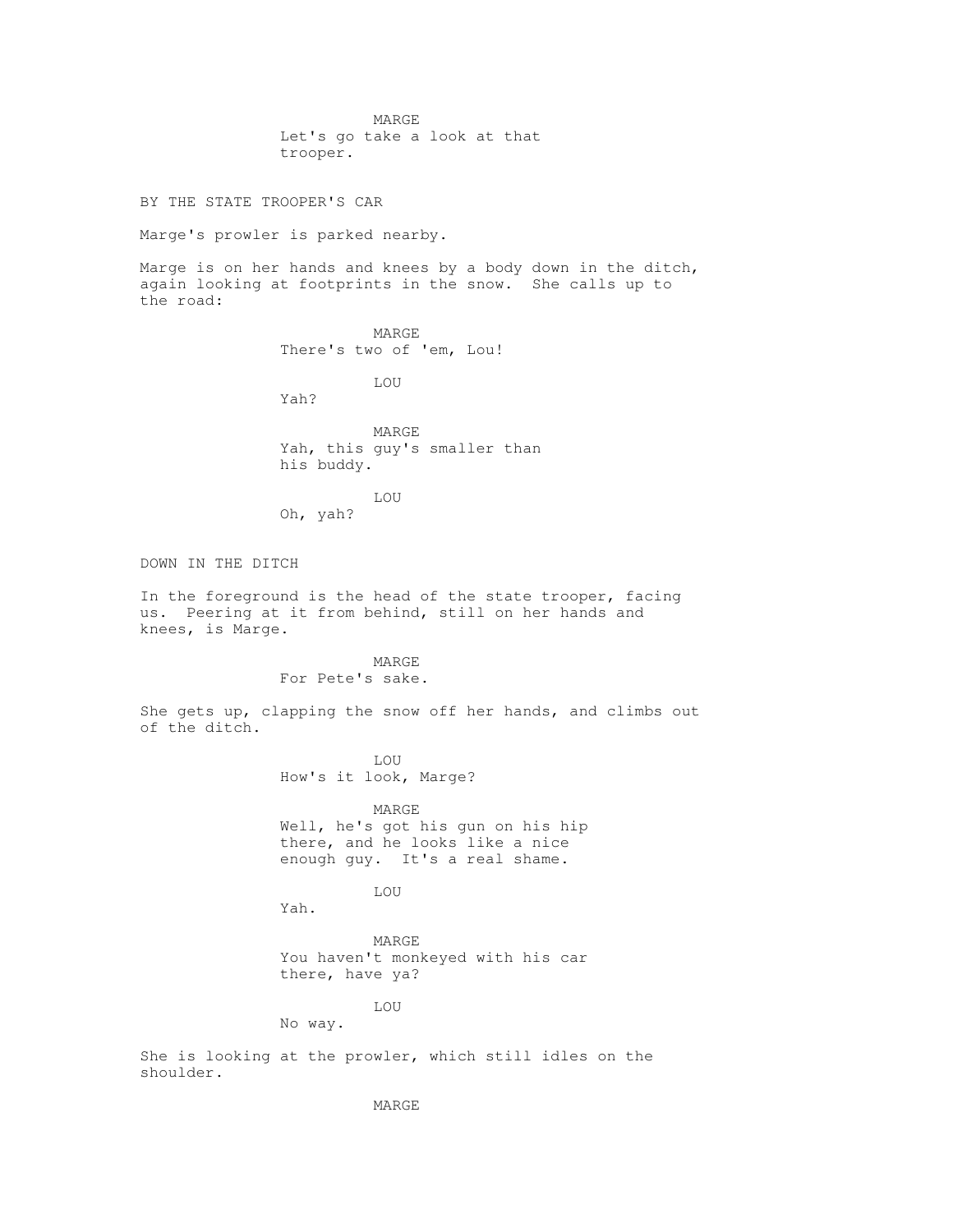MARGE
Let's go take a look at that trooper.

BY THE STATE TROOPER'S CAR

Marge's prowler is parked nearby.

Marge is on her hands and knees by a body down in the ditch, again looking at footprints in the snow. She calls up to the road:

MARGE
There's two of 'em, Lou!

LOU
Yah?

MARGE
Yah, this guy's smaller than his buddy.

LOU
Oh, yah?

DOWN IN THE DITCH

In the foreground is the head of the state trooper, facing us. Peering at it from behind, still on her hands and knees, is Marge.

MARGE
For Pete's sake.

She gets up, clapping the snow off her hands, and climbs out of the ditch.

LOU
How's it look, Marge?

MARGE
Well, he's got his gun on his hip there, and he looks like a nice enough guy. It's a real shame.

LOU
Yah.

MARGE
You haven't monkeyed with his car there, have ya?

LOU
No way.

She is looking at the prowler, which still idles on the shoulder.

MARGE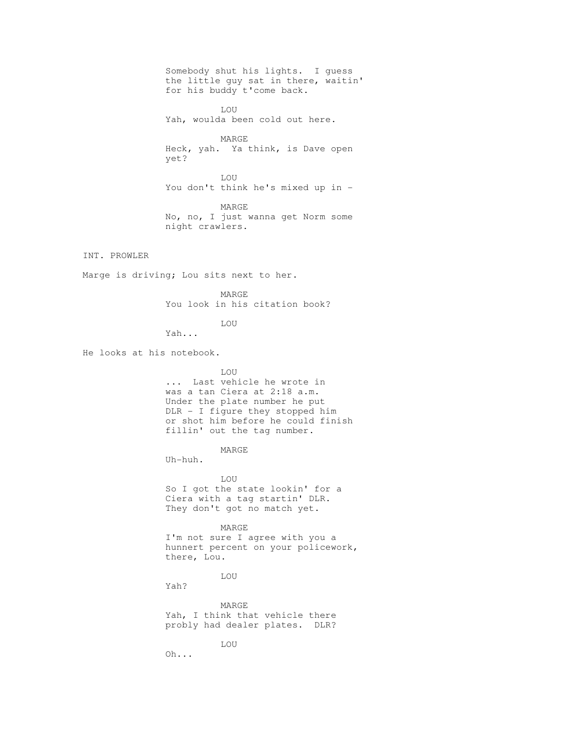Somebody shut his lights. I guess the little guy sat in there, waitin' for his buddy t'come back.

LOU

Yah, woulda been cold out here.

MARGE

Heck, yah. Ya think, is Dave open yet?

LOU

You don't think he's mixed up in -

MARGE

No, no, I just wanna get Norm some night crawlers.

INT. PROWLER

Marge is driving; Lou sits next to her.

MARGE

You look in his citation book?

LOU

Yah...

He looks at his notebook.

LOU

... Last vehicle he wrote in was a tan Ciera at 2:18 a.m. Under the plate number he put DLR - I figure they stopped him or shot him before he could finish fillin' out the tag number.

MARGE

Uh-huh.

LOU

So I got the state lookin' for a Ciera with a tag startin' DLR. They don't got no match yet.

MARGE

I'm not sure I agree with you a hunnert percent on your policework, there, Lou.

LOU

Yah?

MARGE

Yah, I think that vehicle there probly had dealer plates. DLR?

LOU

Oh...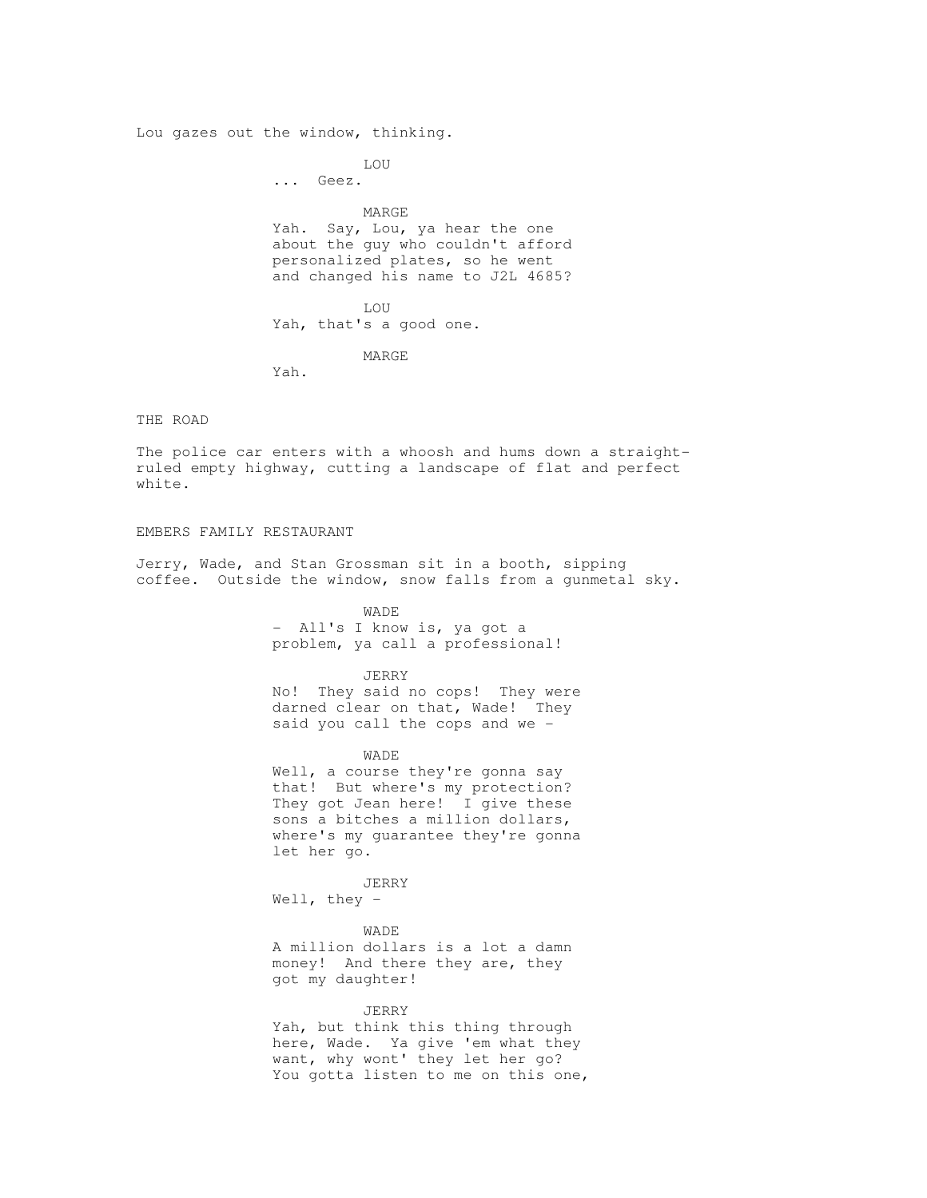Lou gazes out the window, thinking.

LOU
... Geez.

MARGE
Yah. Say, Lou, ya hear the one about the guy who couldn't afford personalized plates, so he went and changed his name to J2L 4685?

LOU
Yah, that's a good one.

MARGE
Yah.

THE ROAD

The police car enters with a whoosh and hums down a straight-ruled empty highway, cutting a landscape of flat and perfect white.

EMBERS FAMILY RESTAURANT

Jerry, Wade, and Stan Grossman sit in a booth, sipping coffee. Outside the window, snow falls from a gunmetal sky.

WADE
- All's I know is, ya got a problem, ya call a professional!

JERRY
No! They said no cops! They were darned clear on that, Wade! They said you call the cops and we -

WADE
Well, a course they're gonna say that! But where's my protection? They got Jean here! I give these sons a bitches a million dollars, where's my guarantee they're gonna let her go.

JERRY
Well, they -

WADE
A million dollars is a lot a damn money! And there they are, they got my daughter!

JERRY
Yah, but think this thing through here, Wade. Ya give 'em what they want, why wont' they let her go? You gotta listen to me on this one,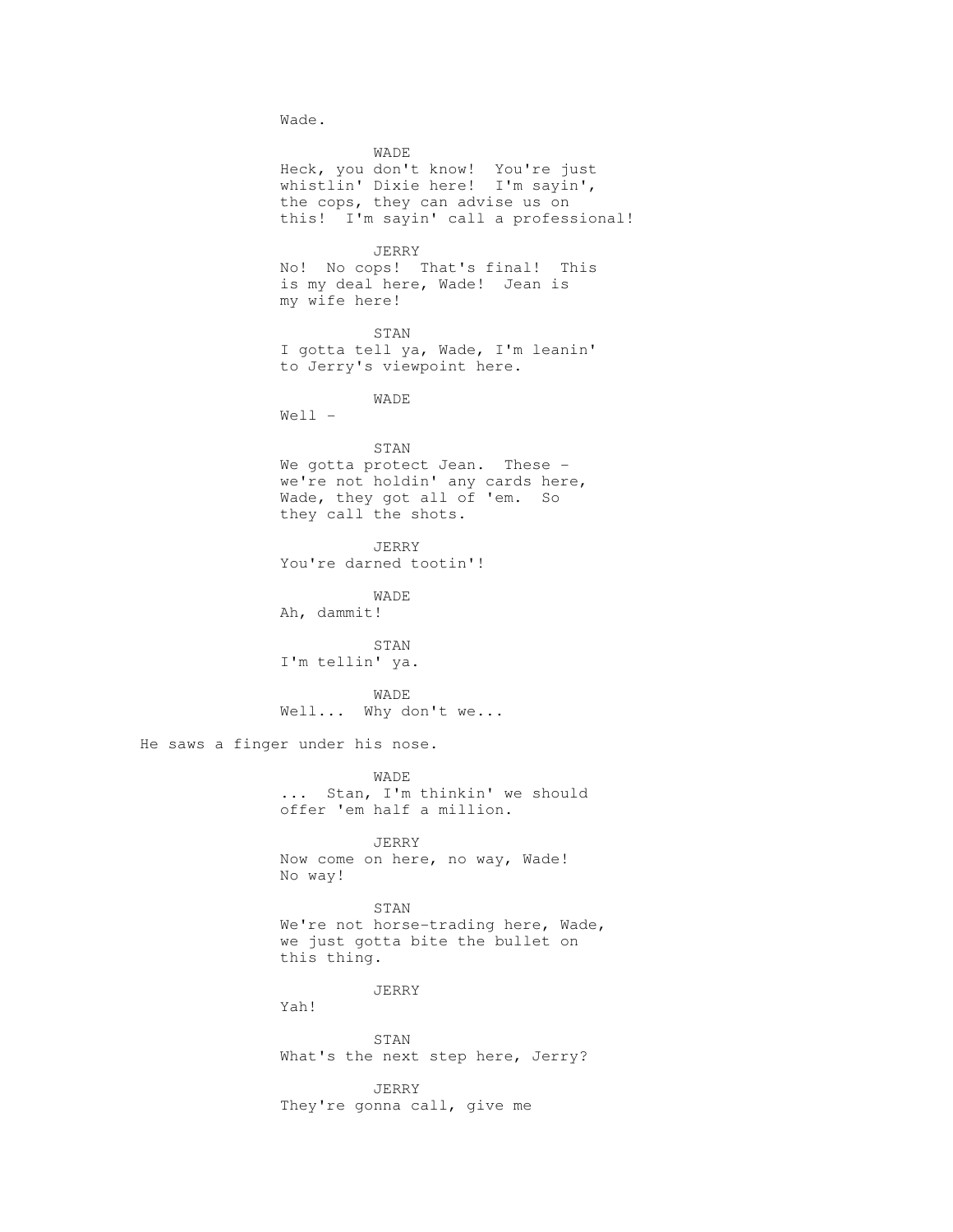Wade.

WADE

Heck, you don't know! You're just whistlin' Dixie here! I'm sayin', the cops, they can advise us on this! I'm sayin' call a professional!

JERRY

No! No cops! That's final! This is my deal here, Wade! Jean is my wife here!

STAN

I gotta tell ya, Wade, I'm leanin' to Jerry's viewpoint here.

WADE

Well -

STAN

We gotta protect Jean. These - we're not holdin' any cards here, Wade, they got all of 'em. So they call the shots.

JERRY

You're darned tootin'!

WADE

Ah, dammit!

STAN

I'm tellin' ya.

WADE

Well... Why don't we...

He saws a finger under his nose.

WADE

... Stan, I'm thinkin' we should offer 'em half a million.

JERRY

Now come on here, no way, Wade! No way!

STAN

We're not horse-trading here, Wade, we just gotta bite the bullet on this thing.

JERRY

Yah!

STAN

What's the next step here, Jerry?

JERRY

They're gonna call, give me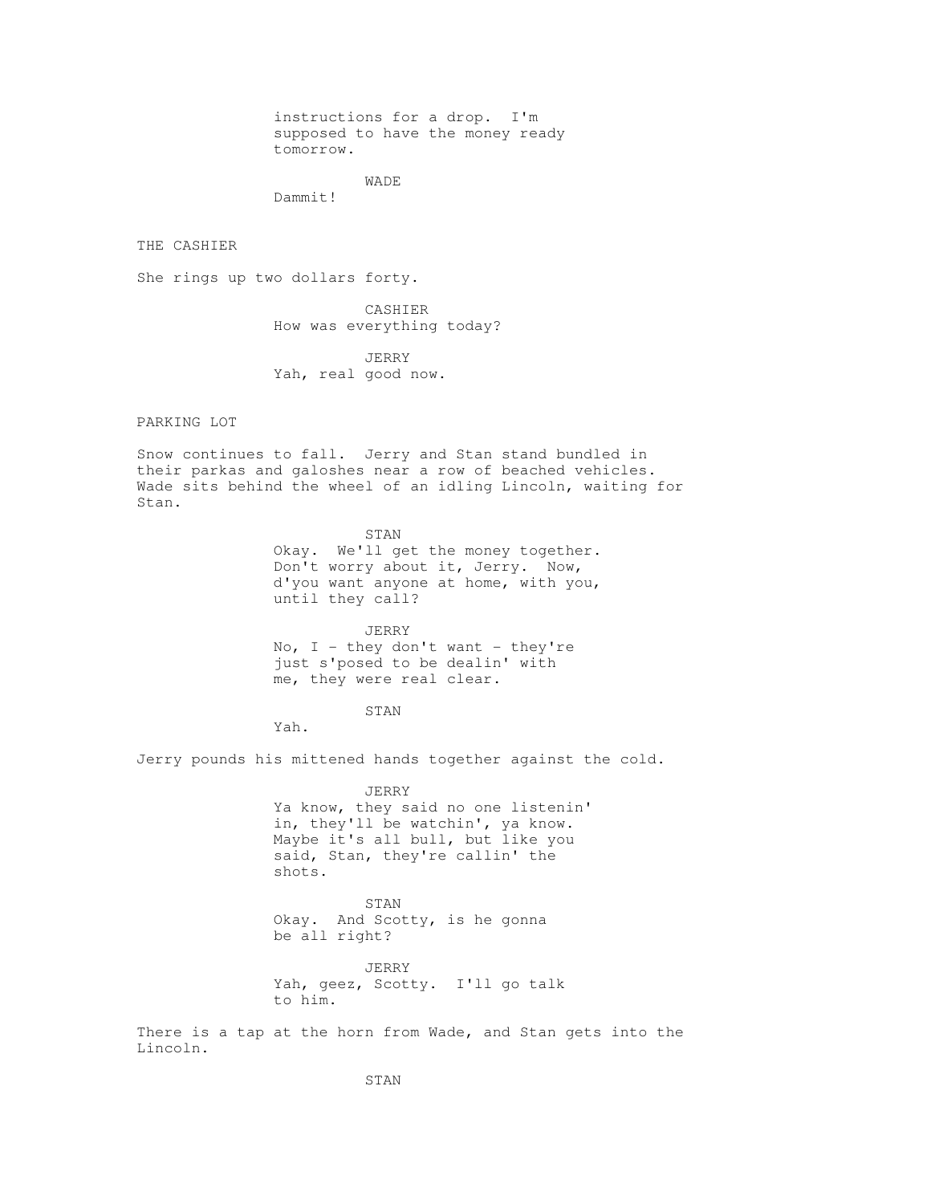instructions for a drop. I'm supposed to have the money ready tomorrow.

WADE

Dammit!

THE CASHIER

She rings up two dollars forty.

CASHIER

How was everything today?

JERRY

Yah, real good now.

PARKING LOT

Snow continues to fall. Jerry and Stan stand bundled in their parkas and galoshes near a row of beached vehicles. Wade sits behind the wheel of an idling Lincoln, waiting for Stan.

STAN

Okay. We'll get the money together. Don't worry about it, Jerry. Now, d'you want anyone at home, with you, until they call?

JERRY

No, I - they don't want - they're just s'posed to be dealin' with me, they were real clear.

STAN

Yah.

Jerry pounds his mittened hands together against the cold.

JERRY

Ya know, they said no one listenin' in, they'll be watchin', ya know. Maybe it's all bull, but like you said, Stan, they're callin' the shots.

STAN

Okay. And Scotty, is he gonna be all right?

JERRY

Yah, geez, Scotty. I'll go talk to him.

There is a tap at the horn from Wade, and Stan gets into the Lincoln.

STAN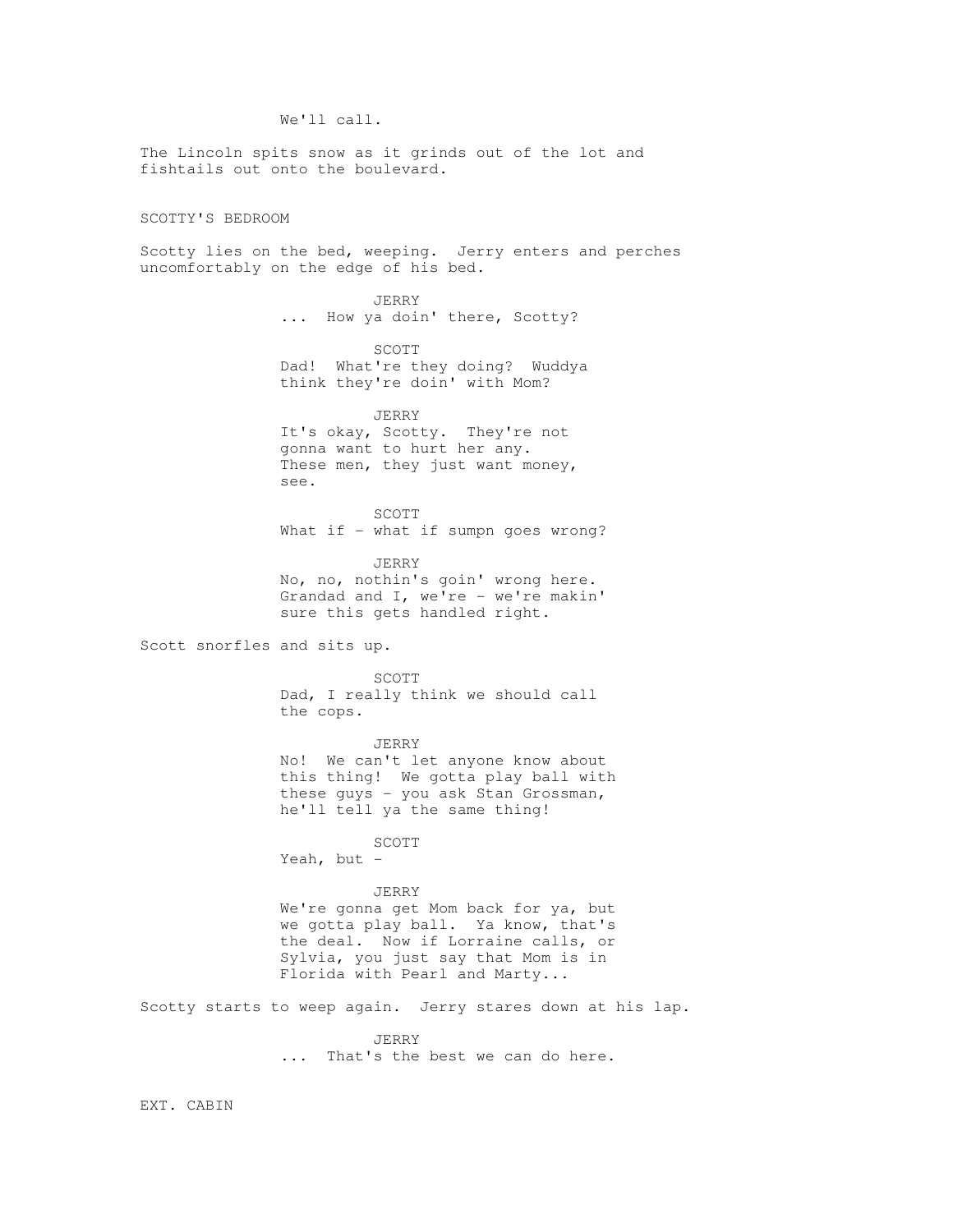We'll call.

The Lincoln spits snow as it grinds out of the lot and fishtails out onto the boulevard.

SCOTTY'S BEDROOM

Scotty lies on the bed, weeping. Jerry enters and perches uncomfortably on the edge of his bed.

JERRY
... How ya doin' there, Scotty?

SCOTT
Dad! What're they doing? Wuddya think they're doin' with Mom?

JERRY
It's okay, Scotty. They're not gonna want to hurt her any. These men, they just want money, see.

SCOTT
What if - what if sumpn goes wrong?

JERRY
No, no, nothin's goin' wrong here. Grandad and I, we're - we're makin' sure this gets handled right.

Scott snorfles and sits up.

SCOTT
Dad, I really think we should call the cops.

JERRY
No! We can't let anyone know about this thing! We gotta play ball with these guys - you ask Stan Grossman, he'll tell ya the same thing!

SCOTT
Yeah, but -

JERRY
We're gonna get Mom back for ya, but we gotta play ball. Ya know, that's the deal. Now if Lorraine calls, or Sylvia, you just say that Mom is in Florida with Pearl and Marty...

Scotty starts to weep again. Jerry stares down at his lap.

JERRY
... That's the best we can do here.

EXT. CABIN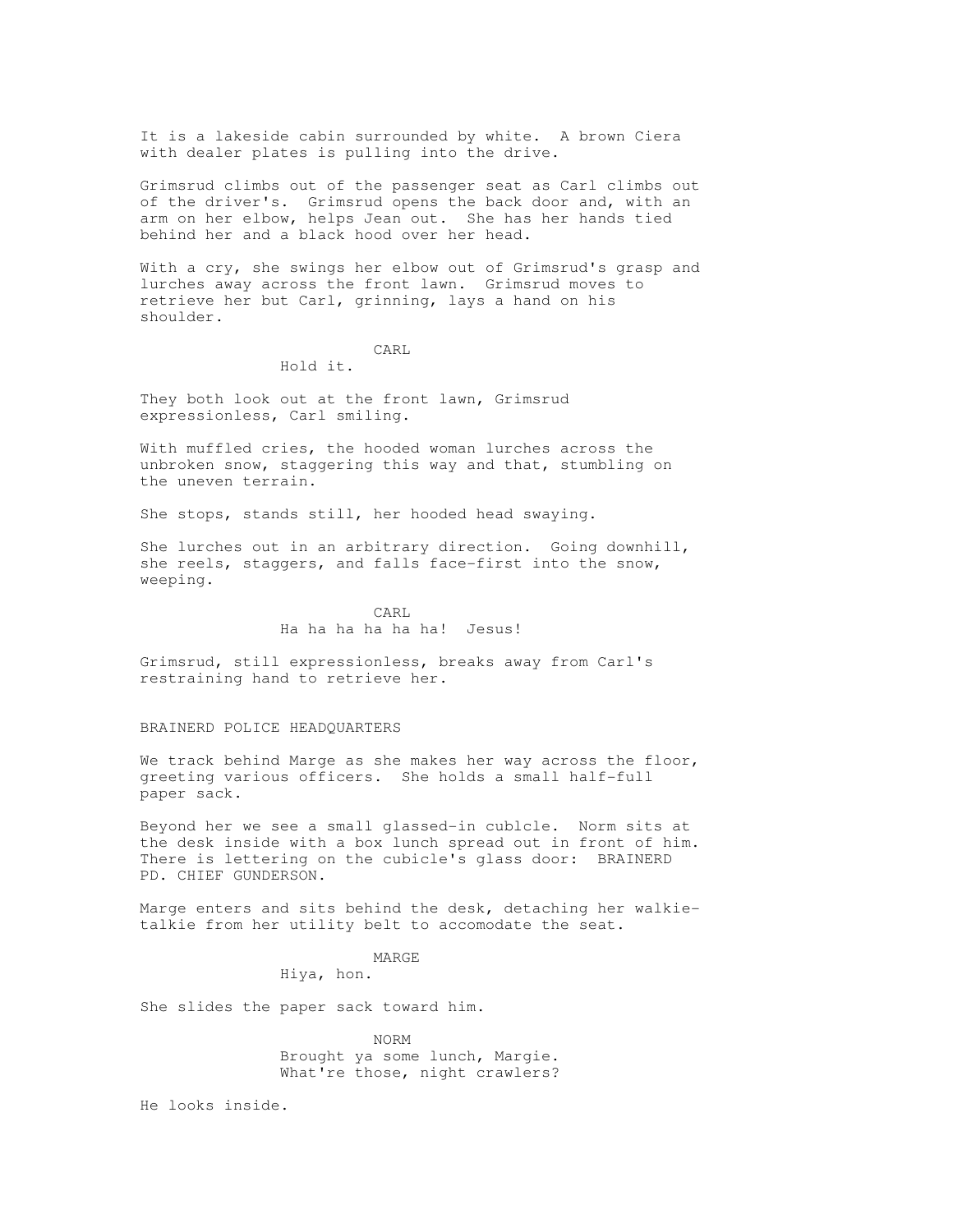It is a lakeside cabin surrounded by white. A brown Ciera with dealer plates is pulling into the drive.

Grimsrud climbs out of the passenger seat as Carl climbs out of the driver's. Grimsrud opens the back door and, with an arm on her elbow, helps Jean out. She has her hands tied behind her and a black hood over her head.

With a cry, she swings her elbow out of Grimsrud's grasp and lurches away across the front lawn. Grimsrud moves to retrieve her but Carl, grinning, lays a hand on his shoulder.

CARL
Hold it.

They both look out at the front lawn, Grimsrud expressionless, Carl smiling.

With muffled cries, the hooded woman lurches across the unbroken snow, staggering this way and that, stumbling on the uneven terrain.

She stops, stands still, her hooded head swaying.

She lurches out in an arbitrary direction. Going downhill, she reels, staggers, and falls face-first into the snow, weeping.

CARL
Ha ha ha ha ha ha! Jesus!

Grimsrud, still expressionless, breaks away from Carl's restraining hand to retrieve her.

BRAINERD POLICE HEADQUARTERS

We track behind Marge as she makes her way across the floor, greeting various officers. She holds a small half-full paper sack.

Beyond her we see a small glassed-in cublcle. Norm sits at the desk inside with a box lunch spread out in front of him. There is lettering on the cubicle's glass door: BRAINERD PD. CHIEF GUNDERSON.

Marge enters and sits behind the desk, detaching her walkie-talkie from her utility belt to accomodate the seat.

MARGE
Hiya, hon.

She slides the paper sack toward him.

NORM
Brought ya some lunch, Margie.
What're those, night crawlers?

He looks inside.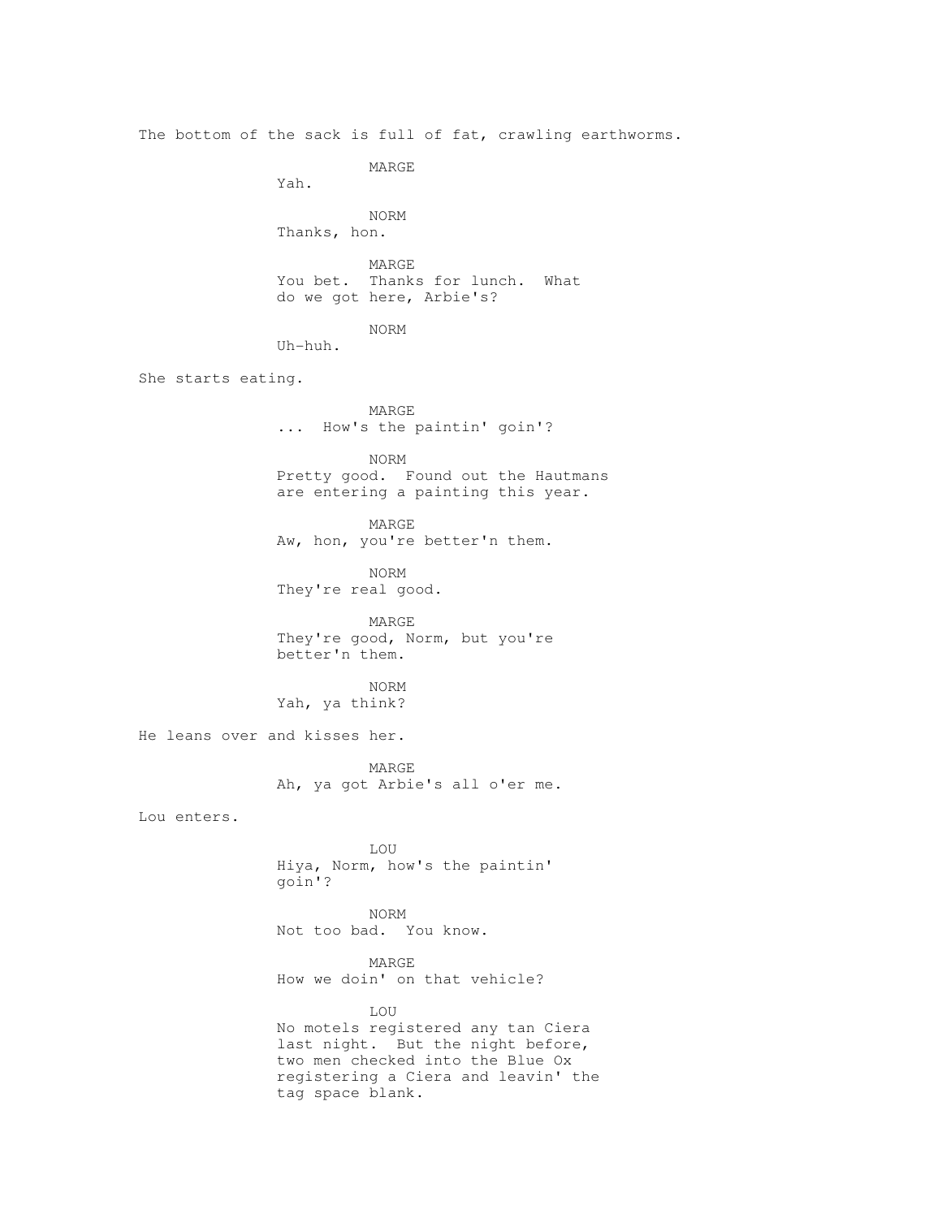The bottom of the sack is full of fat, crawling earthworms.

MARGE
Yah.

NORM
Thanks, hon.

MARGE
You bet. Thanks for lunch. What do we got here, Arbie's?

NORM
Uh-huh.

She starts eating.

MARGE
... How's the paintin' goin'?

NORM
Pretty good. Found out the Hautmans are entering a painting this year.

MARGE
Aw, hon, you're better'n them.

NORM
They're real good.

MARGE
They're good, Norm, but you're better'n them.

NORM
Yah, ya think?

He leans over and kisses her.

MARGE
Ah, ya got Arbie's all o'er me.

Lou enters.

LOU
Hiya, Norm, how's the paintin' goin'?

NORM
Not too bad. You know.

MARGE
How we doin' on that vehicle?

LOU
No motels registered any tan Ciera last night. But the night before, two men checked into the Blue Ox registering a Ciera and leavin' the tag space blank.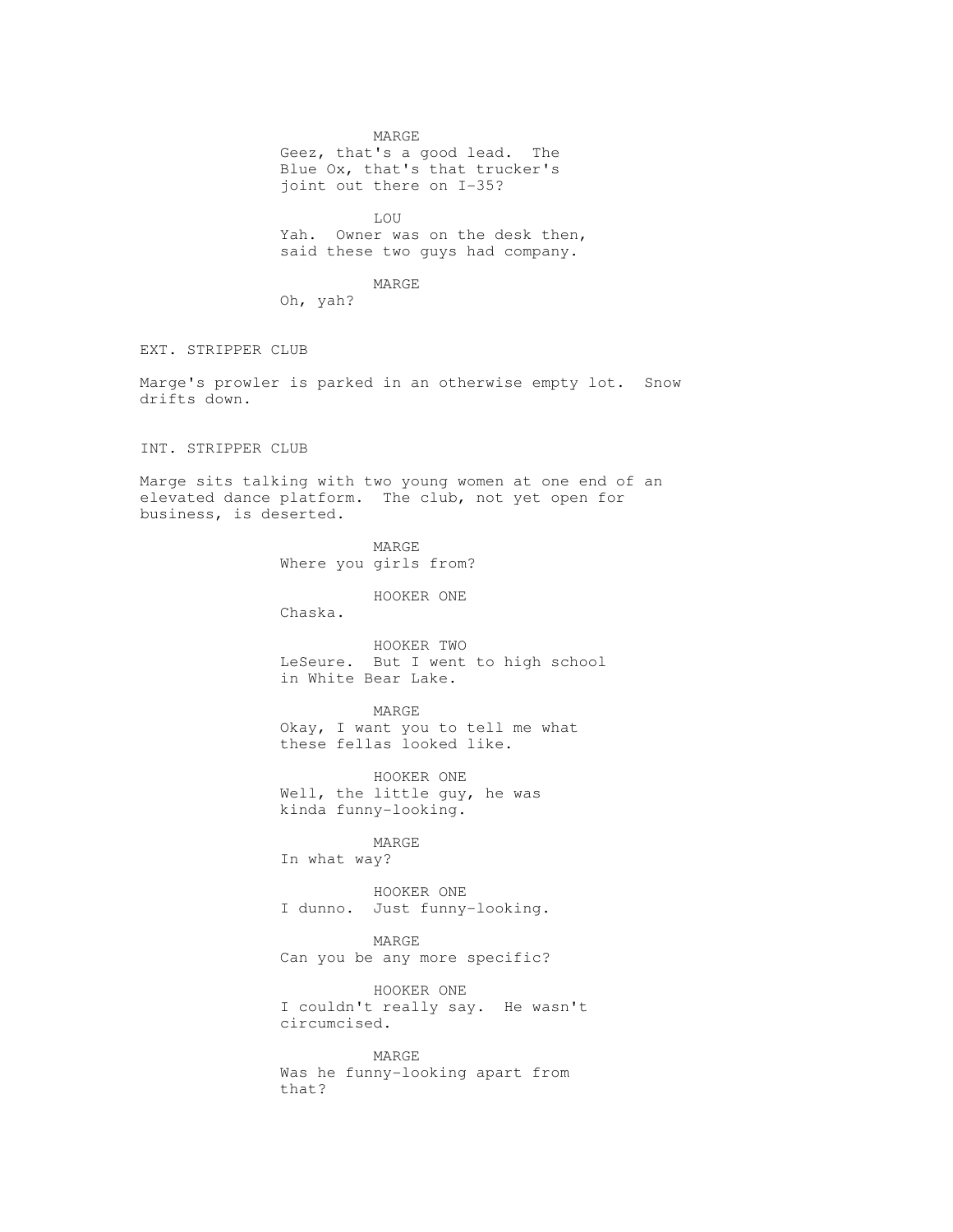MARGE

Geez, that's a good lead. The Blue Ox, that's that trucker's joint out there on I-35?

LOU

Yah. Owner was on the desk then, said these two guys had company.

MARGE

Oh, yah?

EXT. STRIPPER CLUB

Marge's prowler is parked in an otherwise empty lot. Snow drifts down.

INT. STRIPPER CLUB

Marge sits talking with two young women at one end of an elevated dance platform. The club, not yet open for business, is deserted.

MARGE

Where you girls from?

HOOKER ONE

Chaska.

HOOKER TWO

LeSeure. But I went to high school in White Bear Lake.

MARGE

Okay, I want you to tell me what these fellas looked like.

HOOKER ONE

Well, the little guy, he was kinda funny-looking.

MARGE

In what way?

HOOKER ONE

I dunno. Just funny-looking.

MARGE

Can you be any more specific?

HOOKER ONE

I couldn't really say. He wasn't circumcised.

MARGE

Was he funny-looking apart from that?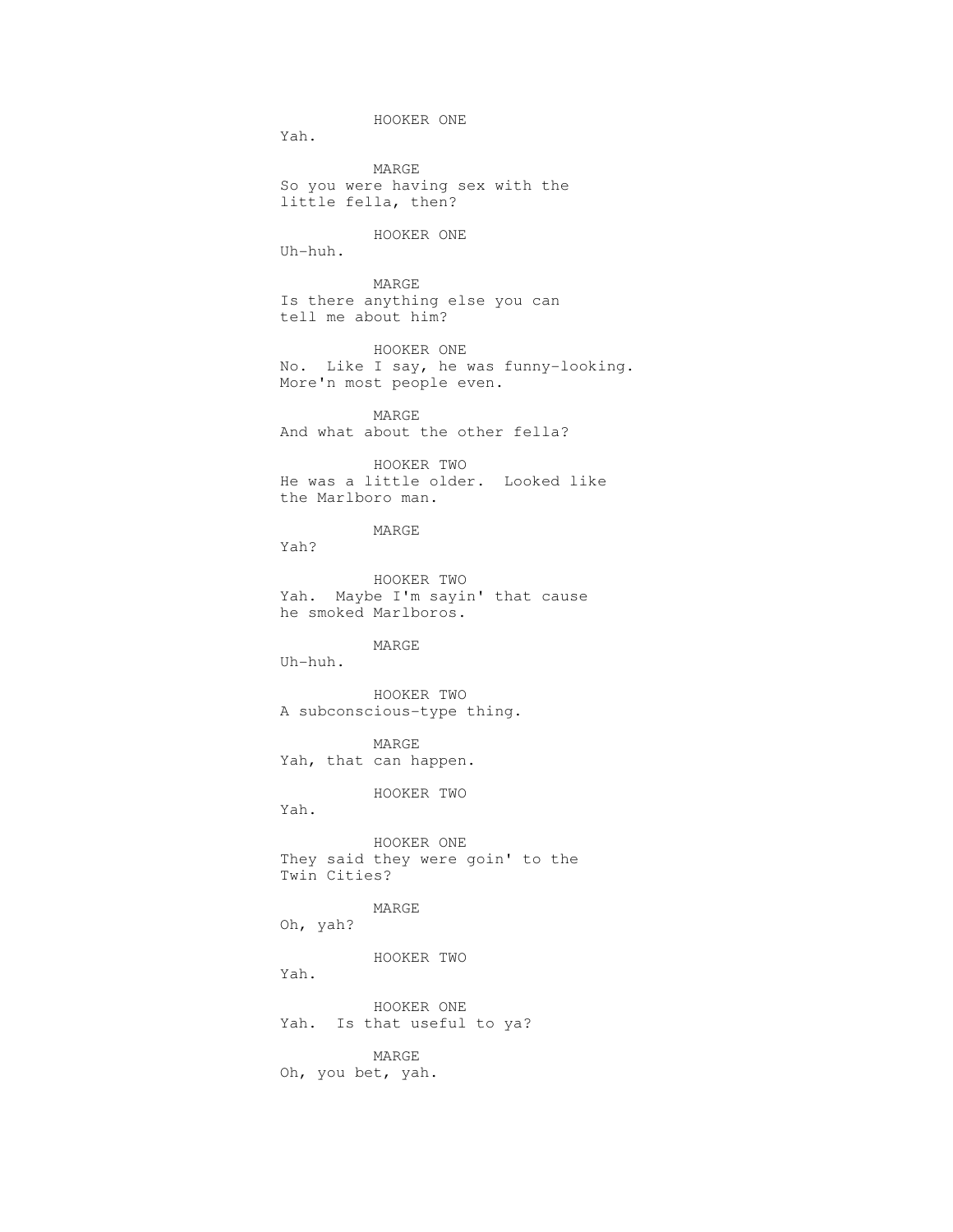HOOKER ONE

Yah.

MARGE

So you were having sex with the little fella, then?

HOOKER ONE

Uh-huh.

MARGE

Is there anything else you can tell me about him?

HOOKER ONE

No. Like I say, he was funny-looking. More'n most people even.

MARGE

And what about the other fella?

HOOKER TWO

He was a little older. Looked like the Marlboro man.

MARGE

Yah?

HOOKER TWO

Yah. Maybe I'm sayin' that cause he smoked Marlboros.

MARGE

Uh-huh.

HOOKER TWO

A subconscious-type thing.

MARGE

Yah, that can happen.

HOOKER TWO

Yah.

HOOKER ONE

They said they were goin' to the Twin Cities?

MARGE

Oh, yah?

HOOKER TWO

Yah.

HOOKER ONE

Yah. Is that useful to ya?

MARGE

Oh, you bet, yah.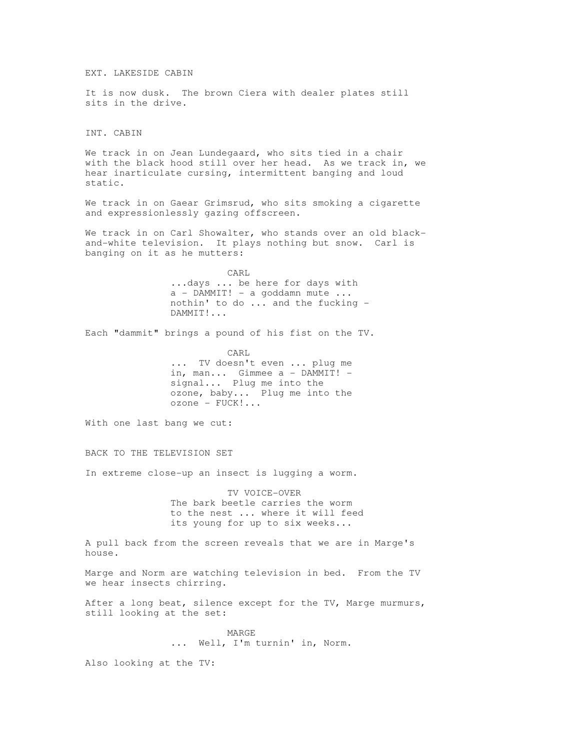EXT. LAKESIDE CABIN

It is now dusk. The brown Ciera with dealer plates still sits in the drive.

INT. CABIN

We track in on Jean Lundegaard, who sits tied in a chair with the black hood still over her head. As we track in, we hear inarticulate cursing, intermittent banging and loud static.

We track in on Gaear Grimsrud, who sits smoking a cigarette and expressionlessly gazing offscreen.

We track in on Carl Showalter, who stands over an old black-and-white television. It plays nothing but snow. Carl is banging on it as he mutters:

CARL
...days ... be here for days with a - DAMMIT! - a goddamn mute ... nothin' to do ... and the fucking - DAMMIT!...

Each "dammit" brings a pound of his fist on the TV.

CARL
... TV doesn't even ... plug me in, man... Gimmee a - DAMMIT! - signal... Plug me into the ozone, baby... Plug me into the ozone - FUCK!...

With one last bang we cut:

BACK TO THE TELEVISION SET

In extreme close-up an insect is lugging a worm.

TV VOICE-OVER
The bark beetle carries the worm to the nest ... where it will feed its young for up to six weeks...

A pull back from the screen reveals that we are in Marge's house.

Marge and Norm are watching television in bed. From the TV we hear insects chirring.

After a long beat, silence except for the TV, Marge murmurs, still looking at the set:

MARGE
... Well, I'm turnin' in, Norm.

Also looking at the TV: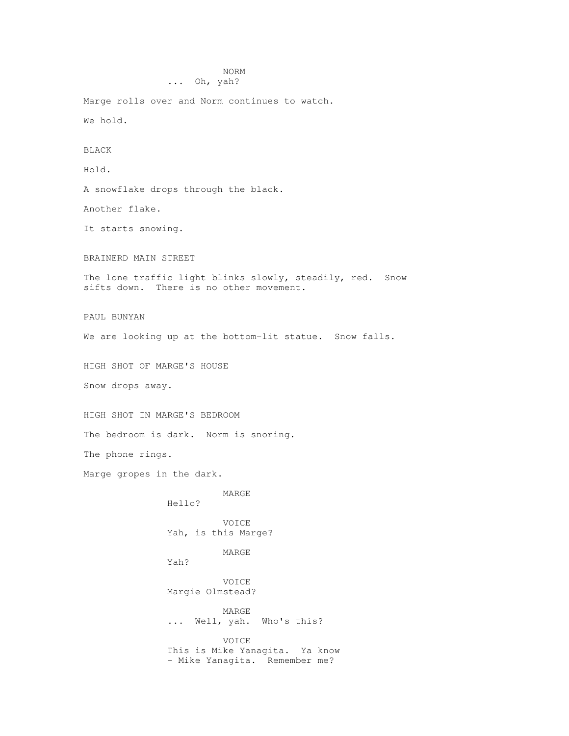NORM

... Oh, yah?

Marge rolls over and Norm continues to watch.

We hold.

BLACK

Hold.

A snowflake drops through the black.

Another flake.

It starts snowing.

BRAINERD MAIN STREET

The lone traffic light blinks slowly, steadily, red. Snow sifts down. There is no other movement.

PAUL BUNYAN

We are looking up at the bottom-lit statue. Snow falls.

HIGH SHOT OF MARGE'S HOUSE

Snow drops away.

HIGH SHOT IN MARGE'S BEDROOM

The bedroom is dark. Norm is snoring.

The phone rings.

Marge gropes in the dark.

MARGE

Hello?

VOICE

Yah, is this Marge?

MARGE

Yah?

VOICE

Margie Olmstead?

MARGE

... Well, yah. Who's this?

VOICE

This is Mike Yanagita. Ya know - Mike Yanagita. Remember me?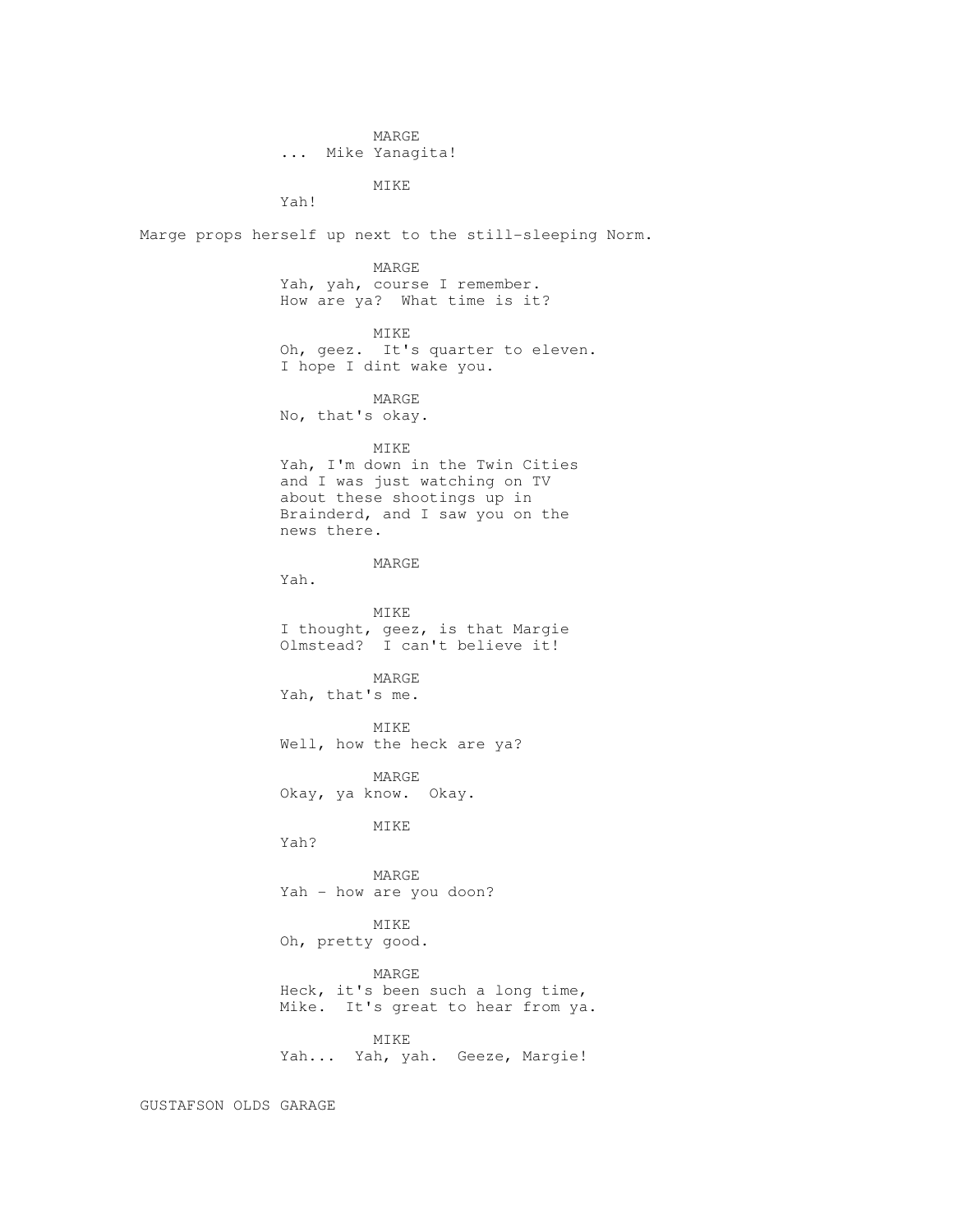MARGE

... Mike Yanagita!

MIKE

Yah!

Marge props herself up next to the still-sleeping Norm.

MARGE

Yah, yah, course I remember. How are ya? What time is it?

MIKE

Oh, geez. It's quarter to eleven. I hope I dint wake you.

MARGE

No, that's okay.

MIKE

Yah, I'm down in the Twin Cities and I was just watching on TV about these shootings up in Brainderd, and I saw you on the news there.

MARGE

Yah.

MIKE

I thought, geez, is that Margie Olmstead? I can't believe it!

MARGE

Yah, that's me.

MIKE

Well, how the heck are ya?

MARGE

Okay, ya know. Okay.

MIKE

Yah?

MARGE

Yah - how are you doon?

MIKE

Oh, pretty good.

MARGE

Heck, it's been such a long time, Mike. It's great to hear from ya.

MIKE

Yah... Yah, yah. Geeze, Margie!

GUSTAFSON OLDS GARAGE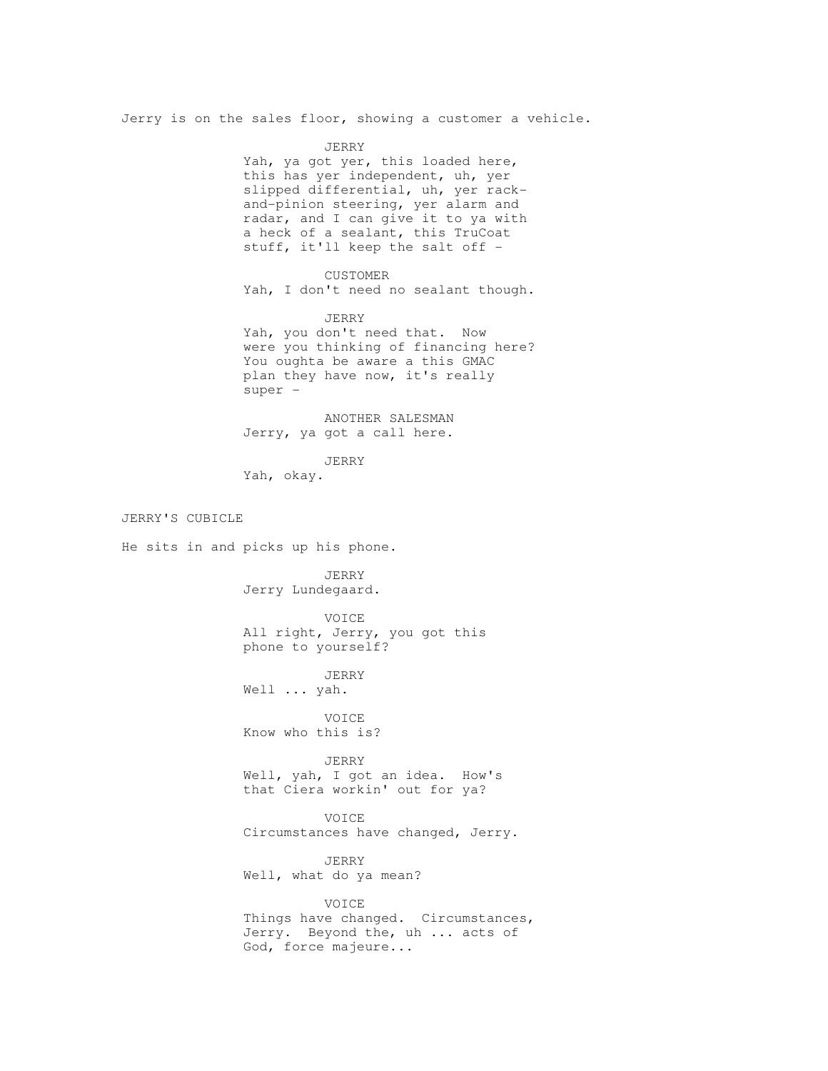Jerry is on the sales floor, showing a customer a vehicle.

JERRY
Yah, ya got yer, this loaded here, this has yer independent, uh, yer slipped differential, uh, yer rack-and-pinion steering, yer alarm and radar, and I can give it to ya with a heck of a sealant, this TruCoat stuff, it'll keep the salt off -

CUSTOMER
Yah, I don't need no sealant though.

JERRY
Yah, you don't need that. Now were you thinking of financing here? You oughta be aware a this GMAC plan they have now, it's really super -

ANOTHER SALESMAN
Jerry, ya got a call here.

JERRY
Yah, okay.

JERRY'S CUBICLE

He sits in and picks up his phone.

JERRY
Jerry Lundegaard.

VOICE
All right, Jerry, you got this phone to yourself?

JERRY
Well ... yah.

VOICE
Know who this is?

JERRY
Well, yah, I got an idea. How's that Ciera workin' out for ya?

VOICE
Circumstances have changed, Jerry.

JERRY
Well, what do ya mean?

VOICE
Things have changed. Circumstances, Jerry. Beyond the, uh ... acts of God, force majeure...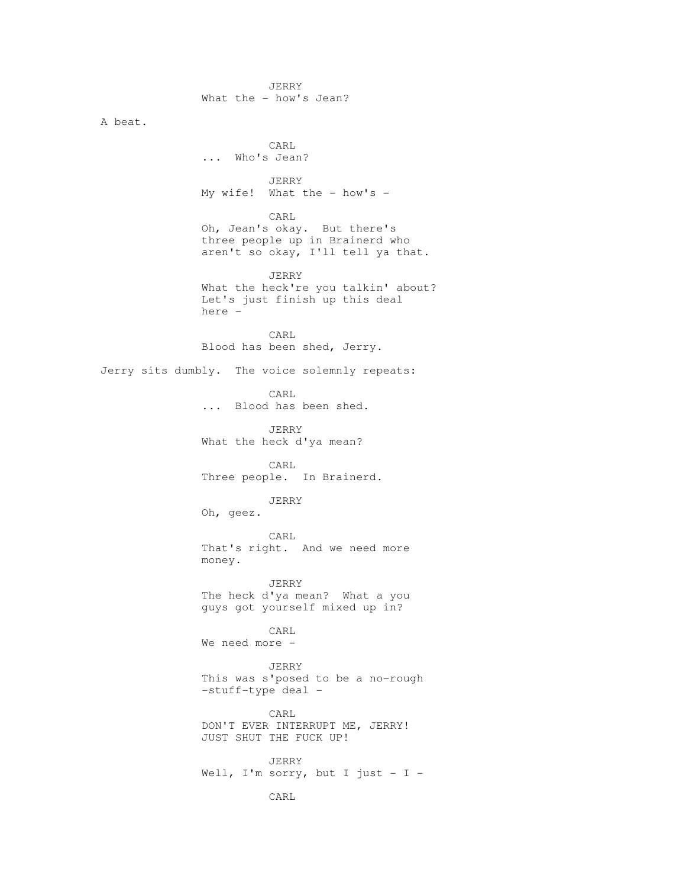JERRY
What the - how's Jean?

A beat.

CARL
... Who's Jean?

JERRY
My wife! What the - how's -

CARL
Oh, Jean's okay. But there's three people up in Brainerd who aren't so okay, I'll tell ya that.

JERRY
What the heck're you talkin' about? Let's just finish up this deal here -

CARL
Blood has been shed, Jerry.

Jerry sits dumbly. The voice solemnly repeats:

CARL
... Blood has been shed.

JERRY
What the heck d'ya mean?

CARL
Three people. In Brainerd.

JERRY
Oh, geez.

CARL
That's right. And we need more money.

JERRY
The heck d'ya mean? What a you guys got yourself mixed up in?

CARL
We need more -

JERRY
This was s'posed to be a no-rough -stuff-type deal -

CARL
DON'T EVER INTERRUPT ME, JERRY! JUST SHUT THE FUCK UP!

JERRY
Well, I'm sorry, but I just - I -

CARL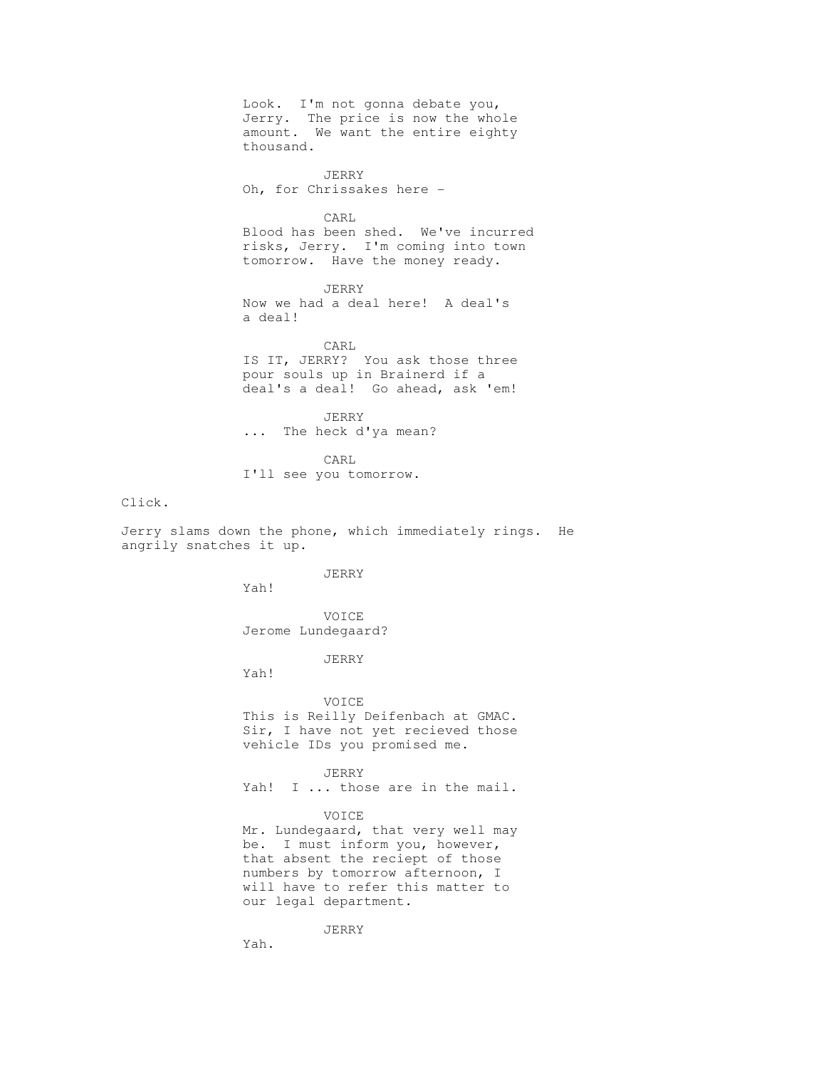Look. I'm not gonna debate you, Jerry. The price is now the whole amount. We want the entire eighty thousand.

JERRY
Oh, for Chrissakes here -

CARL
Blood has been shed. We've incurred risks, Jerry. I'm coming into town tomorrow. Have the money ready.

JERRY
Now we had a deal here! A deal's a deal!

CARL
IS IT, JERRY? You ask those three pour souls up in Brainerd if a deal's a deal! Go ahead, ask 'em!

JERRY
... The heck d'ya mean?

CARL
I'll see you tomorrow.

Click.

Jerry slams down the phone, which immediately rings. He angrily snatches it up.

JERRY
Yah!

VOICE
Jerome Lundegaard?

JERRY
Yah!

VOICE
This is Reilly Deifenbach at GMAC. Sir, I have not yet recieved those vehicle IDs you promised me.

JERRY
Yah! I ... those are in the mail.

VOICE
Mr. Lundegaard, that very well may be. I must inform you, however, that absent the reciept of those numbers by tomorrow afternoon, I will have to refer this matter to our legal department.

JERRY
Yah.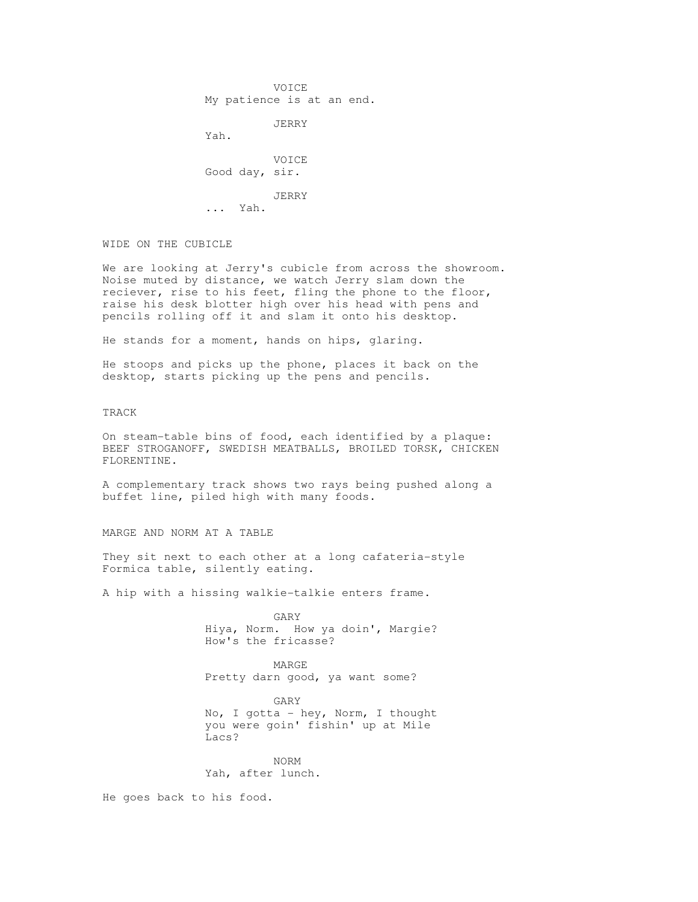VOICE
My patience is at an end.

JERRY
Yah.

VOICE
Good day, sir.

JERRY
... Yah.

WIDE ON THE CUBICLE

We are looking at Jerry's cubicle from across the showroom. Noise muted by distance, we watch Jerry slam down the reciever, rise to his feet, fling the phone to the floor, raise his desk blotter high over his head with pens and pencils rolling off it and slam it onto his desktop.

He stands for a moment, hands on hips, glaring.

He stoops and picks up the phone, places it back on the desktop, starts picking up the pens and pencils.

TRACK

On steam-table bins of food, each identified by a plaque: BEEF STROGANOFF, SWEDISH MEATBALLS, BROILED TORSK, CHICKEN FLORENTINE.

A complementary track shows two rays being pushed along a buffet line, piled high with many foods.

MARGE AND NORM AT A TABLE

They sit next to each other at a long cafateria-style Formica table, silently eating.

A hip with a hissing walkie-talkie enters frame.

GARY
Hiya, Norm. How ya doin', Margie? How's the fricasse?

MARGE
Pretty darn good, ya want some?

GARY
No, I gotta - hey, Norm, I thought you were goin' fishin' up at Mile Lacs?

NORM
Yah, after lunch.

He goes back to his food.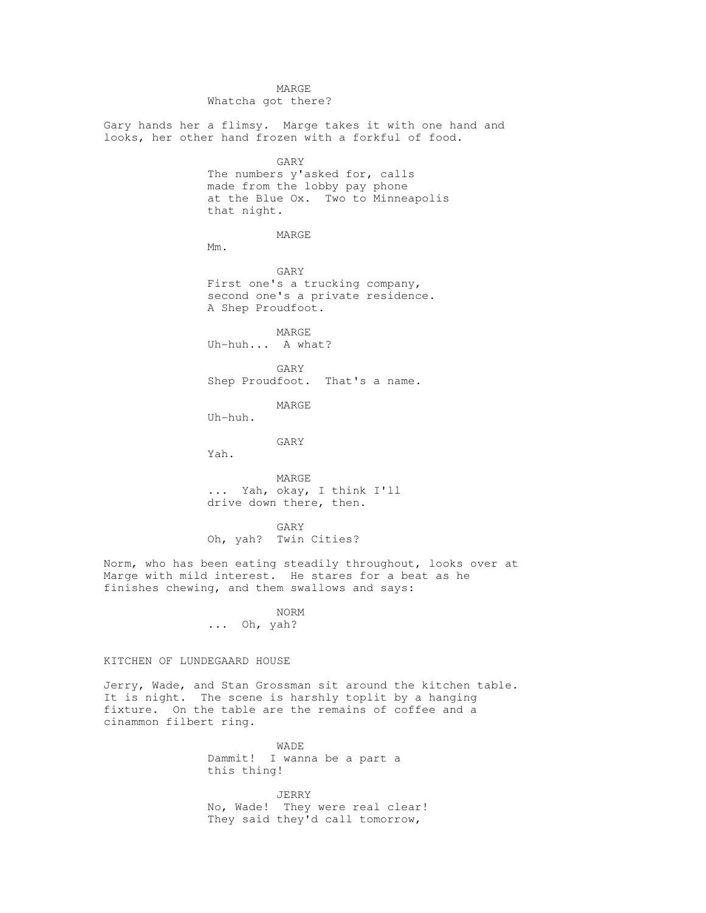MARGE
Whatcha got there?

Gary hands her a flimsy. Marge takes it with one hand and looks, her other hand frozen with a forkful of food.

GARY
The numbers y'asked for, calls made from the lobby pay phone at the Blue Ox. Two to Minneapolis that night.

MARGE
Mm.

GARY
First one's a trucking company, second one's a private residence. A Shep Proudfoot.

MARGE
Uh-huh... A what?

GARY
Shep Proudfoot. That's a name.

MARGE
Uh-huh.

GARY
Yah.

MARGE
... Yah, okay, I think I'll drive down there, then.

GARY
Oh, yah? Twin Cities?

Norm, who has been eating steadily throughout, looks over at Marge with mild interest. He stares for a beat as he finishes chewing, and them swallows and says:

NORM
... Oh, yah?

KITCHEN OF LUNDEGAARD HOUSE

Jerry, Wade, and Stan Grossman sit around the kitchen table. It is night. The scene is harshly toplit by a hanging fixture. On the table are the remains of coffee and a cinammon filbert ring.

WADE
Dammit! I wanna be a part a this thing!

JERRY
No, Wade! They were real clear! They said they'd call tomorrow,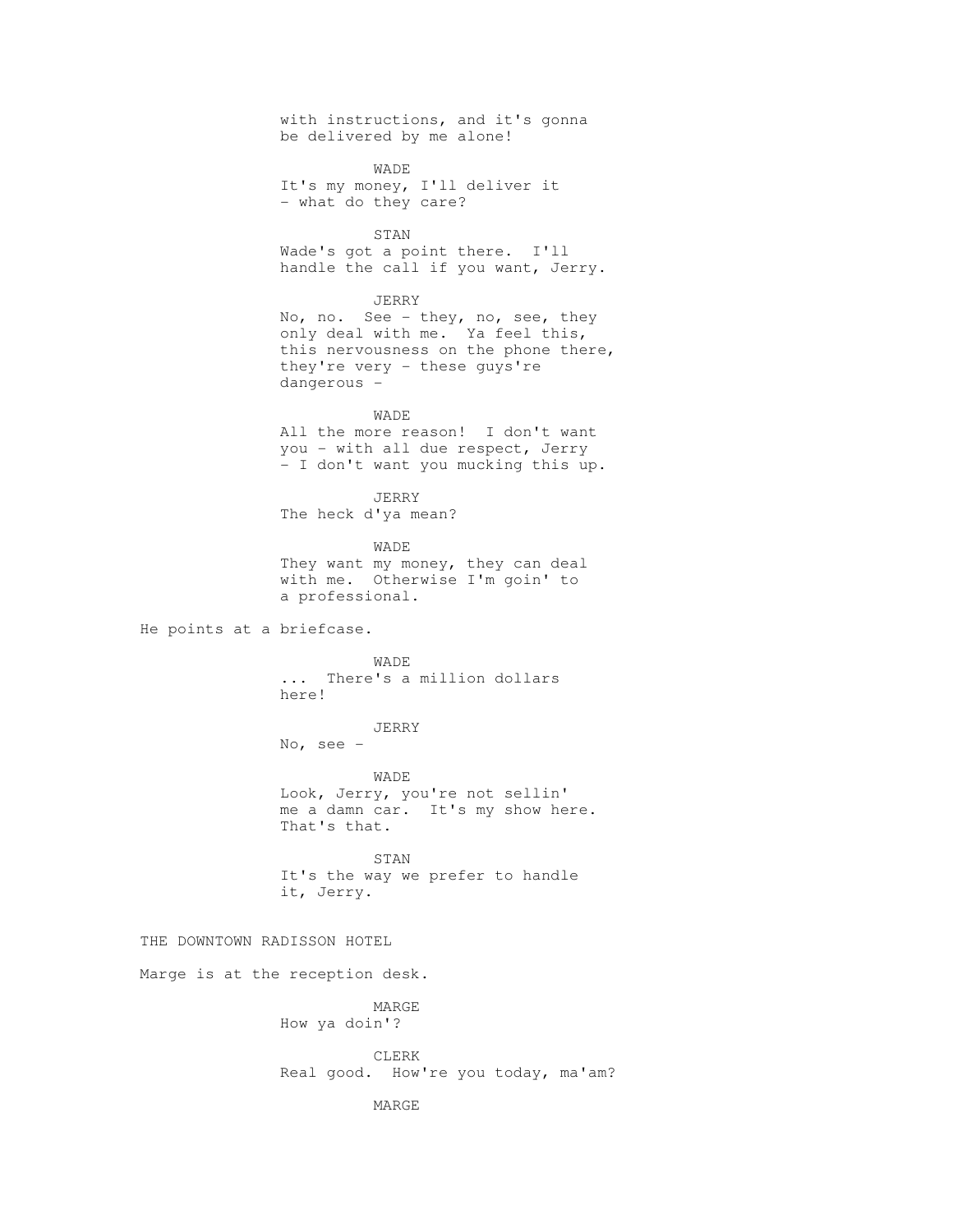with instructions, and it's gonna
be delivered by me alone!

WADE
It's my money, I'll deliver it
- what do they care?

STAN
Wade's got a point there. I'll
handle the call if you want, Jerry.

JERRY
No, no. See - they, no, see, they
only deal with me. Ya feel this,
this nervousness on the phone there,
they're very - these guys're
dangerous -

WADE
All the more reason! I don't want
you - with all due respect, Jerry
- I don't want you mucking this up.

JERRY
The heck d'ya mean?

WADE
They want my money, they can deal
with me. Otherwise I'm goin' to
a professional.

He points at a briefcase.

WADE
... There's a million dollars
here!

JERRY
No, see -

WADE
Look, Jerry, you're not sellin'
me a damn car. It's my show here.
That's that.

STAN
It's the way we prefer to handle
it, Jerry.

THE DOWNTOWN RADISSON HOTEL

Marge is at the reception desk.

MARGE
How ya doin'?

CLERK
Real good. How're you today, ma'am?

MARGE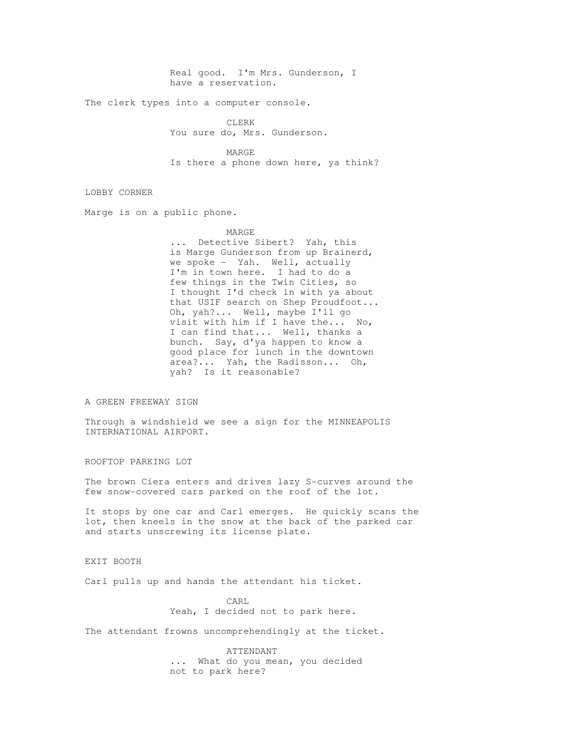Real good. I'm Mrs. Gunderson, I have a reservation.

The clerk types into a computer console.

CLERK
You sure do, Mrs. Gunderson.

MARGE
Is there a phone down here, ya think?

LOBBY CORNER

Marge is on a public phone.

MARGE
... Detective Sibert? Yah, this is Marge Gunderson from up Brainerd, we spoke - Yah. Well, actually I'm in town here. I had to do a few things in the Twin Cities, so I thought I'd check in with ya about that USIF search on Shep Proudfoot... Oh, yah?... Well, maybe I'll go visit with him if I have the... No, I can find that... Well, thanks a bunch. Say, d'ya happen to know a good place for lunch in the downtown area?... Yah, the Radisson... Oh, yah? Is it reasonable?

A GREEN FREEWAY SIGN

Through a windshield we see a sign for the MINNEAPOLIS INTERNATIONAL AIRPORT.

ROOFTOP PARKING LOT

The brown Ciera enters and drives lazy S-curves around the few snow-covered cars parked on the roof of the lot.

It stops by one car and Carl emerges. He quickly scans the lot, then kneels in the snow at the back of the parked car and starts unscrewing its license plate.

EXIT BOOTH

Carl pulls up and hands the attendant his ticket.

CARL
Yeah, I decided not to park here.

The attendant frowns uncomprehendingly at the ticket.

ATTENDANT
... What do you mean, you decided not to park here?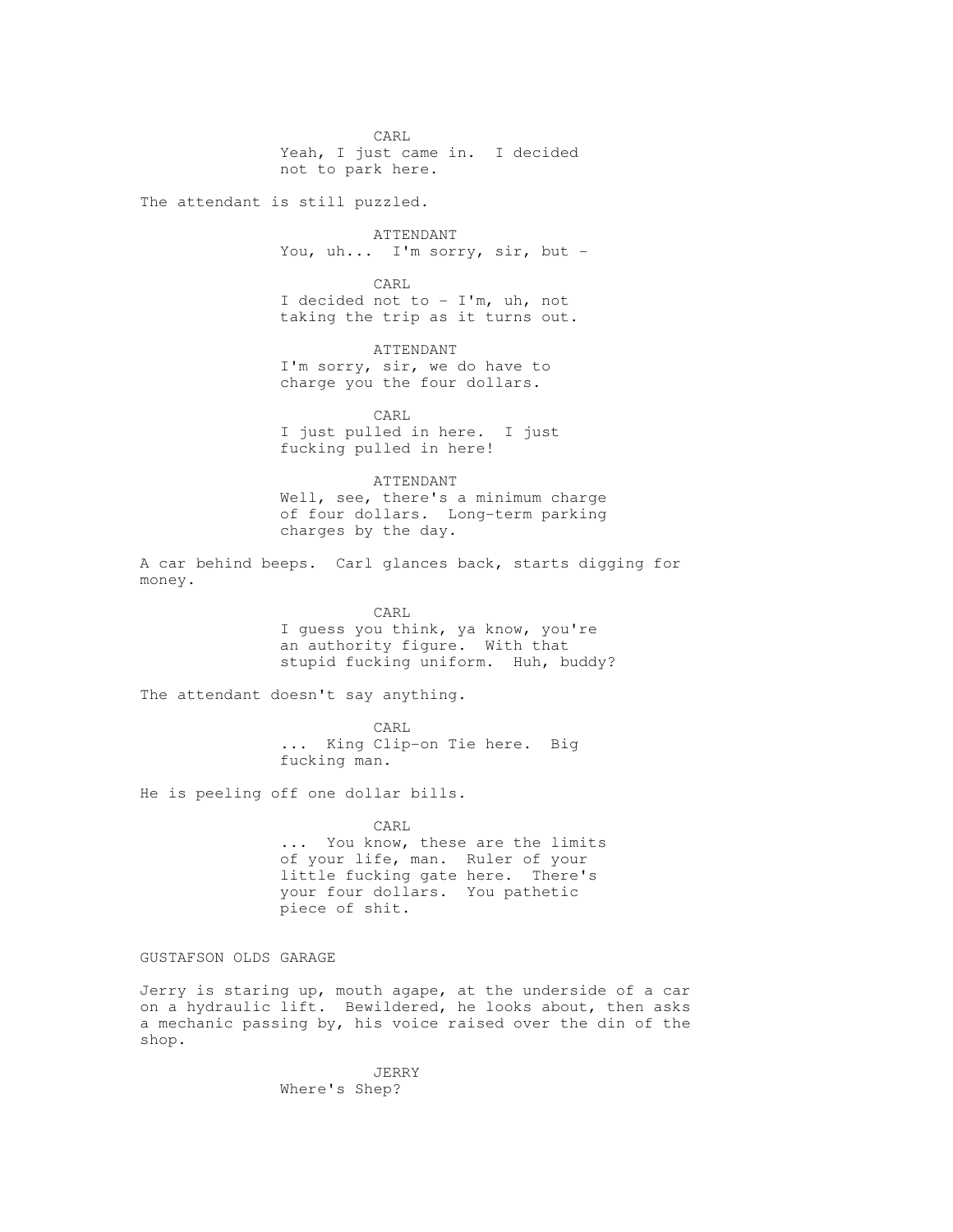CARL
Yeah, I just came in. I decided not to park here.

The attendant is still puzzled.

ATTENDANT
You, uh... I'm sorry, sir, but -

CARL
I decided not to - I'm, uh, not taking the trip as it turns out.

ATTENDANT
I'm sorry, sir, we do have to charge you the four dollars.

CARL
I just pulled in here. I just fucking pulled in here!

ATTENDANT
Well, see, there's a minimum charge of four dollars. Long-term parking charges by the day.

A car behind beeps. Carl glances back, starts digging for money.

CARL
I guess you think, ya know, you're an authority figure. With that stupid fucking uniform. Huh, buddy?

The attendant doesn't say anything.

CARL
... King Clip-on Tie here. Big fucking man.

He is peeling off one dollar bills.

CARL
... You know, these are the limits of your life, man. Ruler of your little fucking gate here. There's your four dollars. You pathetic piece of shit.

GUSTAFSON OLDS GARAGE

Jerry is staring up, mouth agape, at the underside of a car on a hydraulic lift. Bewildered, he looks about, then asks a mechanic passing by, his voice raised over the din of the shop.

JERRY
Where's Shep?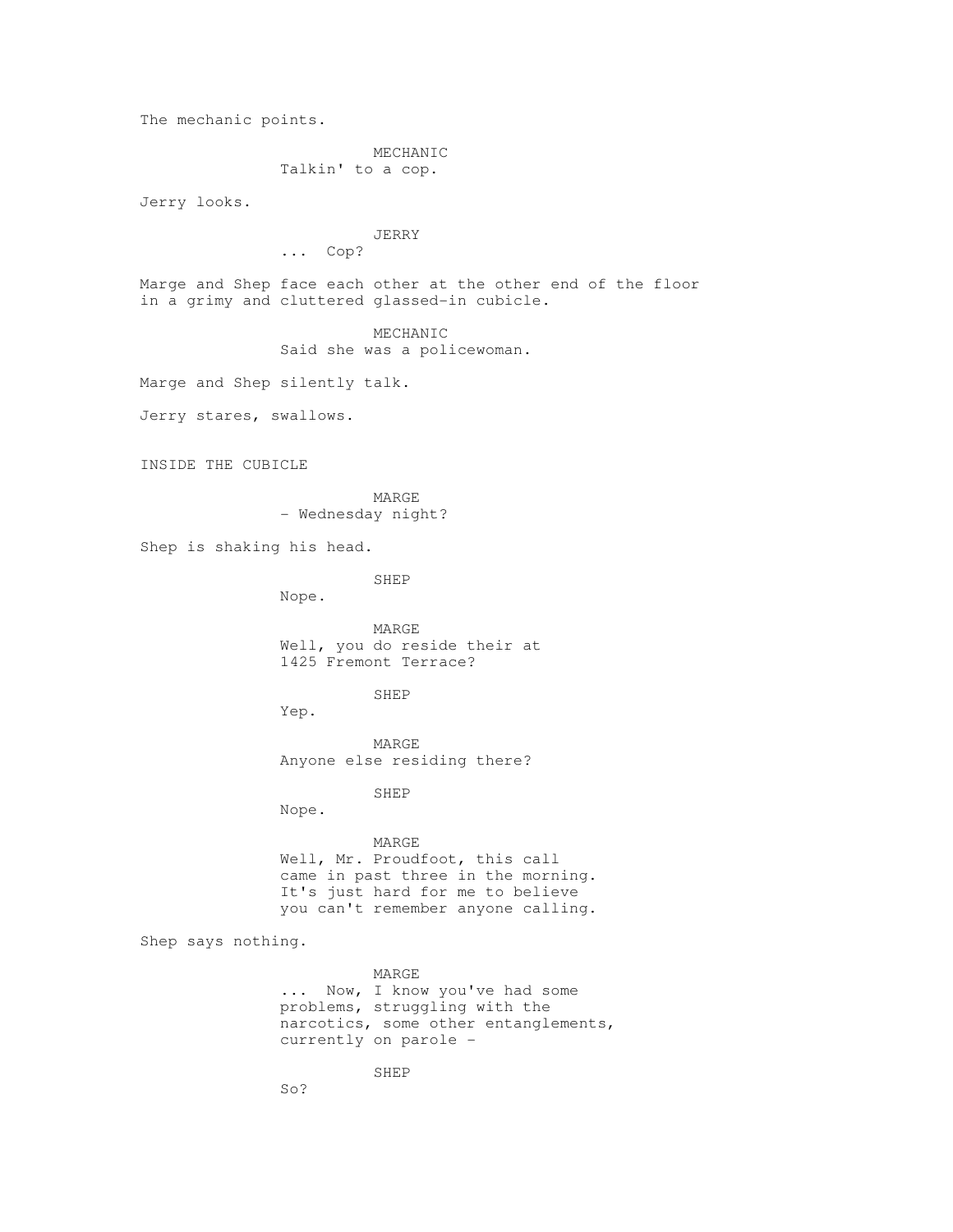The mechanic points.

MECHANIC
Talkin' to a cop.

Jerry looks.

JERRY
... Cop?

Marge and Shep face each other at the other end of the floor in a grimy and cluttered glassed-in cubicle.

MECHANIC
Said she was a policewoman.

Marge and Shep silently talk.

Jerry stares, swallows.

INSIDE THE CUBICLE

MARGE
- Wednesday night?

Shep is shaking his head.

SHEP
Nope.

MARGE
Well, you do reside their at 1425 Fremont Terrace?

SHEP
Yep.

MARGE
Anyone else residing there?

SHEP
Nope.

MARGE
Well, Mr. Proudfoot, this call came in past three in the morning. It's just hard for me to believe you can't remember anyone calling.

Shep says nothing.

MARGE
... Now, I know you've had some problems, struggling with the narcotics, some other entanglements, currently on parole -

SHEP
So?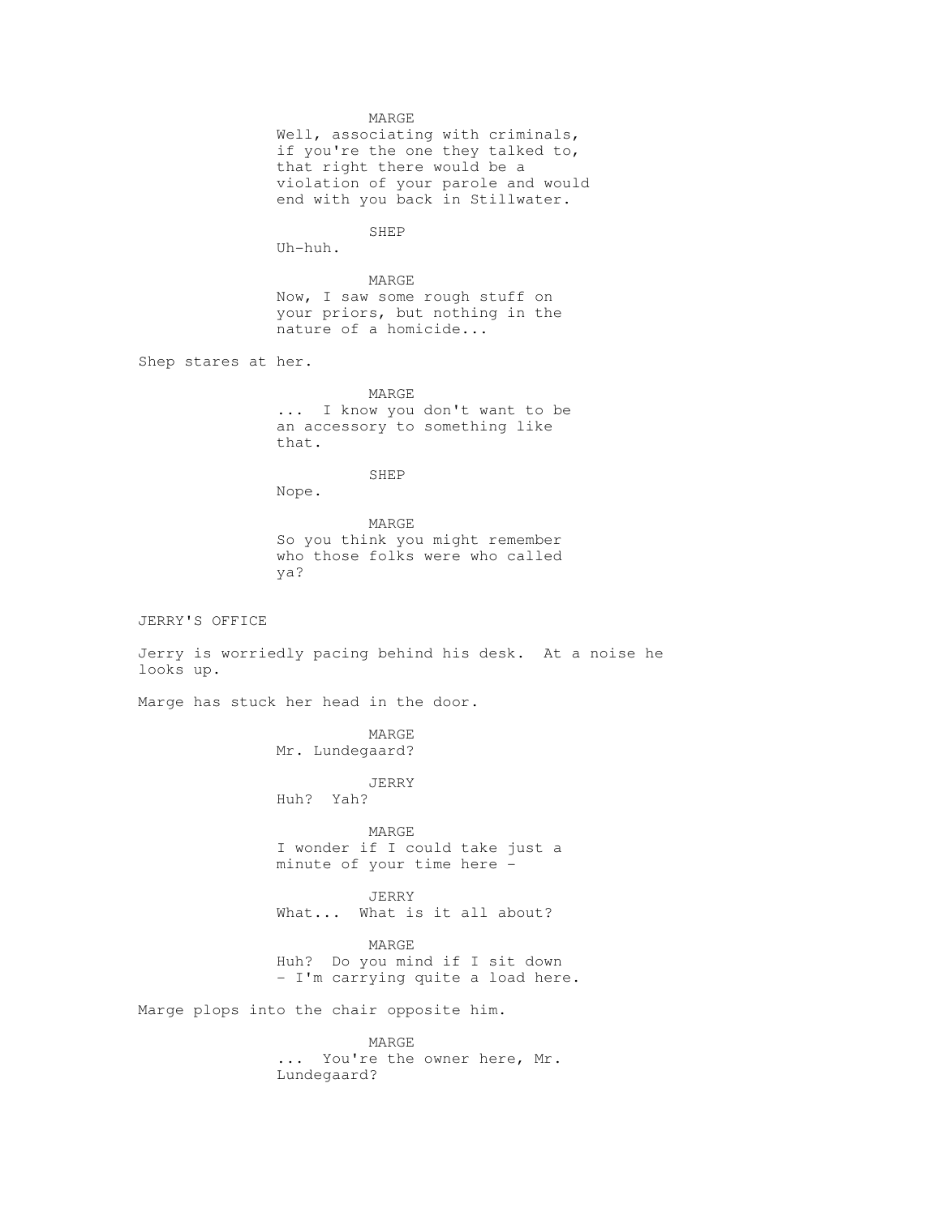MARGE
Well, associating with criminals, if you're the one they talked to, that right there would be a violation of your parole and would end with you back in Stillwater.

SHEP
Uh-huh.

MARGE
Now, I saw some rough stuff on your priors, but nothing in the nature of a homicide...

Shep stares at her.

MARGE
... I know you don't want to be an accessory to something like that.

SHEP
Nope.

MARGE
So you think you might remember who those folks were who called ya?

JERRY'S OFFICE

Jerry is worriedly pacing behind his desk. At a noise he looks up.

Marge has stuck her head in the door.

MARGE
Mr. Lundegaard?

JERRY
Huh? Yah?

MARGE
I wonder if I could take just a minute of your time here -

JERRY
What... What is it all about?

MARGE
Huh? Do you mind if I sit down - I'm carrying quite a load here.

Marge plops into the chair opposite him.

MARGE
... You're the owner here, Mr. Lundegaard?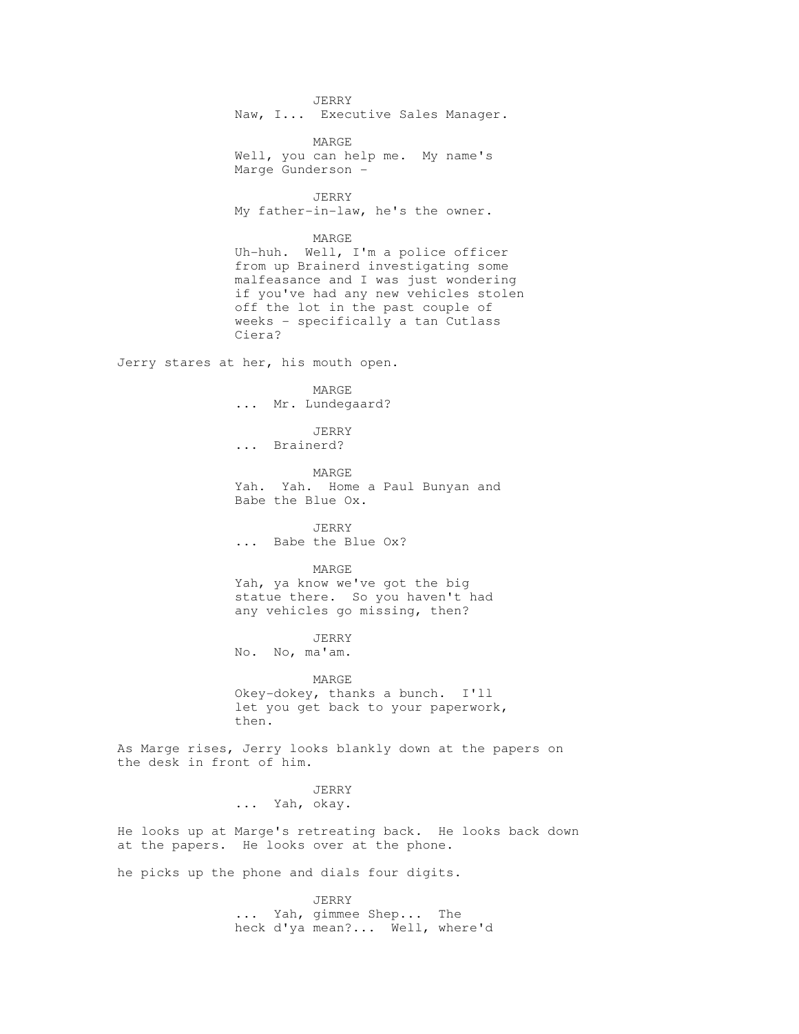JERRY
Naw, I...  Executive Sales Manager.

MARGE
Well, you can help me.  My name's Marge Gunderson -

JERRY
My father-in-law, he's the owner.

MARGE
Uh-huh.  Well, I'm a police officer from up Brainerd investigating some malfeasance and I was just wondering if you've had any new vehicles stolen off the lot in the past couple of weeks - specifically a tan Cutlass Ciera?

Jerry stares at her, his mouth open.

MARGE
...  Mr. Lundegaard?

JERRY
...  Brainerd?

MARGE
Yah.  Yah.  Home a Paul Bunyan and Babe the Blue Ox.

JERRY
...  Babe the Blue Ox?

MARGE
Yah, ya know we've got the big statue there.  So you haven't had any vehicles go missing, then?

JERRY
No.  No, ma'am.

MARGE
Okey-dokey, thanks a bunch.  I'll let you get back to your paperwork, then.

As Marge rises, Jerry looks blankly down at the papers on the desk in front of him.

JERRY
...  Yah, okay.

He looks up at Marge's retreating back.  He looks back down at the papers.  He looks over at the phone.

he picks up the phone and dials four digits.

JERRY
...  Yah, gimmee Shep...  The heck d'ya mean?...  Well, where'd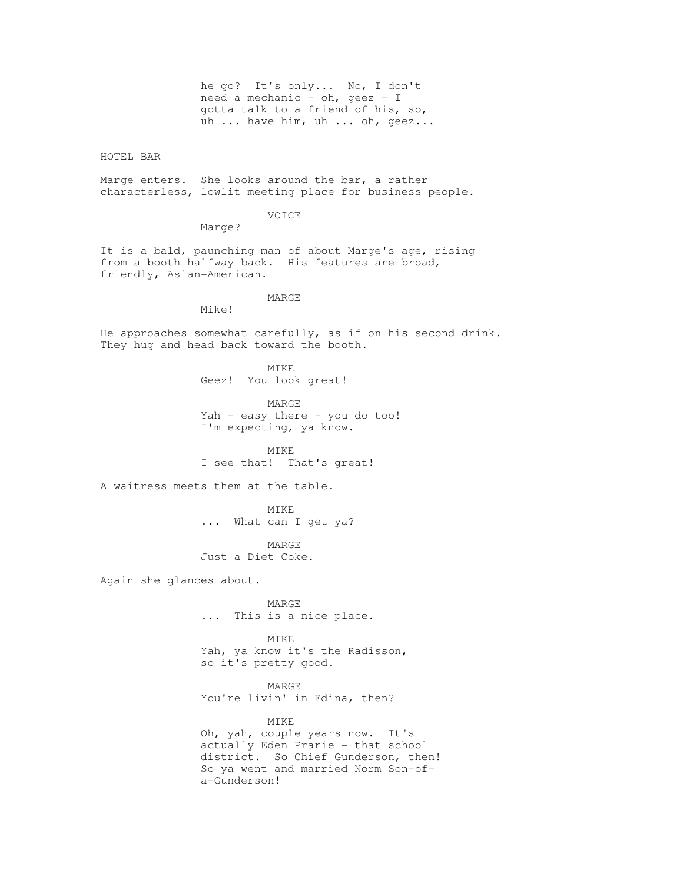he go? It's only... No, I don't need a mechanic - oh, geez - I gotta talk to a friend of his, so, uh ... have him, uh ... oh, geez...

HOTEL BAR

Marge enters. She looks around the bar, a rather characterless, lowlit meeting place for business people.

VOICE

Marge?

It is a bald, paunching man of about Marge's age, rising from a booth halfway back. His features are broad, friendly, Asian-American.

MARGE

Mike!

He approaches somewhat carefully, as if on his second drink. They hug and head back toward the booth.

MIKE

Geez! You look great!

MARGE

Yah - easy there - you do too! I'm expecting, ya know.

MIKE

I see that! That's great!

A waitress meets them at the table.

MIKE

... What can I get ya?

MARGE

Just a Diet Coke.

Again she glances about.

MARGE

... This is a nice place.

MIKE

Yah, ya know it's the Radisson, so it's pretty good.

MARGE

You're livin' in Edina, then?

MIKE

Oh, yah, couple years now. It's actually Eden Prarie - that school district. So Chief Gunderson, then! So ya went and married Norm Son-of-a-Gunderson!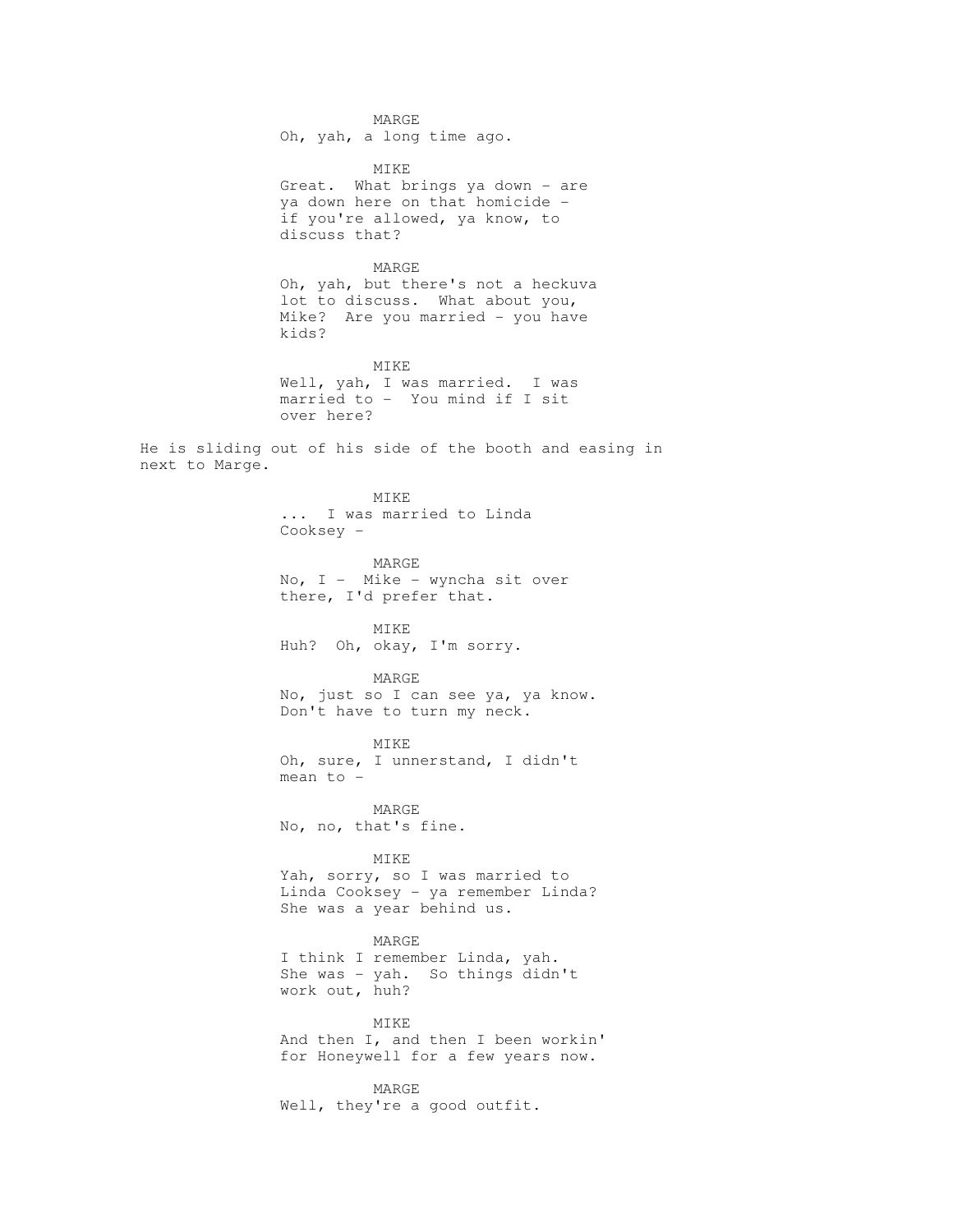MARGE
Oh, yah, a long time ago.

MIKE
Great. What brings ya down - are ya down here on that homicide - if you're allowed, ya know, to discuss that?

MARGE
Oh, yah, but there's not a heckuva lot to discuss. What about you, Mike? Are you married - you have kids?

MIKE
Well, yah, I was married. I was married to - You mind if I sit over here?

He is sliding out of his side of the booth and easing in next to Marge.

MIKE
... I was married to Linda Cooksey -

MARGE
No, I - Mike - wyncha sit over there, I'd prefer that.

MIKE
Huh? Oh, okay, I'm sorry.

MARGE
No, just so I can see ya, ya know. Don't have to turn my neck.

MIKE
Oh, sure, I unnerstand, I didn't mean to -

MARGE
No, no, that's fine.

MIKE
Yah, sorry, so I was married to Linda Cooksey - ya remember Linda? She was a year behind us.

MARGE
I think I remember Linda, yah. She was - yah. So things didn't work out, huh?

MIKE
And then I, and then I been workin' for Honeywell for a few years now.

MARGE
Well, they're a good outfit.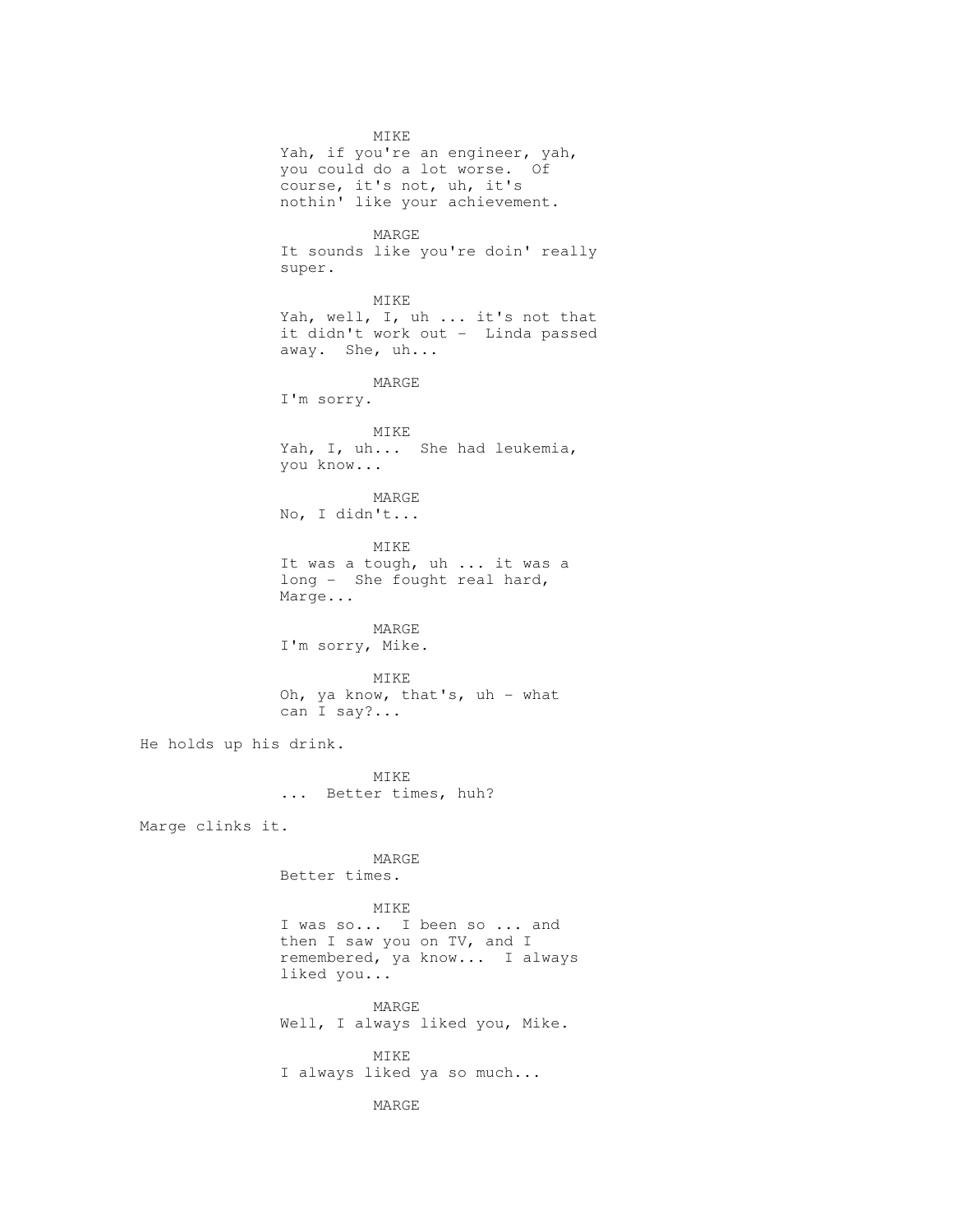MIKE
Yah, if you're an engineer, yah, you could do a lot worse. Of course, it's not, uh, it's nothin' like your achievement.

MARGE
It sounds like you're doin' really super.

MIKE
Yah, well, I, uh ... it's not that it didn't work out - Linda passed away. She, uh...

MARGE
I'm sorry.

MIKE
Yah, I, uh... She had leukemia, you know...

MARGE
No, I didn't...

MIKE
It was a tough, uh ... it was a long - She fought real hard, Marge...

MARGE
I'm sorry, Mike.

MIKE
Oh, ya know, that's, uh - what can I say?...

He holds up his drink.

MIKE
... Better times, huh?

Marge clinks it.

MARGE
Better times.

MIKE
I was so... I been so ... and then I saw you on TV, and I remembered, ya know... I always liked you...

MARGE
Well, I always liked you, Mike.

MIKE
I always liked ya so much...

MARGE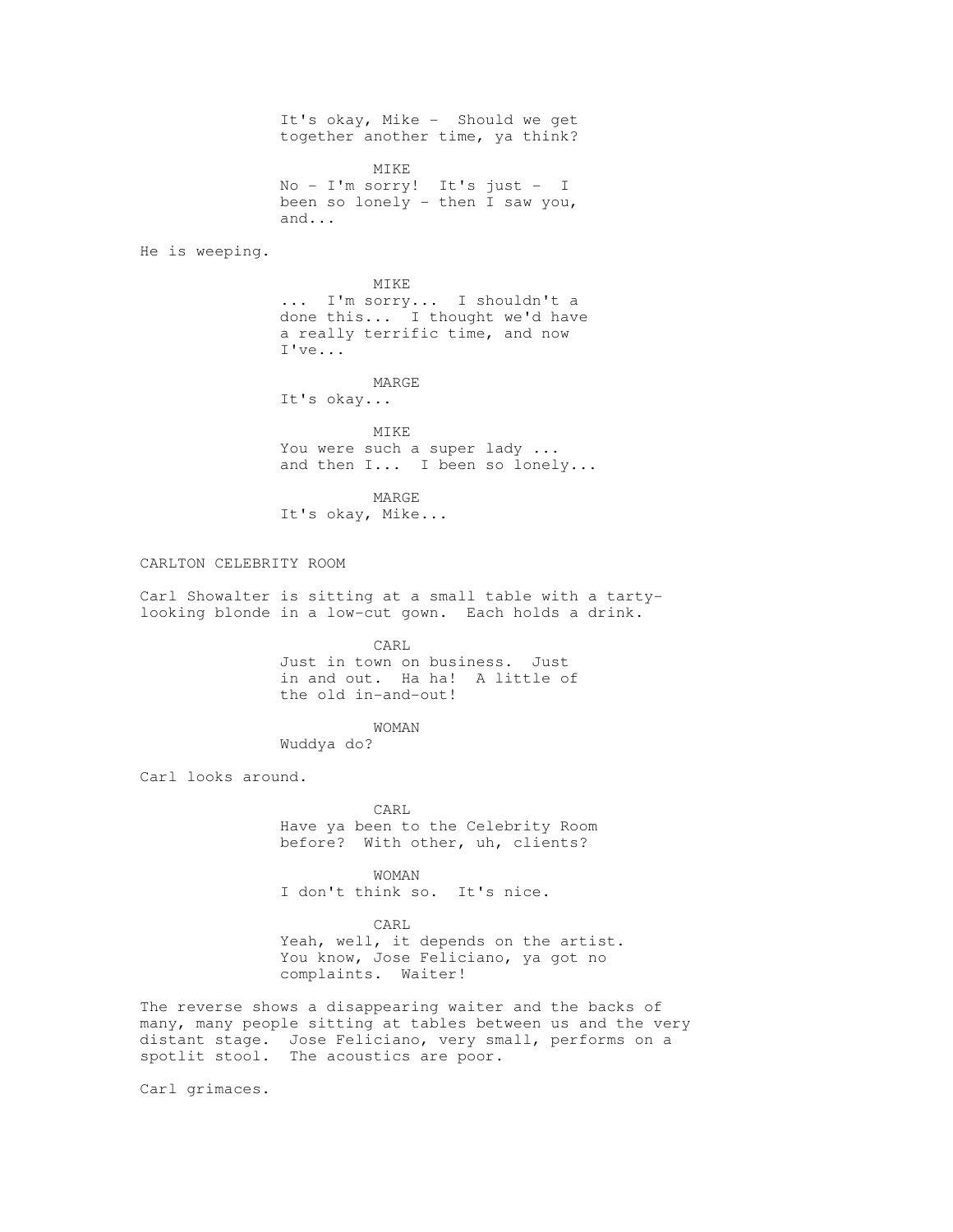It's okay, Mike -  Should we get together another time, ya think?

MIKE

No - I'm sorry!  It's just -  I been so lonely - then I saw you, and...

He is weeping.

MIKE

... I'm sorry...  I shouldn't a done this...  I thought we'd have a really terrific time, and now I've...

MARGE

It's okay...

MIKE

You were such a super lady ... and then I...  I been so lonely...

MARGE

It's okay, Mike...

CARLTON CELEBRITY ROOM

Carl Showalter is sitting at a small table with a tarty-looking blonde in a low-cut gown.  Each holds a drink.

CARL

Just in town on business.  Just in and out.  Ha ha!  A little of the old in-and-out!

WOMAN

Wuddya do?

Carl looks around.

CARL

Have ya been to the Celebrity Room before?  With other, uh, clients?

WOMAN

I don't think so.  It's nice.

CARL

Yeah, well, it depends on the artist. You know, Jose Feliciano, ya got no complaints.  Waiter!

The reverse shows a disappearing waiter and the backs of many, many people sitting at tables between us and the very distant stage.  Jose Feliciano, very small, performs on a spotlit stool.  The acoustics are poor.

Carl grimaces.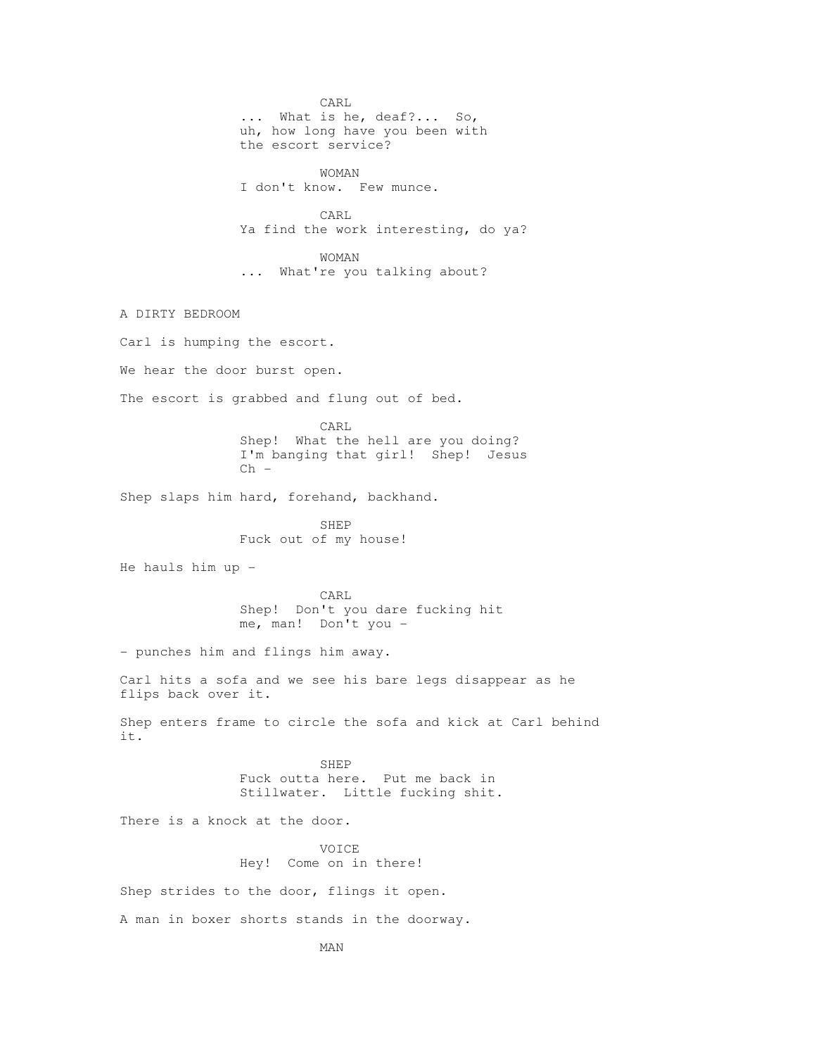CARL
... What is he, deaf?... So, uh, how long have you been with the escort service?

WOMAN
I don't know. Few munce.

CARL
Ya find the work interesting, do ya?

WOMAN
... What're you talking about?

A DIRTY BEDROOM

Carl is humping the escort.

We hear the door burst open.

The escort is grabbed and flung out of bed.

CARL
Shep! What the hell are you doing? I'm banging that girl! Shep! Jesus Ch -

Shep slaps him hard, forehand, backhand.

SHEP
Fuck out of my house!

He hauls him up -

CARL
Shep! Don't you dare fucking hit me, man! Don't you -

- punches him and flings him away.

Carl hits a sofa and we see his bare legs disappear as he flips back over it.

Shep enters frame to circle the sofa and kick at Carl behind it.

SHEP
Fuck outta here. Put me back in Stillwater. Little fucking shit.

There is a knock at the door.

VOICE
Hey! Come on in there!

Shep strides to the door, flings it open.

A man in boxer shorts stands in the doorway.

MAN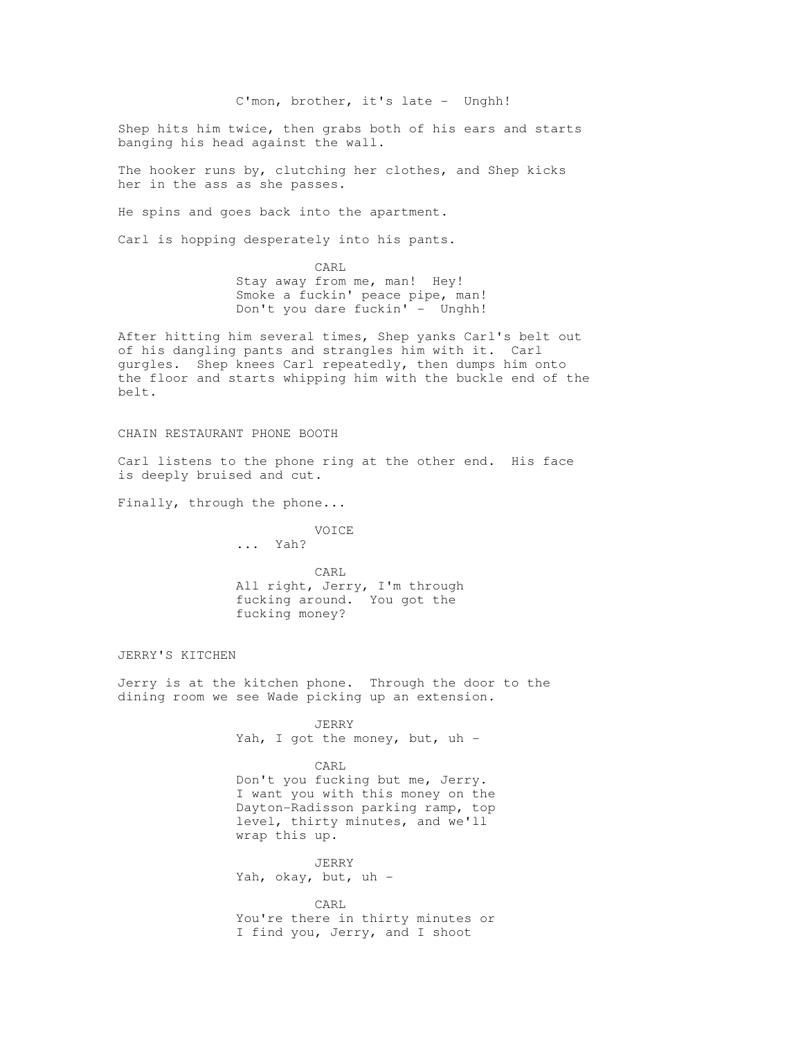C'mon, brother, it's late -  Unghh!

Shep hits him twice, then grabs both of his ears and starts banging his head against the wall.

The hooker runs by, clutching her clothes, and Shep kicks her in the ass as she passes.

He spins and goes back into the apartment.

Carl is hopping desperately into his pants.

CARL
Stay away from me, man!  Hey!
Smoke a fuckin' peace pipe, man!
Don't you dare fuckin' -  Unghh!

After hitting him several times, Shep yanks Carl's belt out of his dangling pants and strangles him with it.  Carl gurgles.  Shep knees Carl repeatedly, then dumps him onto the floor and starts whipping him with the buckle end of the belt.

CHAIN RESTAURANT PHONE BOOTH

Carl listens to the phone ring at the other end.  His face is deeply bruised and cut.

Finally, through the phone...

VOICE
...  Yah?

CARL
All right, Jerry, I'm through
fucking around.  You got the
fucking money?

JERRY'S KITCHEN

Jerry is at the kitchen phone.  Through the door to the dining room we see Wade picking up an extension.

JERRY
Yah, I got the money, but, uh -

CARL
Don't you fucking but me, Jerry.
I want you with this money on the
Dayton-Radisson parking ramp, top
level, thirty minutes, and we'll
wrap this up.

JERRY
Yah, okay, but, uh -

CARL
You're there in thirty minutes or
I find you, Jerry, and I shoot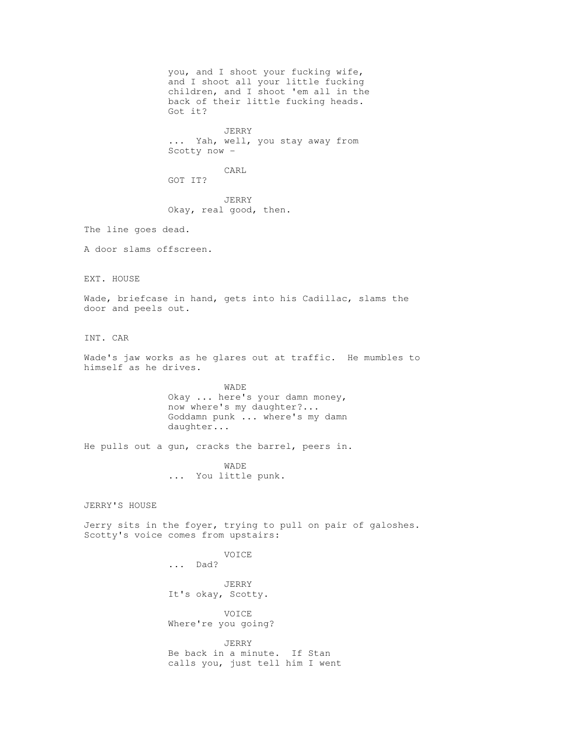you, and I shoot your fucking wife, and I shoot all your little fucking children, and I shoot 'em all in the back of their little fucking heads. Got it?

JERRY
... Yah, well, you stay away from Scotty now -

CARL
GOT IT?

JERRY
Okay, real good, then.

The line goes dead.

A door slams offscreen.

EXT. HOUSE

Wade, briefcase in hand, gets into his Cadillac, slams the door and peels out.

INT. CAR

Wade's jaw works as he glares out at traffic. He mumbles to himself as he drives.

WADE
Okay ... here's your damn money, now where's my daughter?... Goddamn punk ... where's my damn daughter...

He pulls out a gun, cracks the barrel, peers in.

WADE
... You little punk.

JERRY'S HOUSE

Jerry sits in the foyer, trying to pull on pair of galoshes. Scotty's voice comes from upstairs:

VOICE
... Dad?

JERRY
It's okay, Scotty.

VOICE
Where're you going?

JERRY
Be back in a minute. If Stan calls you, just tell him I went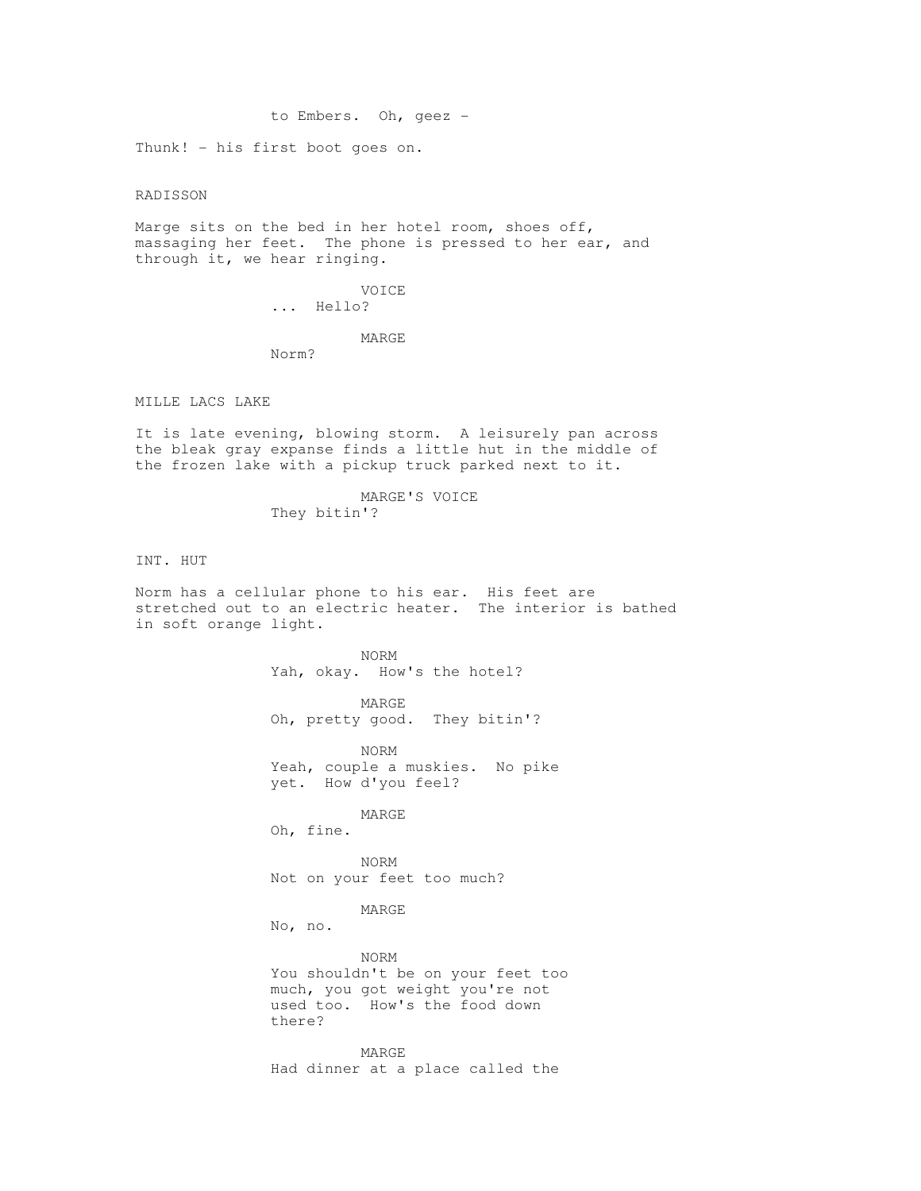to Embers. Oh, geez -

Thunk! - his first boot goes on.

RADISSON

Marge sits on the bed in her hotel room, shoes off, massaging her feet. The phone is pressed to her ear, and through it, we hear ringing.

VOICE
... Hello?

MARGE
Norm?

MILLE LACS LAKE

It is late evening, blowing storm. A leisurely pan across the bleak gray expanse finds a little hut in the middle of the frozen lake with a pickup truck parked next to it.

MARGE'S VOICE
They bitin'?

INT. HUT

Norm has a cellular phone to his ear. His feet are stretched out to an electric heater. The interior is bathed in soft orange light.

NORM
Yah, okay. How's the hotel?

MARGE
Oh, pretty good. They bitin'?

NORM
Yeah, couple a muskies. No pike yet. How d'you feel?

MARGE
Oh, fine.

NORM
Not on your feet too much?

MARGE
No, no.

NORM
You shouldn't be on your feet too much, you got weight you're not used too. How's the food down there?

MARGE
Had dinner at a place called the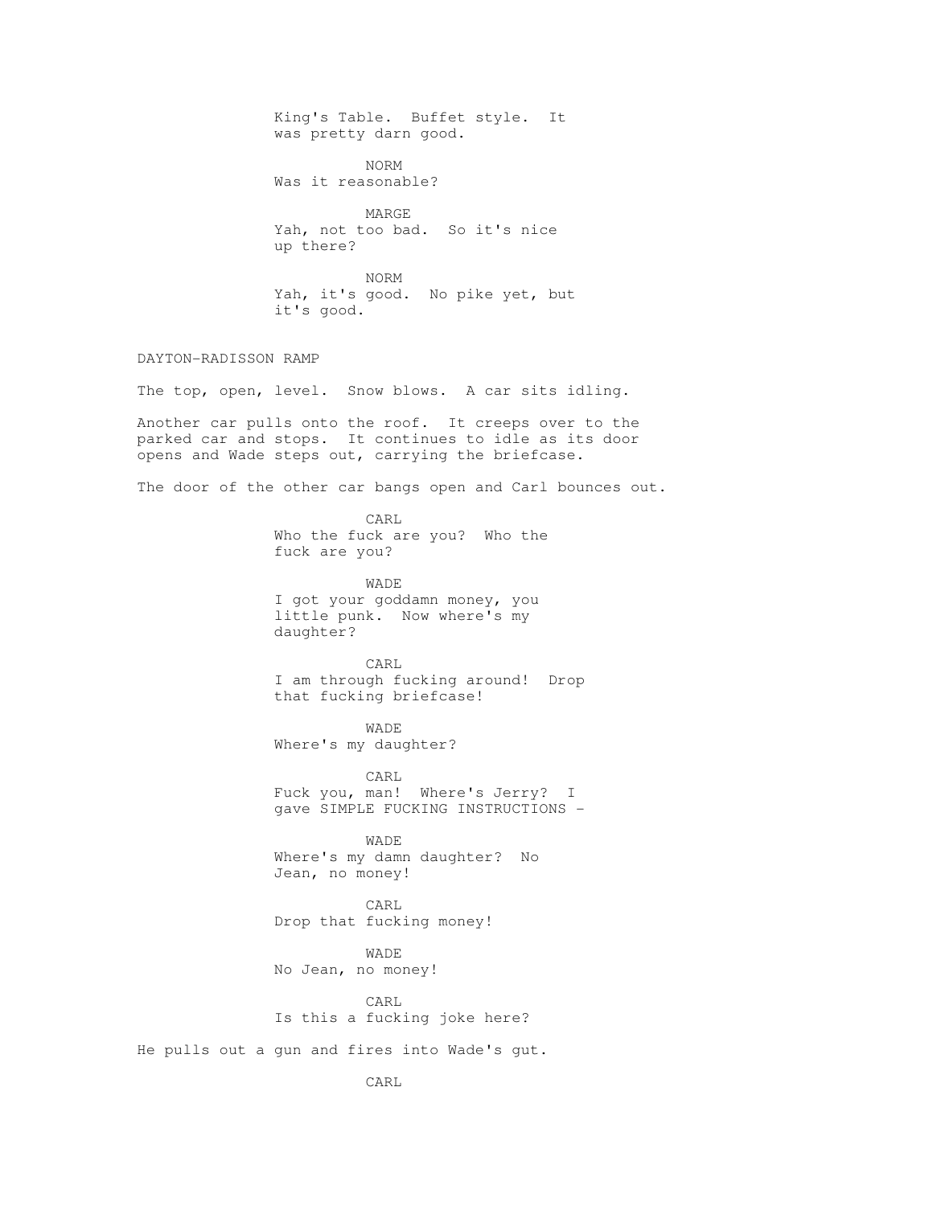King's Table. Buffet style. It was pretty darn good.

NORM

Was it reasonable?

MARGE

Yah, not too bad. So it's nice up there?

NORM

Yah, it's good. No pike yet, but it's good.

DAYTON-RADISSON RAMP

The top, open, level. Snow blows. A car sits idling.

Another car pulls onto the roof. It creeps over to the parked car and stops. It continues to idle as its door opens and Wade steps out, carrying the briefcase.

The door of the other car bangs open and Carl bounces out.

CARL

Who the fuck are you? Who the fuck are you?

WADE

I got your goddamn money, you little punk. Now where's my daughter?

CARL

I am through fucking around! Drop that fucking briefcase!

WADE

Where's my daughter?

CARL

Fuck you, man! Where's Jerry? I gave SIMPLE FUCKING INSTRUCTIONS -

WADE

Where's my damn daughter? No Jean, no money!

CARL

Drop that fucking money!

WADE

No Jean, no money!

CARL

Is this a fucking joke here?

He pulls out a gun and fires into Wade's gut.

CARL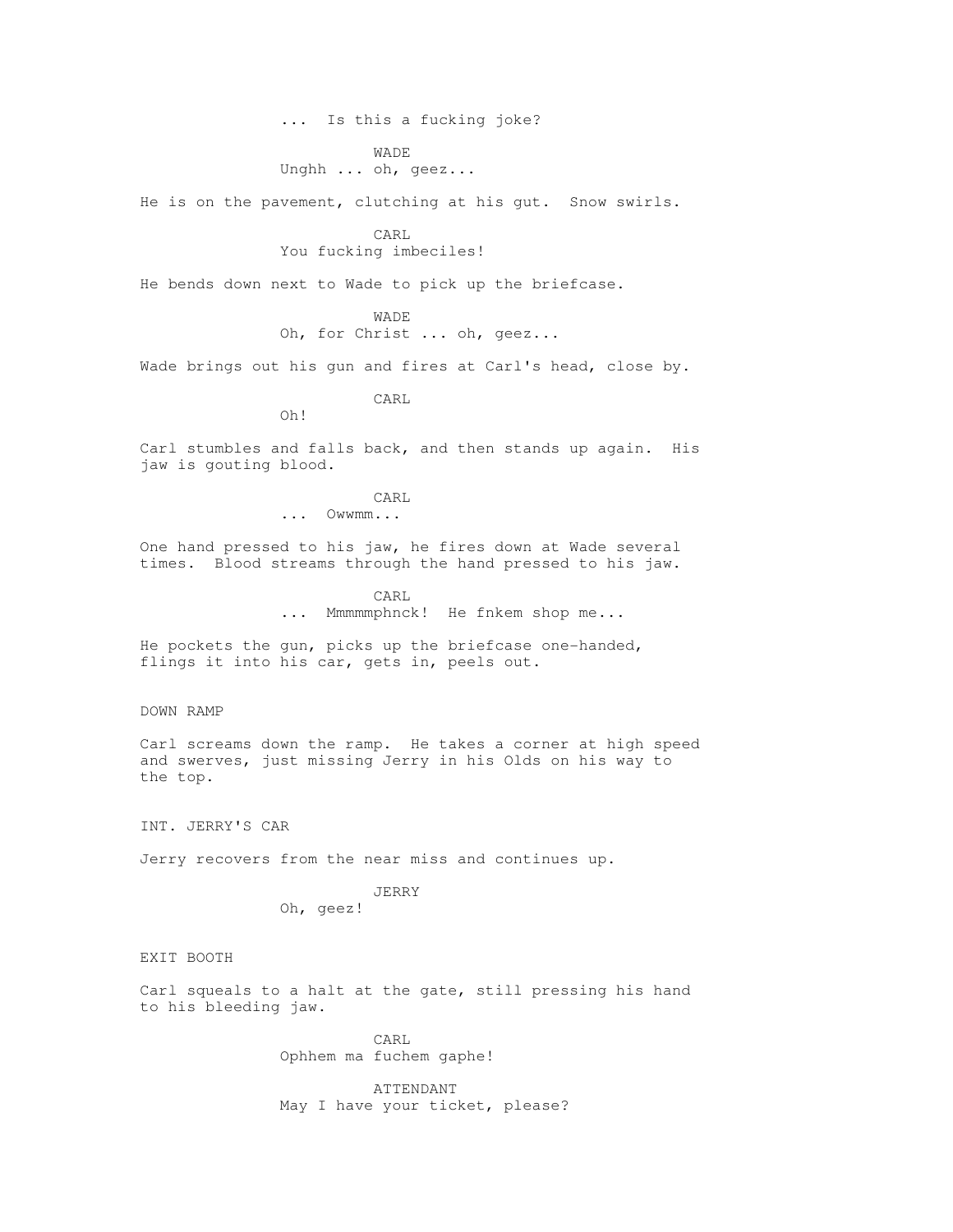... Is this a fucking joke?

WADE
Unghh ... oh, geez...

He is on the pavement, clutching at his gut. Snow swirls.

CARL
You fucking imbeciles!

He bends down next to Wade to pick up the briefcase.

WADE
Oh, for Christ ... oh, geez...

Wade brings out his gun and fires at Carl's head, close by.

CARL
Oh!

Carl stumbles and falls back, and then stands up again. His jaw is gouting blood.

CARL
... Owwmm...

One hand pressed to his jaw, he fires down at Wade several times. Blood streams through the hand pressed to his jaw.

CARL
... Mmmmmphnck! He fnkem shop me...

He pockets the gun, picks up the briefcase one-handed, flings it into his car, gets in, peels out.

DOWN RAMP

Carl screams down the ramp. He takes a corner at high speed and swerves, just missing Jerry in his Olds on his way to the top.

INT. JERRY'S CAR

Jerry recovers from the near miss and continues up.

JERRY
Oh, geez!

EXIT BOOTH

Carl squeals to a halt at the gate, still pressing his hand to his bleeding jaw.

CARL
Ophhem ma fuchem gaphe!

ATTENDANT
May I have your ticket, please?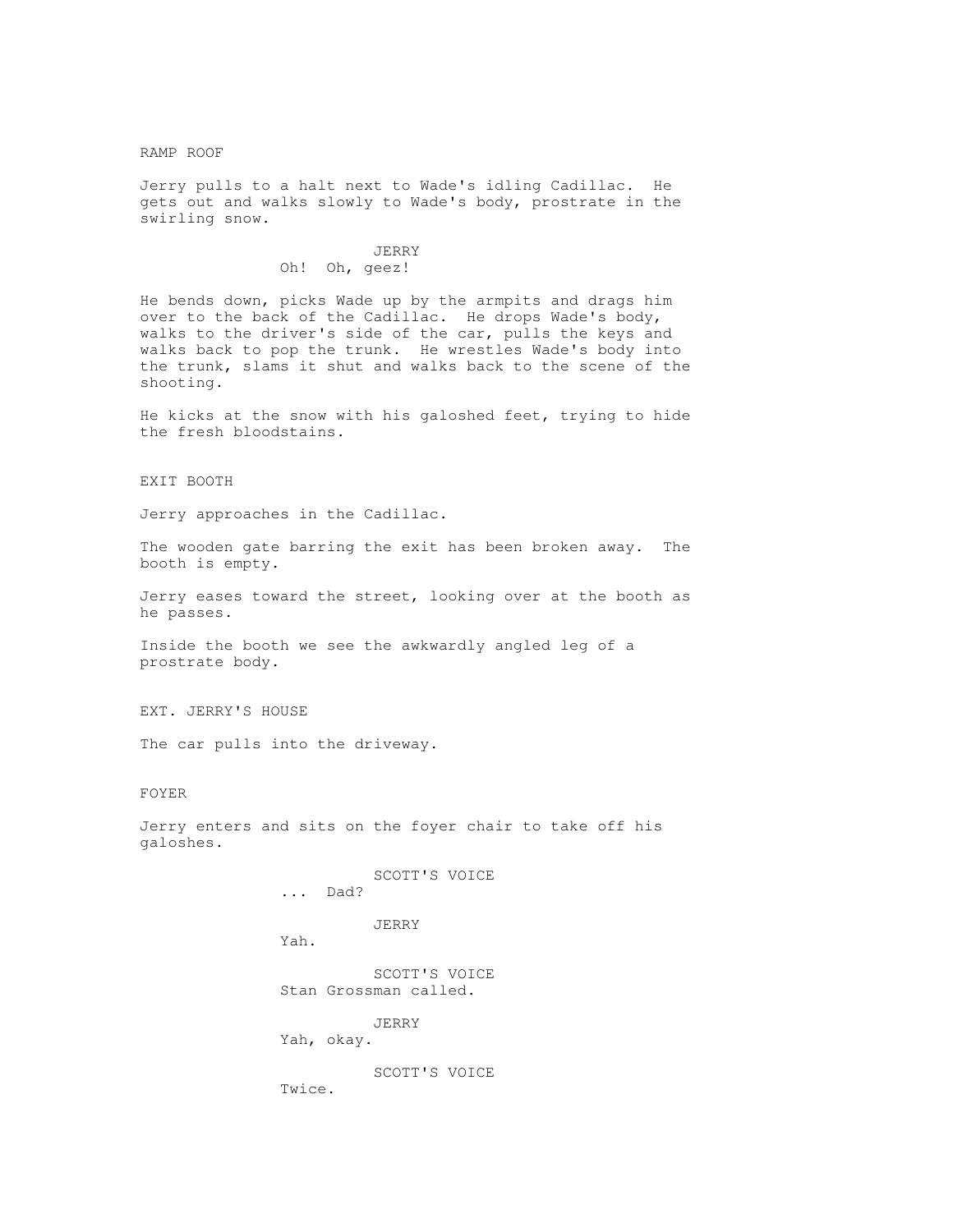RAMP ROOF

Jerry pulls to a halt next to Wade's idling Cadillac. He gets out and walks slowly to Wade's body, prostrate in the swirling snow.

JERRY
Oh! Oh, geez!

He bends down, picks Wade up by the armpits and drags him over to the back of the Cadillac. He drops Wade's body, walks to the driver's side of the car, pulls the keys and walks back to pop the trunk. He wrestles Wade's body into the trunk, slams it shut and walks back to the scene of the shooting.

He kicks at the snow with his galoshed feet, trying to hide the fresh bloodstains.

EXIT BOOTH

Jerry approaches in the Cadillac.

The wooden gate barring the exit has been broken away. The booth is empty.

Jerry eases toward the street, looking over at the booth as he passes.

Inside the booth we see the awkwardly angled leg of a prostrate body.

EXT. JERRY'S HOUSE

The car pulls into the driveway.

FOYER

Jerry enters and sits on the foyer chair to take off his galoshes.

SCOTT'S VOICE
... Dad?

JERRY
Yah.

SCOTT'S VOICE
Stan Grossman called.

JERRY
Yah, okay.

SCOTT'S VOICE
Twice.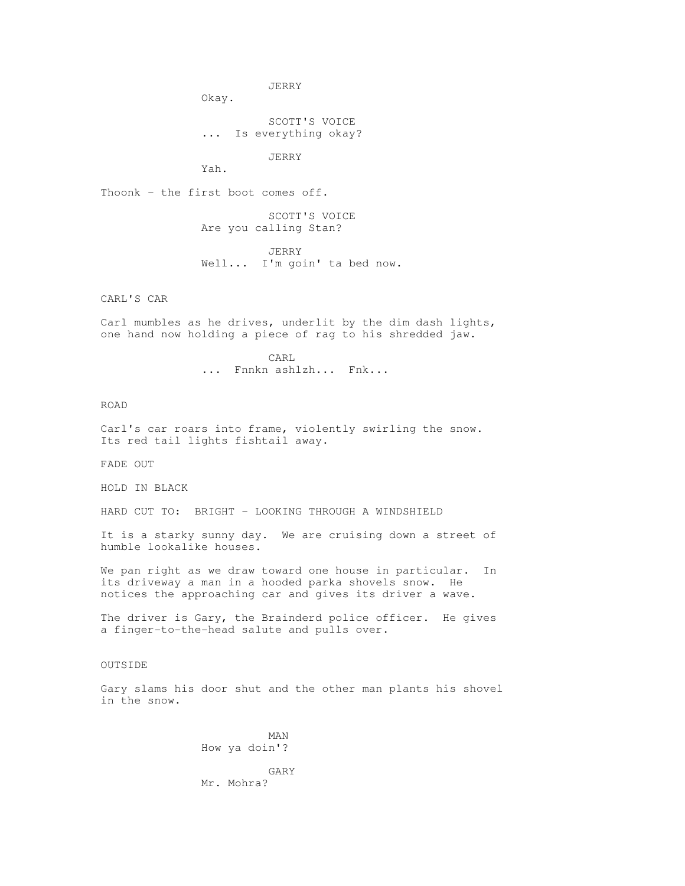JERRY
Okay.

SCOTT'S VOICE
... Is everything okay?

JERRY
Yah.

Thoonk - the first boot comes off.

SCOTT'S VOICE
Are you calling Stan?

JERRY
Well... I'm goin' ta bed now.

CARL'S CAR

Carl mumbles as he drives, underlit by the dim dash lights, one hand now holding a piece of rag to his shredded jaw.

CARL
... Fnnkn ashlzh... Fnk...

ROAD

Carl's car roars into frame, violently swirling the snow. Its red tail lights fishtail away.

FADE OUT

HOLD IN BLACK

HARD CUT TO: BRIGHT - LOOKING THROUGH A WINDSHIELD

It is a starky sunny day. We are cruising down a street of humble lookalike houses.

We pan right as we draw toward one house in particular. In its driveway a man in a hooded parka shovels snow. He notices the approaching car and gives its driver a wave.

The driver is Gary, the Brainderd police officer. He gives a finger-to-the-head salute and pulls over.

OUTSIDE

Gary slams his door shut and the other man plants his shovel in the snow.

MAN
How ya doin'?

GARY
Mr. Mohra?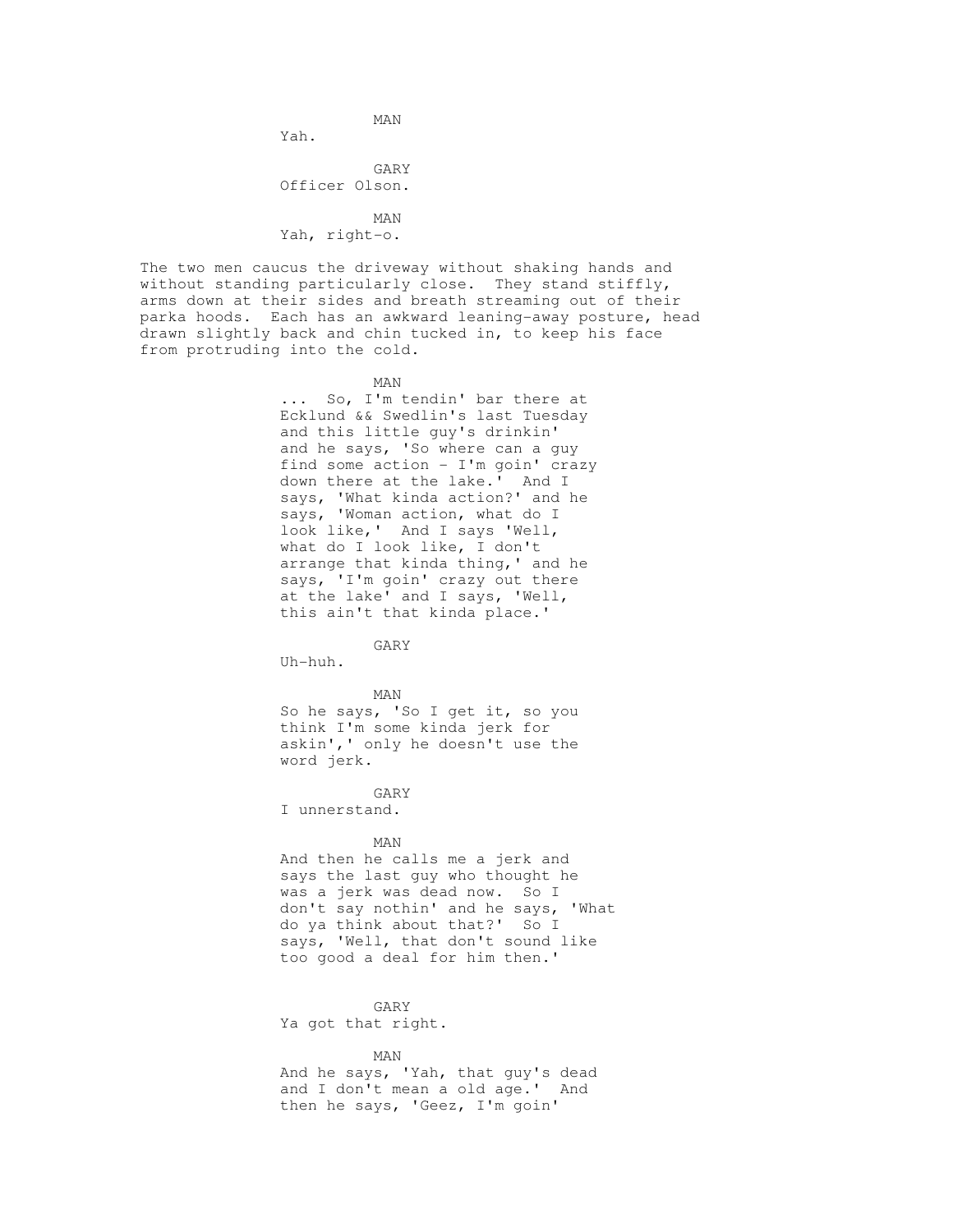MAN
Yah.

GARY
Officer Olson.

MAN
Yah, right-o.

The two men caucus the driveway without shaking hands and without standing particularly close. They stand stiffly, arms down at their sides and breath streaming out of their parka hoods. Each has an awkward leaning-away posture, head drawn slightly back and chin tucked in, to keep his face from protruding into the cold.

MAN
... So, I'm tendin' bar there at Ecklund && Swedlin's last Tuesday and this little guy's drinkin' and he says, 'So where can a guy find some action - I'm goin' crazy down there at the lake.' And I says, 'What kinda action?' and he says, 'Woman action, what do I look like,' And I says 'Well, what do I look like, I don't arrange that kinda thing,' and he says, 'I'm goin' crazy out there at the lake' and I says, 'Well, this ain't that kinda place.'

GARY
Uh-huh.

MAN
So he says, 'So I get it, so you think I'm some kinda jerk for askin',' only he doesn't use the word jerk.

GARY
I unnerstand.

MAN
And then he calls me a jerk and says the last guy who thought he was a jerk was dead now. So I don't say nothin' and he says, 'What do ya think about that?' So I says, 'Well, that don't sound like too good a deal for him then.'

GARY
Ya got that right.

MAN
And he says, 'Yah, that guy's dead and I don't mean a old age.' And then he says, 'Geez, I'm goin'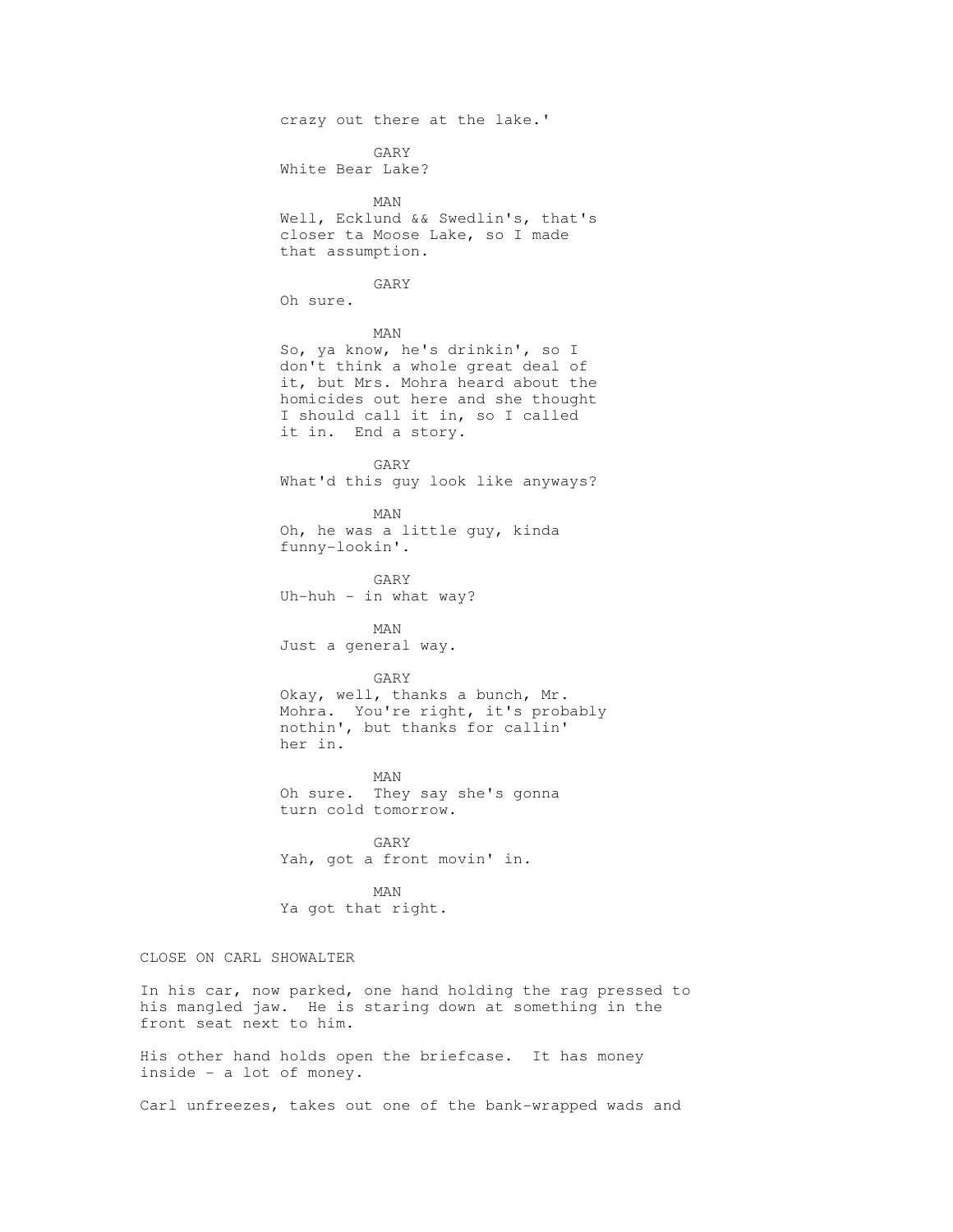crazy out there at the lake.'

GARY
White Bear Lake?

MAN
Well, Ecklund && Swedlin's, that's closer ta Moose Lake, so I made that assumption.

GARY
Oh sure.

MAN
So, ya know, he's drinkin', so I don't think a whole great deal of it, but Mrs. Mohra heard about the homicides out here and she thought I should call it in, so I called it in. End a story.

GARY
What'd this guy look like anyways?

MAN
Oh, he was a little guy, kinda funny-lookin'.

GARY
Uh-huh - in what way?

MAN
Just a general way.

GARY
Okay, well, thanks a bunch, Mr. Mohra. You're right, it's probably nothin', but thanks for callin' her in.

MAN
Oh sure. They say she's gonna turn cold tomorrow.

GARY
Yah, got a front movin' in.

MAN
Ya got that right.

CLOSE ON CARL SHOWALTER

In his car, now parked, one hand holding the rag pressed to his mangled jaw. He is staring down at something in the front seat next to him.

His other hand holds open the briefcase. It has money inside - a lot of money.

Carl unfreezes, takes out one of the bank-wrapped wads and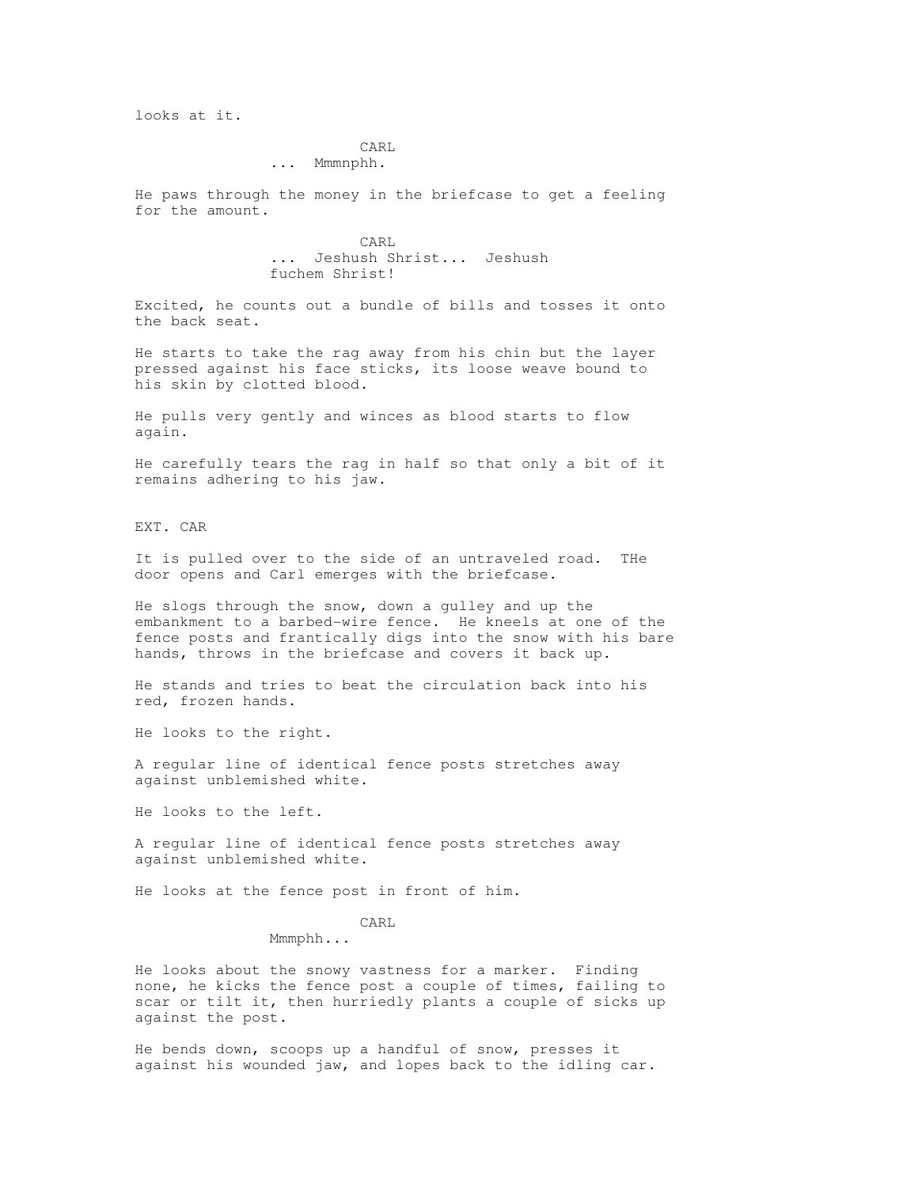looks at it.

CARL
... Mmmnphh.

He paws through the money in the briefcase to get a feeling for the amount.

CARL
... Jeshush Shrist... Jeshush fuchem Shrist!

Excited, he counts out a bundle of bills and tosses it onto the back seat.

He starts to take the rag away from his chin but the layer pressed against his face sticks, its loose weave bound to his skin by clotted blood.

He pulls very gently and winces as blood starts to flow again.

He carefully tears the rag in half so that only a bit of it remains adhering to his jaw.

EXT. CAR

It is pulled over to the side of an untraveled road. THe door opens and Carl emerges with the briefcase.

He slogs through the snow, down a gulley and up the embankment to a barbed-wire fence. He kneels at one of the fence posts and frantically digs into the snow with his bare hands, throws in the briefcase and covers it back up.

He stands and tries to beat the circulation back into his red, frozen hands.

He looks to the right.

A regular line of identical fence posts stretches away against unblemished white.

He looks to the left.

A regular line of identical fence posts stretches away against unblemished white.

He looks at the fence post in front of him.

CARL
Mmmphh...

He looks about the snowy vastness for a marker. Finding none, he kicks the fence post a couple of times, failing to scar or tilt it, then hurriedly plants a couple of sicks up against the post.

He bends down, scoops up a handful of snow, presses it against his wounded jaw, and lopes back to the idling car.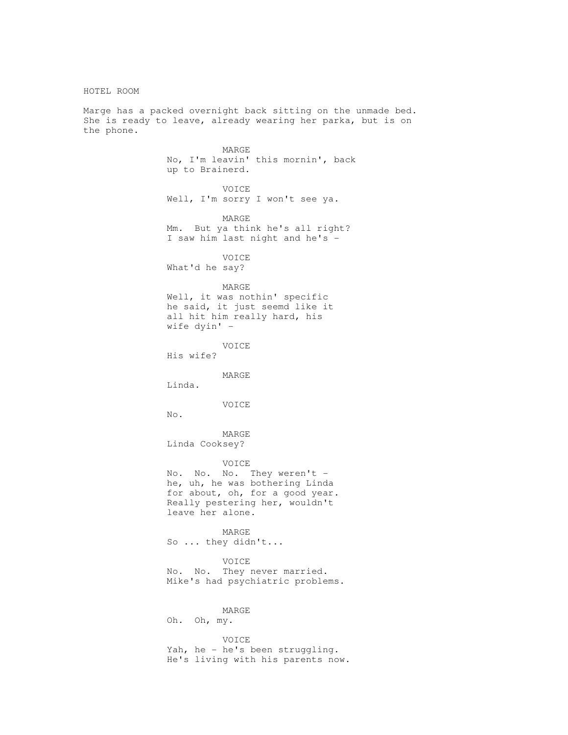HOTEL ROOM

Marge has a packed overnight back sitting on the unmade bed. She is ready to leave, already wearing her parka, but is on the phone.

MARGE
No, I'm leavin' this mornin', back up to Brainerd.

VOICE
Well, I'm sorry I won't see ya.

MARGE
Mm. But ya think he's all right? I saw him last night and he's -

VOICE
What'd he say?

MARGE
Well, it was nothin' specific he said, it just seemd like it all hit him really hard, his wife dyin' -

VOICE
His wife?

MARGE
Linda.

VOICE
No.

MARGE
Linda Cooksey?

VOICE
No. No. No. They weren't - he, uh, he was bothering Linda for about, oh, for a good year. Really pestering her, wouldn't leave her alone.

MARGE
So ... they didn't...

VOICE
No. No. They never married. Mike's had psychiatric problems.

MARGE
Oh. Oh, my.

VOICE
Yah, he - he's been struggling. He's living with his parents now.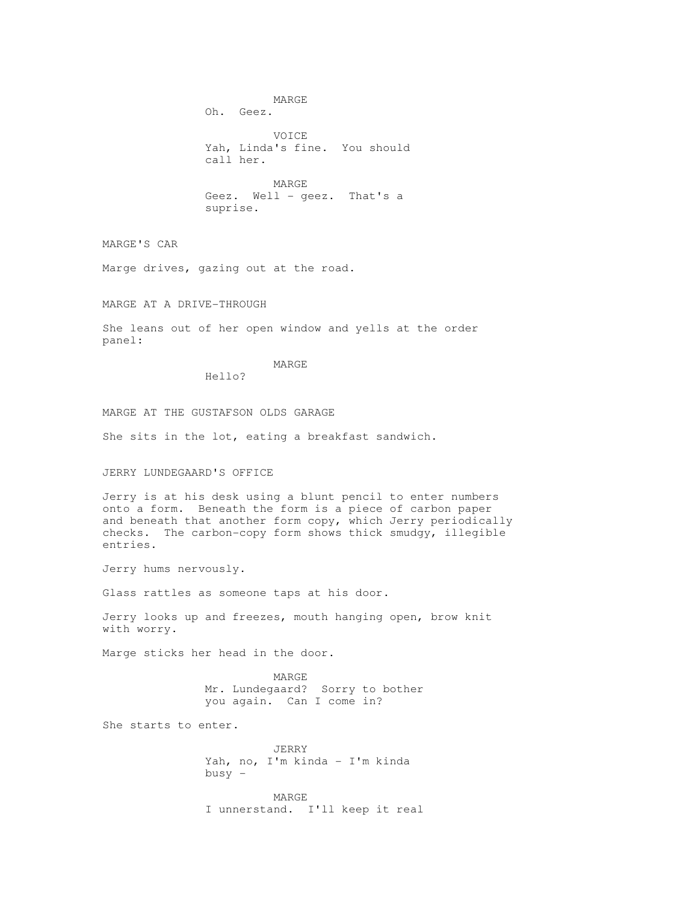MARGE
Oh. Geez.

VOICE
Yah, Linda's fine. You should call her.

MARGE
Geez. Well - geez. That's a suprise.

MARGE'S CAR

Marge drives, gazing out at the road.

MARGE AT A DRIVE-THROUGH

She leans out of her open window and yells at the order panel:

MARGE
Hello?

MARGE AT THE GUSTAFSON OLDS GARAGE

She sits in the lot, eating a breakfast sandwich.

JERRY LUNDEGAARD'S OFFICE

Jerry is at his desk using a blunt pencil to enter numbers onto a form. Beneath the form is a piece of carbon paper and beneath that another form copy, which Jerry periodically checks. The carbon-copy form shows thick smudgy, illegible entries.

Jerry hums nervously.

Glass rattles as someone taps at his door.

Jerry looks up and freezes, mouth hanging open, brow knit with worry.

Marge sticks her head in the door.

MARGE
Mr. Lundegaard? Sorry to bother you again. Can I come in?

She starts to enter.

JERRY
Yah, no, I'm kinda - I'm kinda busy -

MARGE
I unnerstand. I'll keep it real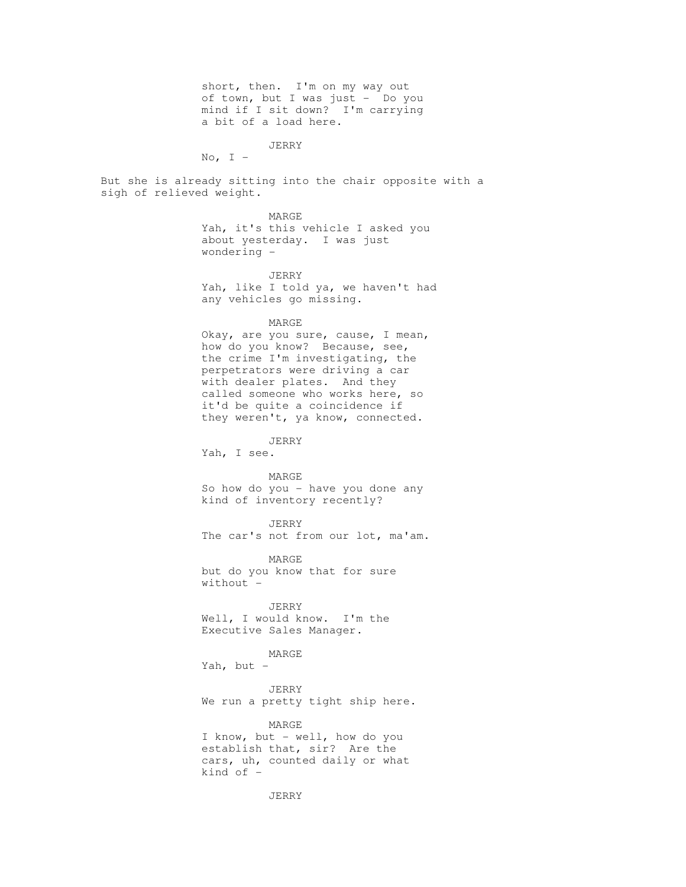short, then. I'm on my way out of town, but I was just - Do you mind if I sit down? I'm carrying a bit of a load here.

JERRY

No, I -

But she is already sitting into the chair opposite with a sigh of relieved weight.

MARGE

Yah, it's this vehicle I asked you about yesterday. I was just wondering -

JERRY

Yah, like I told ya, we haven't had any vehicles go missing.

MARGE

Okay, are you sure, cause, I mean, how do you know? Because, see, the crime I'm investigating, the perpetrators were driving a car with dealer plates. And they called someone who works here, so it'd be quite a coincidence if they weren't, ya know, connected.

JERRY

Yah, I see.

MARGE

So how do you - have you done any kind of inventory recently?

JERRY

The car's not from our lot, ma'am.

MARGE

but do you know that for sure without -

JERRY

Well, I would know. I'm the Executive Sales Manager.

MARGE

Yah, but -

JERRY

We run a pretty tight ship here.

MARGE

I know, but - well, how do you establish that, sir? Are the cars, uh, counted daily or what kind of -

JERRY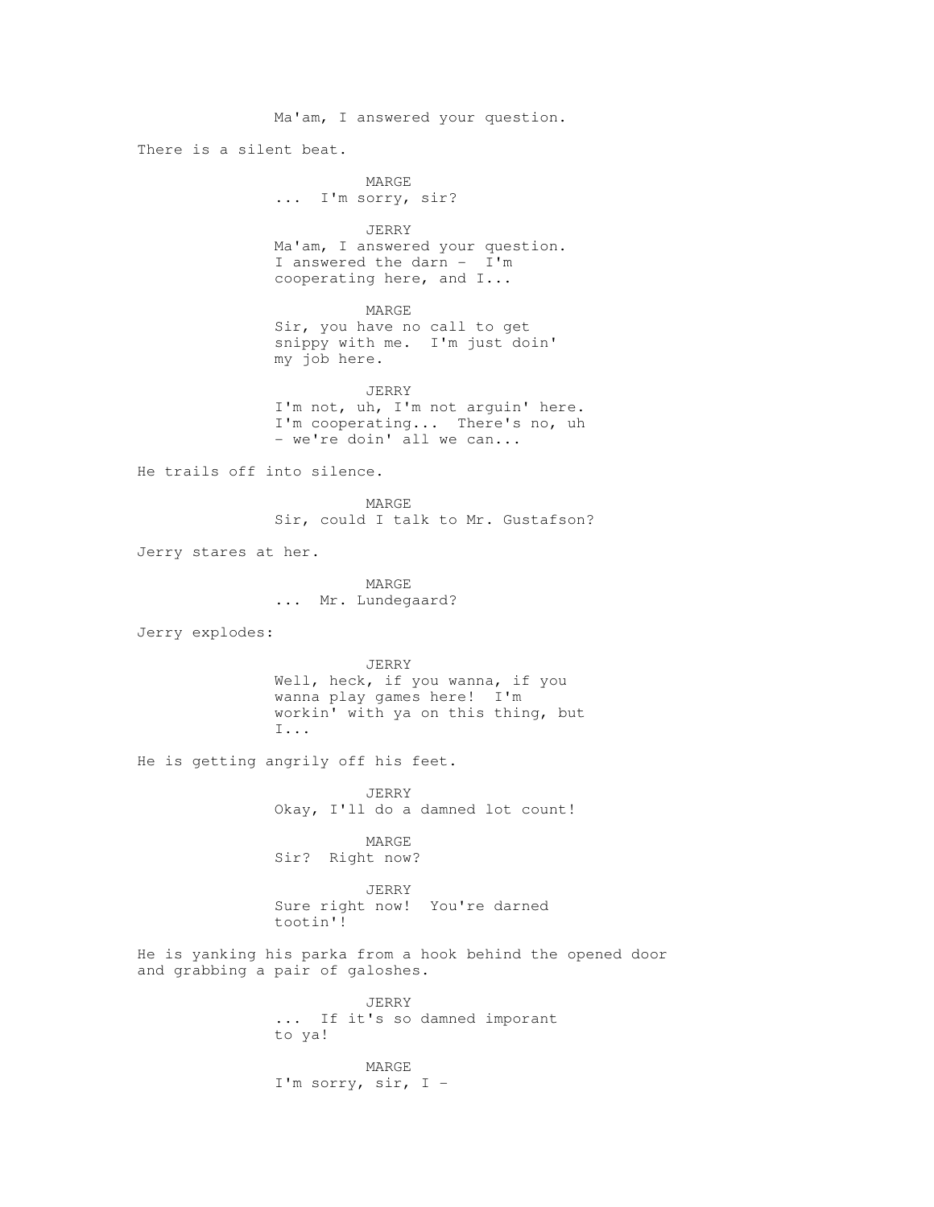Ma'am, I answered your question.

There is a silent beat.

MARGE
... I'm sorry, sir?

JERRY
Ma'am, I answered your question. I answered the darn - I'm cooperating here, and I...

MARGE
Sir, you have no call to get snippy with me. I'm just doin' my job here.

JERRY
I'm not, uh, I'm not arguin' here. I'm cooperating... There's no, uh - we're doin' all we can...

He trails off into silence.

MARGE
Sir, could I talk to Mr. Gustafson?

Jerry stares at her.

MARGE
... Mr. Lundegaard?

Jerry explodes:

JERRY
Well, heck, if you wanna, if you wanna play games here! I'm workin' with ya on this thing, but I...

He is getting angrily off his feet.

JERRY
Okay, I'll do a damned lot count!

MARGE
Sir? Right now?

JERRY
Sure right now! You're darned tootin'!

He is yanking his parka from a hook behind the opened door and grabbing a pair of galoshes.

JERRY
... If it's so damned imporant to ya!

MARGE
I'm sorry, sir, I -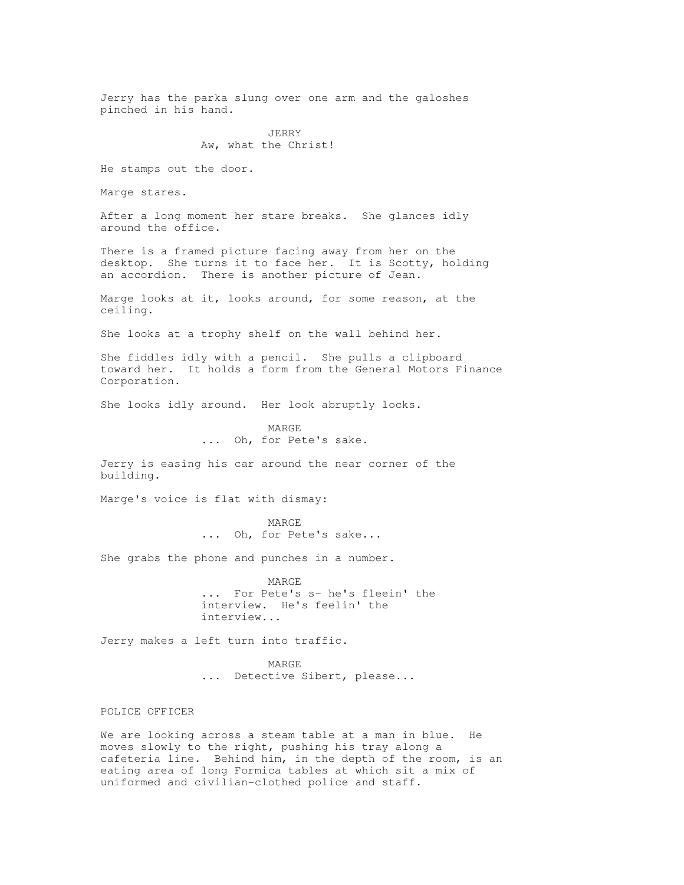Jerry has the parka slung over one arm and the galoshes pinched in his hand.

JERRY
Aw, what the Christ!

He stamps out the door.

Marge stares.

After a long moment her stare breaks. She glances idly around the office.

There is a framed picture facing away from her on the desktop. She turns it to face her. It is Scotty, holding an accordion. There is another picture of Jean.

Marge looks at it, looks around, for some reason, at the ceiling.

She looks at a trophy shelf on the wall behind her.

She fiddles idly with a pencil. She pulls a clipboard toward her. It holds a form from the General Motors Finance Corporation.

She looks idly around. Her look abruptly locks.

MARGE
... Oh, for Pete's sake.

Jerry is easing his car around the near corner of the building.

Marge's voice is flat with dismay:

MARGE
... Oh, for Pete's sake...

She grabs the phone and punches in a number.

MARGE
... For Pete's s- he's fleein' the interview. He's feelin' the interview...

Jerry makes a left turn into traffic.

MARGE
... Detective Sibert, please...

POLICE OFFICER

We are looking across a steam table at a man in blue. He moves slowly to the right, pushing his tray along a cafeteria line. Behind him, in the depth of the room, is an eating area of long Formica tables at which sit a mix of uniformed and civilian-clothed police and staff.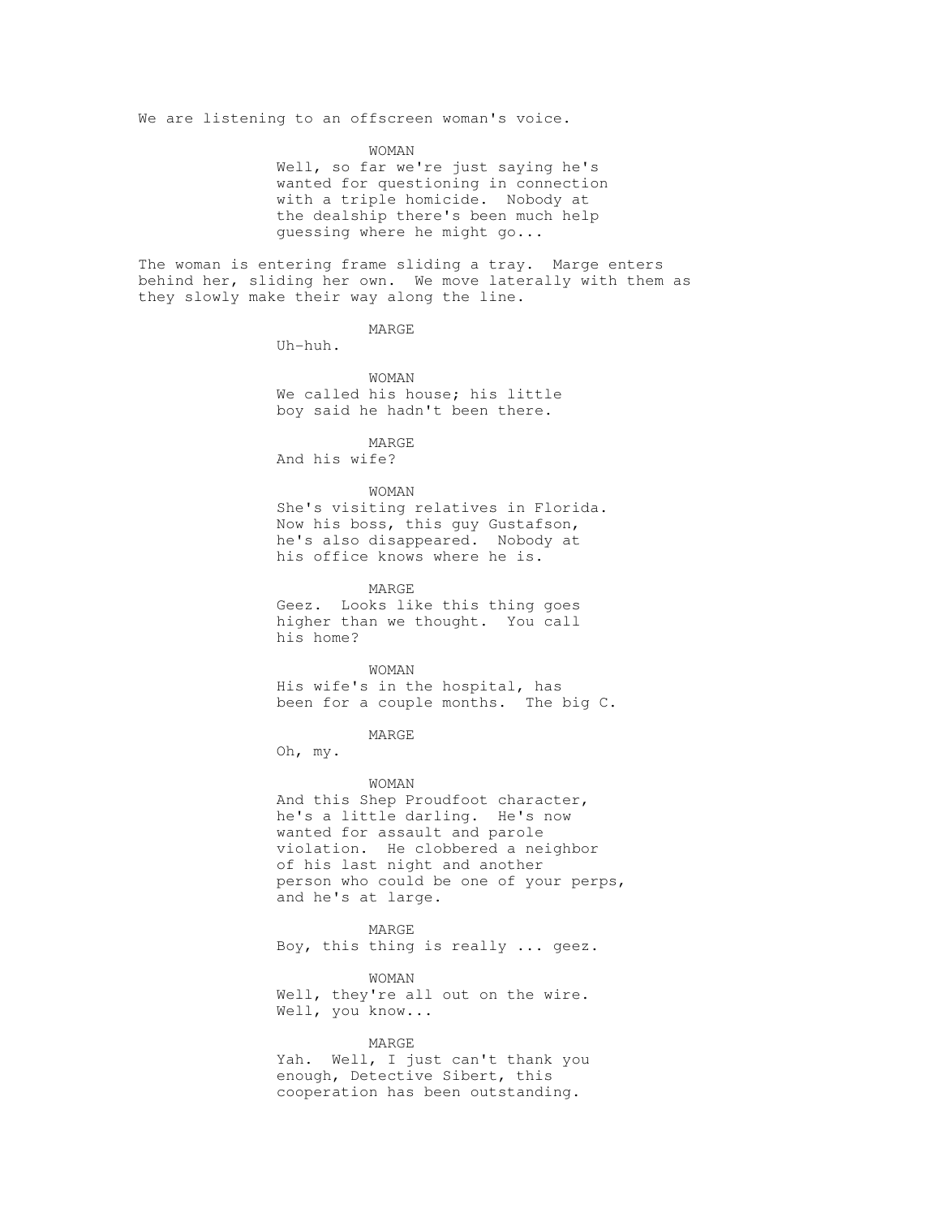We are listening to an offscreen woman's voice.

WOMAN
Well, so far we're just saying he's wanted for questioning in connection with a triple homicide. Nobody at the dealship there's been much help guessing where he might go...

The woman is entering frame sliding a tray. Marge enters behind her, sliding her own. We move laterally with them as they slowly make their way along the line.

MARGE
Uh-huh.

WOMAN
We called his house; his little boy said he hadn't been there.

MARGE
And his wife?

WOMAN
She's visiting relatives in Florida. Now his boss, this guy Gustafson, he's also disappeared. Nobody at his office knows where he is.

MARGE
Geez. Looks like this thing goes higher than we thought. You call his home?

WOMAN
His wife's in the hospital, has been for a couple months. The big C.

MARGE
Oh, my.

WOMAN
And this Shep Proudfoot character, he's a little darling. He's now wanted for assault and parole violation. He clobbered a neighbor of his last night and another person who could be one of your perps, and he's at large.

MARGE
Boy, this thing is really ... geez.

WOMAN
Well, they're all out on the wire. Well, you know...

MARGE
Yah. Well, I just can't thank you enough, Detective Sibert, this cooperation has been outstanding.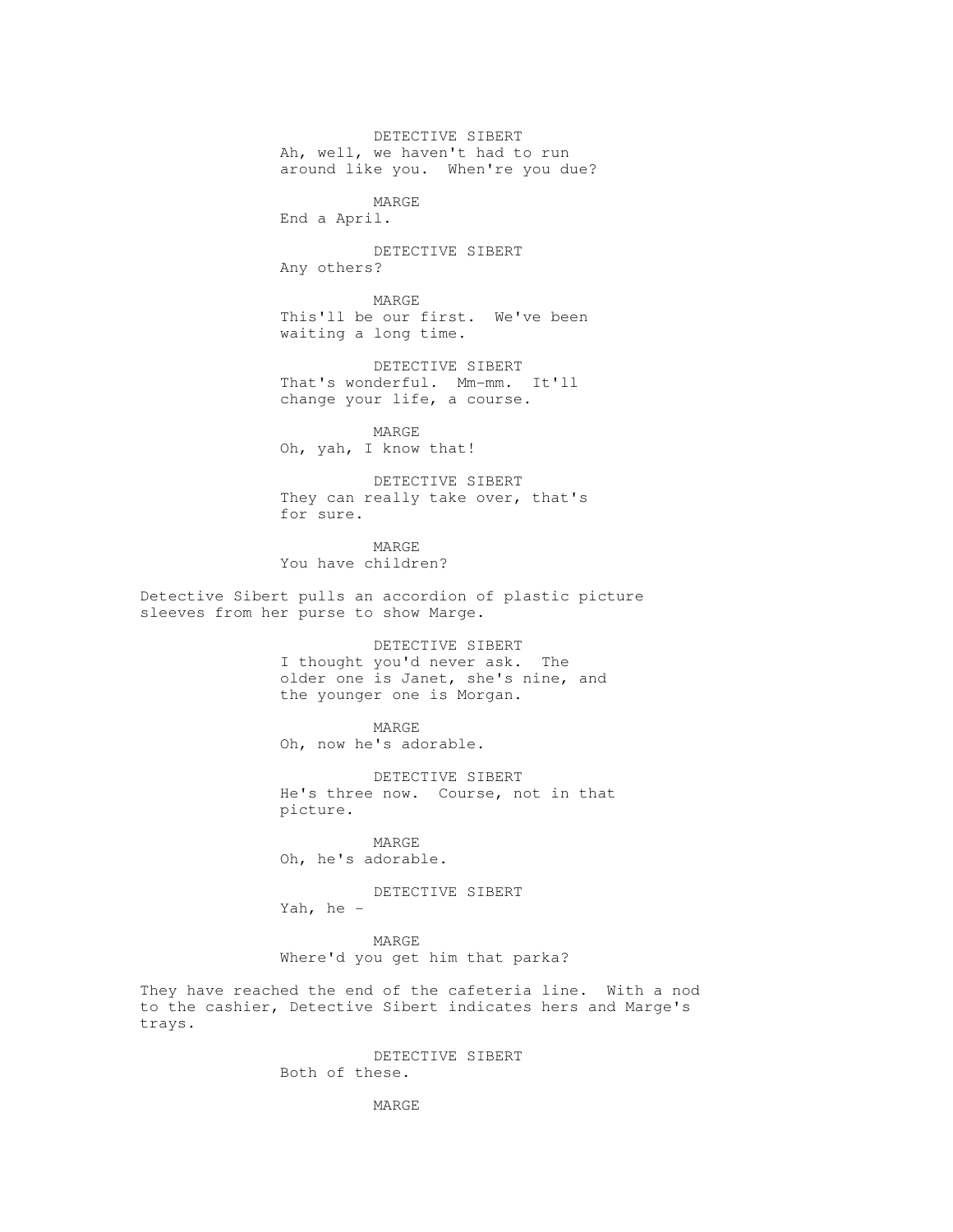DETECTIVE SIBERT
Ah, well, we haven't had to run around like you. When're you due?

MARGE
End a April.

DETECTIVE SIBERT
Any others?

MARGE
This'll be our first. We've been waiting a long time.

DETECTIVE SIBERT
That's wonderful. Mm-mm. It'll change your life, a course.

MARGE
Oh, yah, I know that!

DETECTIVE SIBERT
They can really take over, that's for sure.

MARGE
You have children?

Detective Sibert pulls an accordion of plastic picture sleeves from her purse to show Marge.

DETECTIVE SIBERT
I thought you'd never ask. The older one is Janet, she's nine, and the younger one is Morgan.

MARGE
Oh, now he's adorable.

DETECTIVE SIBERT
He's three now. Course, not in that picture.

MARGE
Oh, he's adorable.

DETECTIVE SIBERT
Yah, he -

MARGE
Where'd you get him that parka?

They have reached the end of the cafeteria line. With a nod to the cashier, Detective Sibert indicates hers and Marge's trays.

DETECTIVE SIBERT
Both of these.

MARGE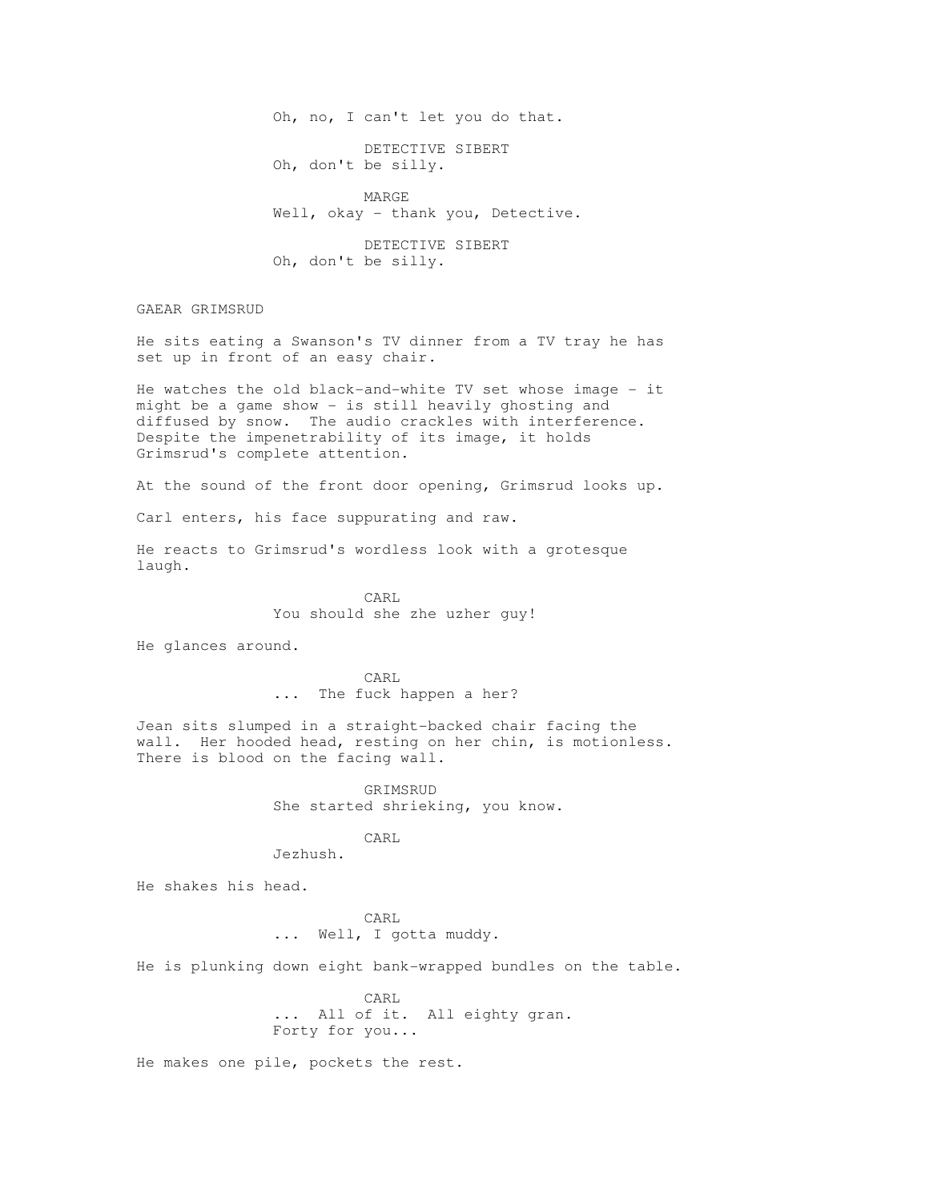Oh, no, I can't let you do that.

DETECTIVE SIBERT
Oh, don't be silly.

MARGE
Well, okay - thank you, Detective.

DETECTIVE SIBERT
Oh, don't be silly.

GAEAR GRIMSRUD

He sits eating a Swanson's TV dinner from a TV tray he has set up in front of an easy chair.

He watches the old black-and-white TV set whose image - it might be a game show - is still heavily ghosting and diffused by snow. The audio crackles with interference. Despite the impenetrability of its image, it holds Grimsrud's complete attention.

At the sound of the front door opening, Grimsrud looks up.

Carl enters, his face suppurating and raw.

He reacts to Grimsrud's wordless look with a grotesque laugh.

CARL
You should she zhe uzher guy!

He glances around.

CARL
... The fuck happen a her?

Jean sits slumped in a straight-backed chair facing the wall. Her hooded head, resting on her chin, is motionless. There is blood on the facing wall.

GRIMSRUD
She started shrieking, you know.

CARL
Jezhush.

He shakes his head.

CARL
... Well, I gotta muddy.

He is plunking down eight bank-wrapped bundles on the table.

CARL
... All of it. All eighty gran.
Forty for you...

He makes one pile, pockets the rest.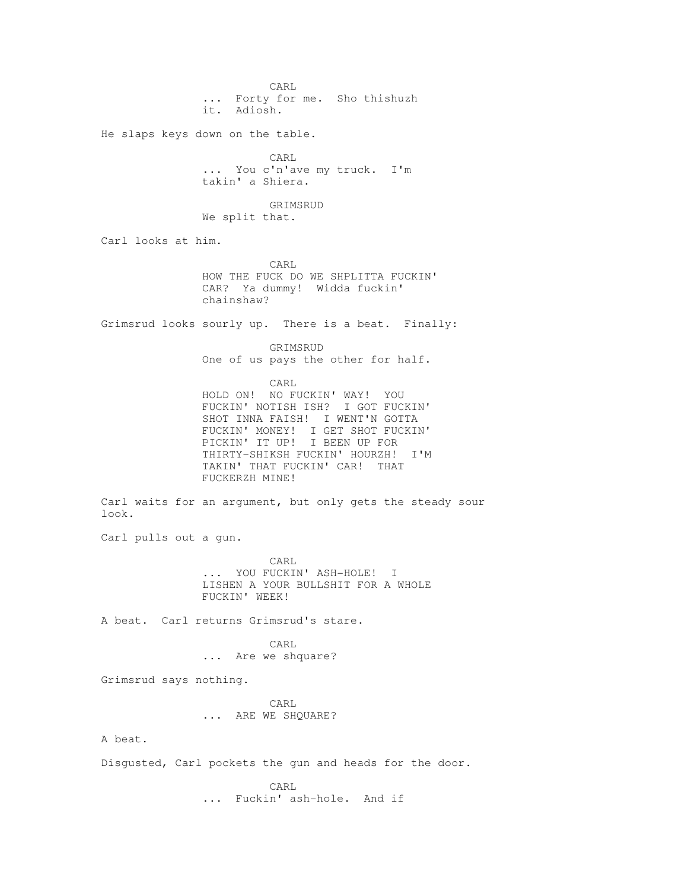CARL
... Forty for me. Sho thishuzh it. Adiosh.

He slaps keys down on the table.

CARL
... You c'n'ave my truck. I'm takin' a Shiera.

GRIMSRUD
We split that.

Carl looks at him.

CARL
HOW THE FUCK DO WE SHPLITTA FUCKIN' CAR? Ya dummy! Widda fuckin' chainshaw?

Grimsrud looks sourly up. There is a beat. Finally:

GRIMSRUD
One of us pays the other for half.

CARL
HOLD ON! NO FUCKIN' WAY! YOU FUCKIN' NOTISH ISH? I GOT FUCKIN' SHOT INNA FAISH! I WENT'N GOTTA FUCKIN' MONEY! I GET SHOT FUCKIN' PICKIN' IT UP! I BEEN UP FOR THIRTY-SHIKSH FUCKIN' HOURZH! I'M TAKIN' THAT FUCKIN' CAR! THAT FUCKERZH MINE!

Carl waits for an argument, but only gets the steady sour look.

Carl pulls out a gun.

CARL
... YOU FUCKIN' ASH-HOLE! I LISHEN A YOUR BULLSHIT FOR A WHOLE FUCKIN' WEEK!

A beat. Carl returns Grimsrud's stare.

CARL
... Are we shquare?

Grimsrud says nothing.

CARL
... ARE WE SHQUARE?

A beat.

Disgusted, Carl pockets the gun and heads for the door.

CARL
... Fuckin' ash-hole. And if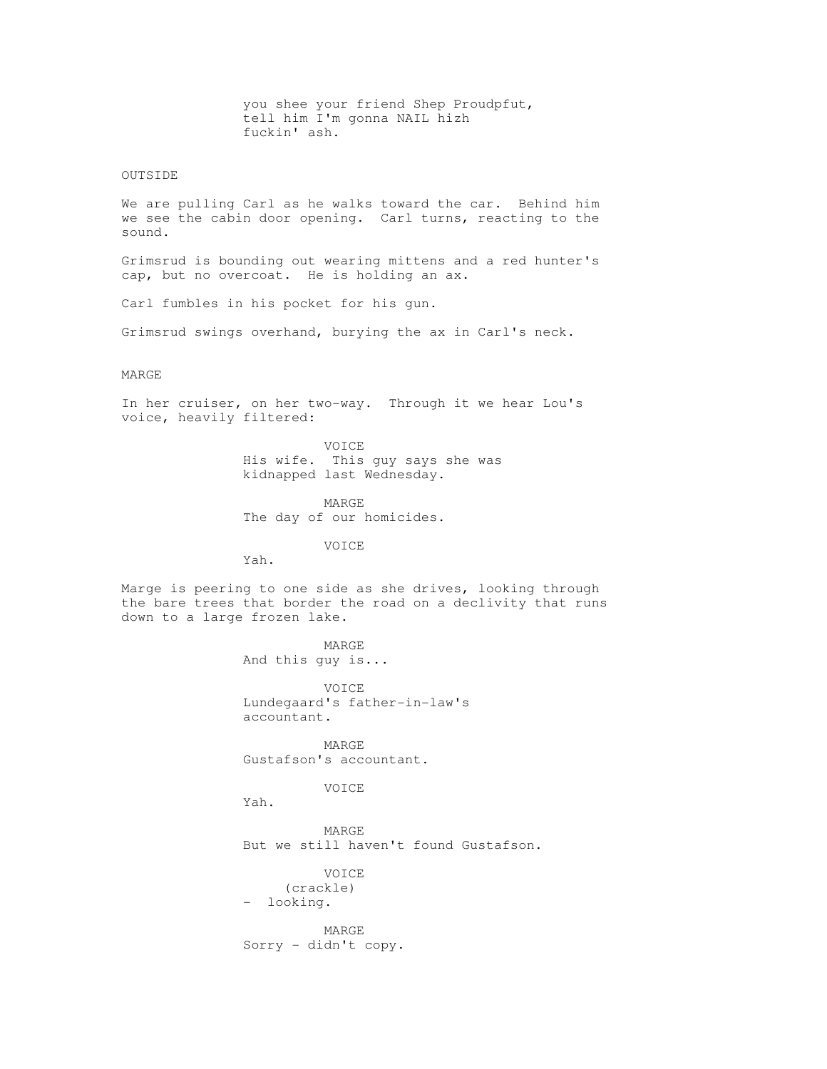you shee your friend Shep Proudpfut,
tell him I'm gonna NAIL hizh
fuckin' ash.

OUTSIDE

We are pulling Carl as he walks toward the car. Behind him we see the cabin door opening. Carl turns, reacting to the sound.

Grimsrud is bounding out wearing mittens and a red hunter's cap, but no overcoat. He is holding an ax.

Carl fumbles in his pocket for his gun.

Grimsrud swings overhand, burying the ax in Carl's neck.

MARGE

In her cruiser, on her two-way. Through it we hear Lou's voice, heavily filtered:

VOICE
His wife. This guy says she was
kidnapped last Wednesday.

MARGE
The day of our homicides.

VOICE
Yah.

Marge is peering to one side as she drives, looking through the bare trees that border the road on a declivity that runs down to a large frozen lake.

MARGE
And this guy is...

VOICE
Lundegaard's father-in-law's
accountant.

MARGE
Gustafson's accountant.

VOICE
Yah.

MARGE
But we still haven't found Gustafson.

VOICE
(crackle)
- looking.

MARGE
Sorry - didn't copy.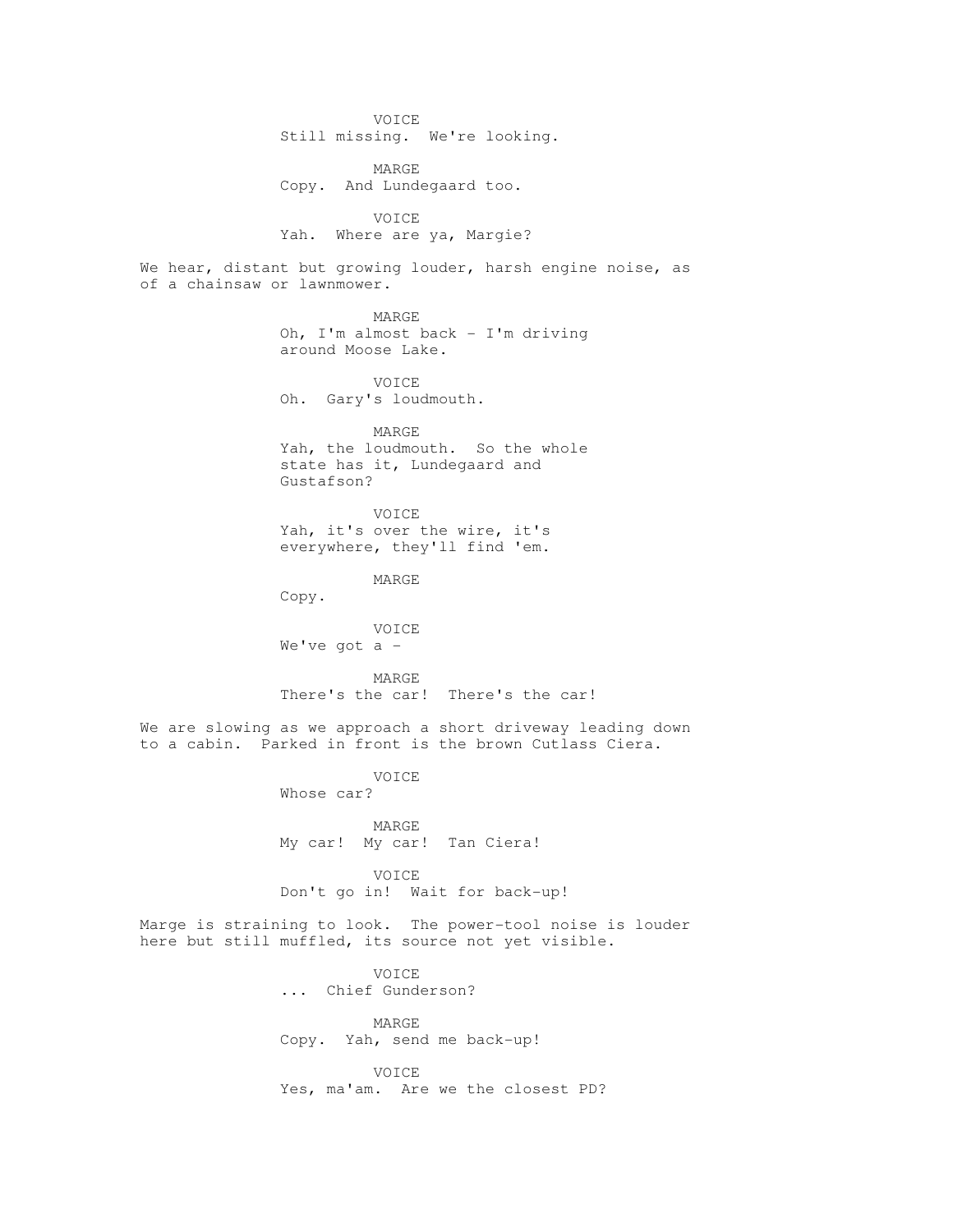VOICE
Still missing. We're looking.

MARGE
Copy. And Lundegaard too.

VOICE
Yah. Where are ya, Margie?

We hear, distant but growing louder, harsh engine noise, as of a chainsaw or lawnmower.

MARGE
Oh, I'm almost back - I'm driving around Moose Lake.

VOICE
Oh. Gary's loudmouth.

MARGE
Yah, the loudmouth. So the whole state has it, Lundegaard and Gustafson?

VOICE
Yah, it's over the wire, it's everywhere, they'll find 'em.

MARGE
Copy.

VOICE
We've got a -

MARGE
There's the car! There's the car!

We are slowing as we approach a short driveway leading down to a cabin. Parked in front is the brown Cutlass Ciera.

VOICE
Whose car?

MARGE
My car! My car! Tan Ciera!

VOICE
Don't go in! Wait for back-up!

Marge is straining to look. The power-tool noise is louder here but still muffled, its source not yet visible.

VOICE
... Chief Gunderson?

MARGE
Copy. Yah, send me back-up!

VOICE
Yes, ma'am. Are we the closest PD?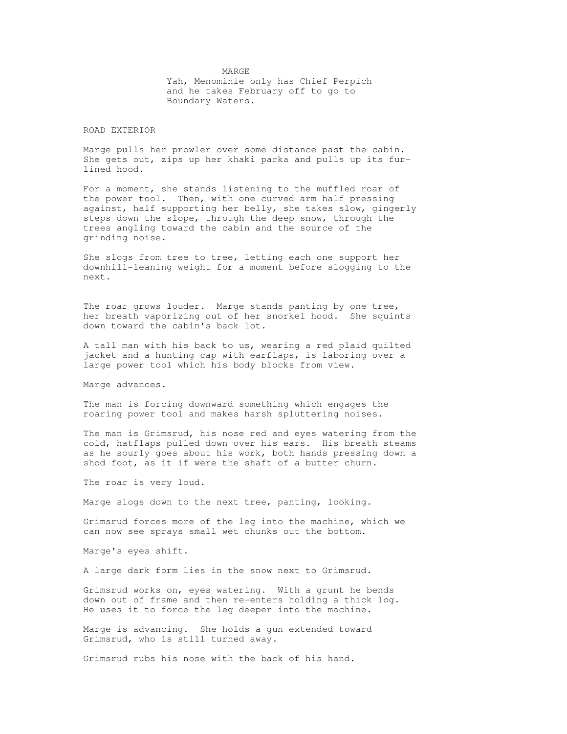MARGE

Yah, Menominie only has Chief Perpich and he takes February off to go to Boundary Waters.

ROAD EXTERIOR

Marge pulls her prowler over some distance past the cabin. She gets out, zips up her khaki parka and pulls up its fur-lined hood.

For a moment, she stands listening to the muffled roar of the power tool. Then, with one curved arm half pressing against, half supporting her belly, she takes slow, gingerly steps down the slope, through the deep snow, through the trees angling toward the cabin and the source of the grinding noise.

She slogs from tree to tree, letting each one support her downhill-leaning weight for a moment before slogging to the next.

The roar grows louder. Marge stands panting by one tree, her breath vaporizing out of her snorkel hood. She squints down toward the cabin's back lot.

A tall man with his back to us, wearing a red plaid quilted jacket and a hunting cap with earflaps, is laboring over a large power tool which his body blocks from view.

Marge advances.

The man is forcing downward something which engages the roaring power tool and makes harsh spluttering noises.

The man is Grimsrud, his nose red and eyes watering from the cold, hatflaps pulled down over his ears. His breath steams as he sourly goes about his work, both hands pressing down a shod foot, as it if were the shaft of a butter churn.

The roar is very loud.

Marge slogs down to the next tree, panting, looking.

Grimsrud forces more of the leg into the machine, which we can now see sprays small wet chunks out the bottom.

Marge's eyes shift.

A large dark form lies in the snow next to Grimsrud.

Grimsrud works on, eyes watering. With a grunt he bends down out of frame and then re-enters holding a thick log. He uses it to force the leg deeper into the machine.

Marge is advancing. She holds a gun extended toward Grimsrud, who is still turned away.

Grimsrud rubs his nose with the back of his hand.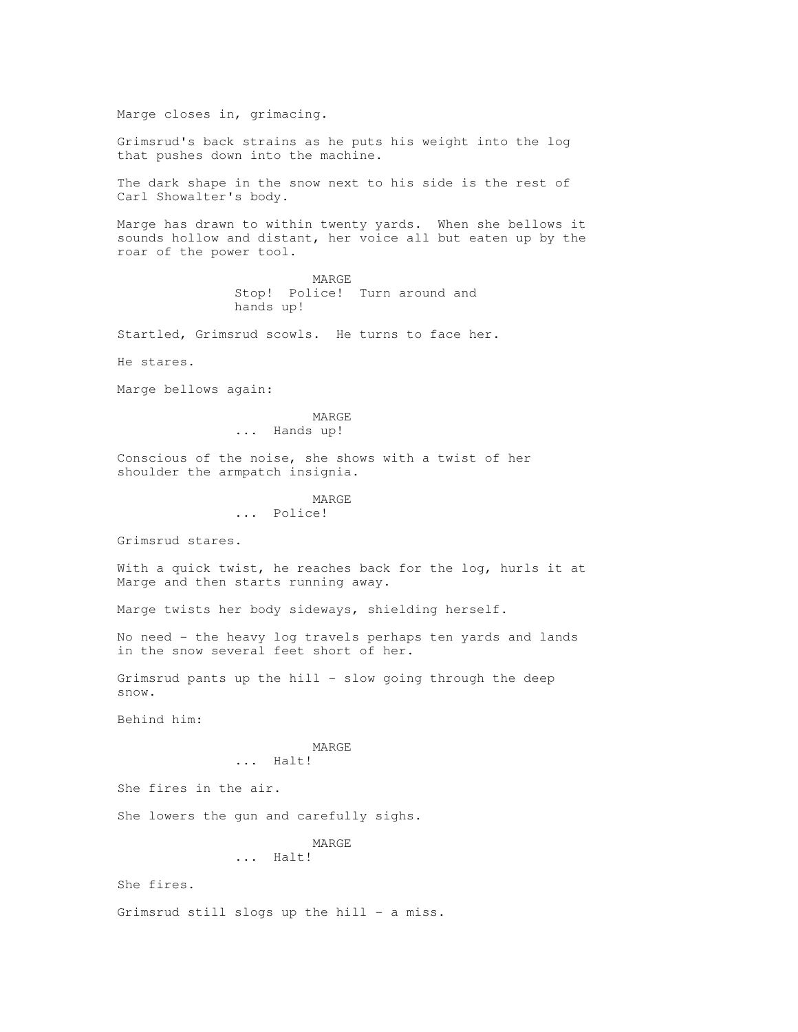Marge closes in, grimacing.

Grimsrud's back strains as he puts his weight into the log that pushes down into the machine.

The dark shape in the snow next to his side is the rest of Carl Showalter's body.

Marge has drawn to within twenty yards. When she bellows it sounds hollow and distant, her voice all but eaten up by the roar of the power tool.

MARGE
Stop! Police! Turn around and hands up!

Startled, Grimsrud scowls. He turns to face her.

He stares.

Marge bellows again:

MARGE
... Hands up!

Conscious of the noise, she shows with a twist of her shoulder the armpatch insignia.

MARGE
... Police!

Grimsrud stares.

With a quick twist, he reaches back for the log, hurls it at Marge and then starts running away.

Marge twists her body sideways, shielding herself.

No need - the heavy log travels perhaps ten yards and lands in the snow several feet short of her.

Grimsrud pants up the hill - slow going through the deep snow.

Behind him:

MARGE
... Halt!

She fires in the air.

She lowers the gun and carefully sighs.

MARGE
... Halt!

She fires.

Grimsrud still slogs up the hill - a miss.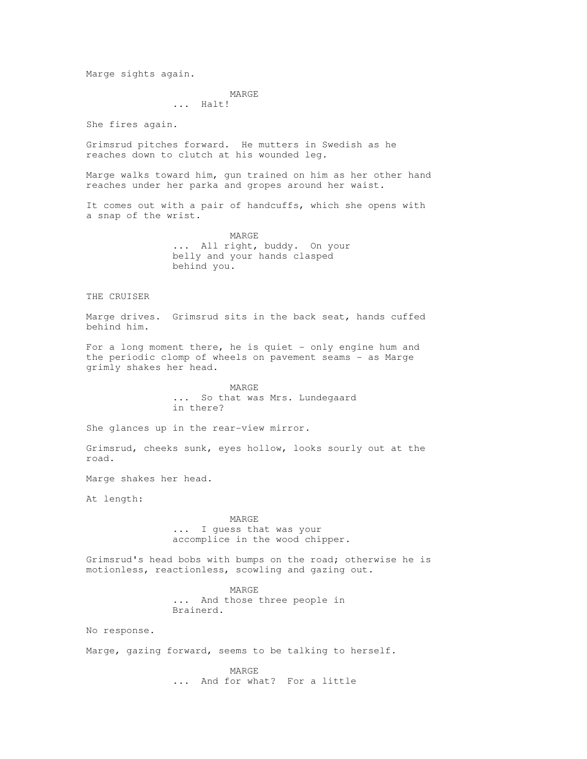Marge sights again.

MARGE
... Halt!

She fires again.

Grimsrud pitches forward. He mutters in Swedish as he reaches down to clutch at his wounded leg.

Marge walks toward him, gun trained on him as her other hand reaches under her parka and gropes around her waist.

It comes out with a pair of handcuffs, which she opens with a snap of the wrist.

MARGE
... All right, buddy. On your belly and your hands clasped behind you.

THE CRUISER

Marge drives. Grimsrud sits in the back seat, hands cuffed behind him.

For a long moment there, he is quiet - only engine hum and the periodic clomp of wheels on pavement seams - as Marge grimly shakes her head.

MARGE
... So that was Mrs. Lundegaard in there?

She glances up in the rear-view mirror.

Grimsrud, cheeks sunk, eyes hollow, looks sourly out at the road.

Marge shakes her head.

At length:

MARGE
... I guess that was your accomplice in the wood chipper.

Grimsrud's head bobs with bumps on the road; otherwise he is motionless, reactionless, scowling and gazing out.

MARGE
... And those three people in Brainerd.

No response.

Marge, gazing forward, seems to be talking to herself.

MARGE
... And for what? For a little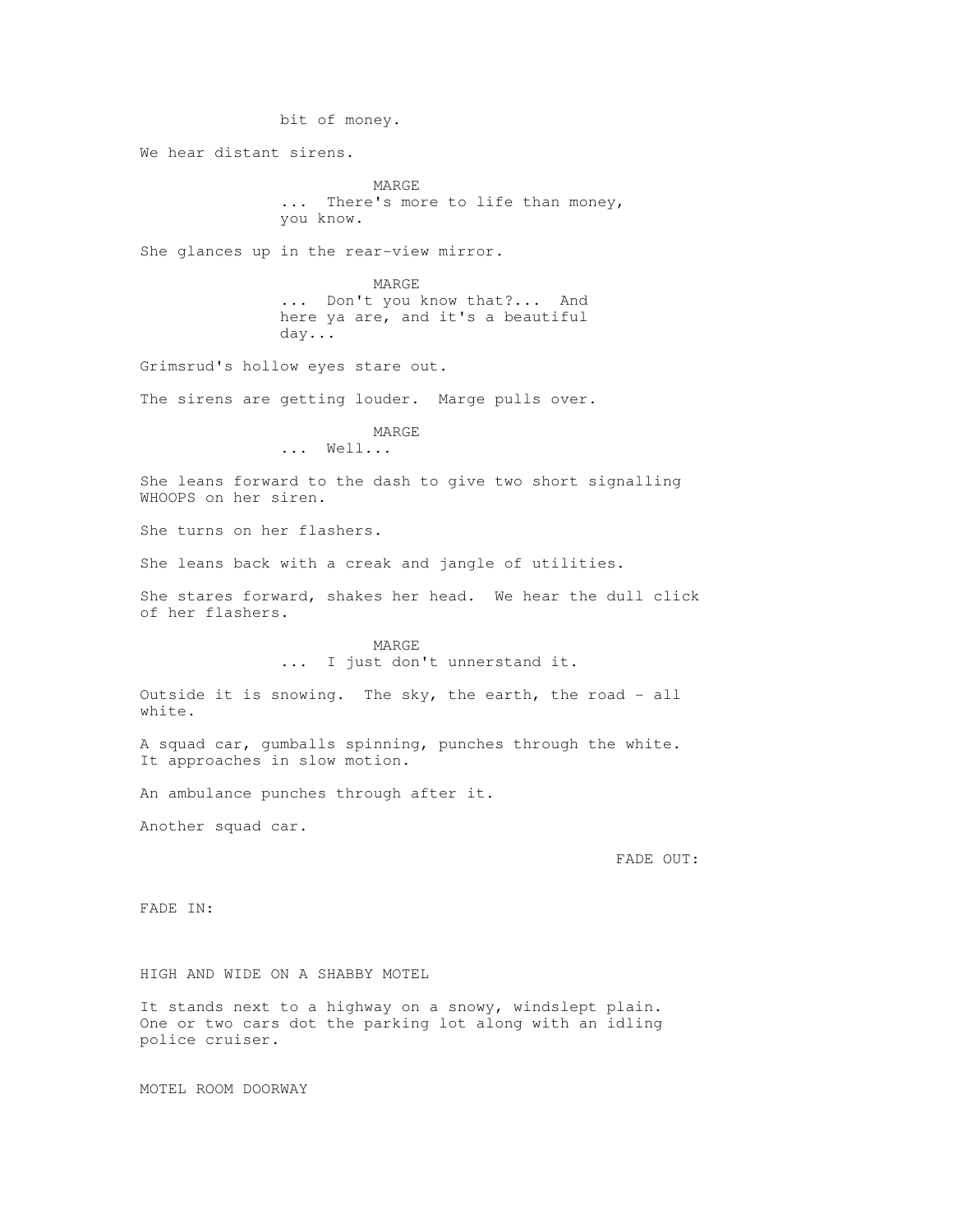bit of money.

We hear distant sirens.

MARGE

... There's more to life than money, you know.

She glances up in the rear-view mirror.

MARGE

... Don't you know that?... And here ya are, and it's a beautiful day...

Grimsrud's hollow eyes stare out.

The sirens are getting louder. Marge pulls over.

MARGE

... Well...

She leans forward to the dash to give two short signalling WHOOPS on her siren.

She turns on her flashers.

She leans back with a creak and jangle of utilities.

She stares forward, shakes her head. We hear the dull click of her flashers.

MARGE

... I just don't unnerstand it.

Outside it is snowing. The sky, the earth, the road - all white.

A squad car, gumballs spinning, punches through the white. It approaches in slow motion.

An ambulance punches through after it.

Another squad car.

FADE OUT:

FADE IN:

HIGH AND WIDE ON A SHABBY MOTEL

It stands next to a highway on a snowy, windslept plain. One or two cars dot the parking lot along with an idling police cruiser.

MOTEL ROOM DOORWAY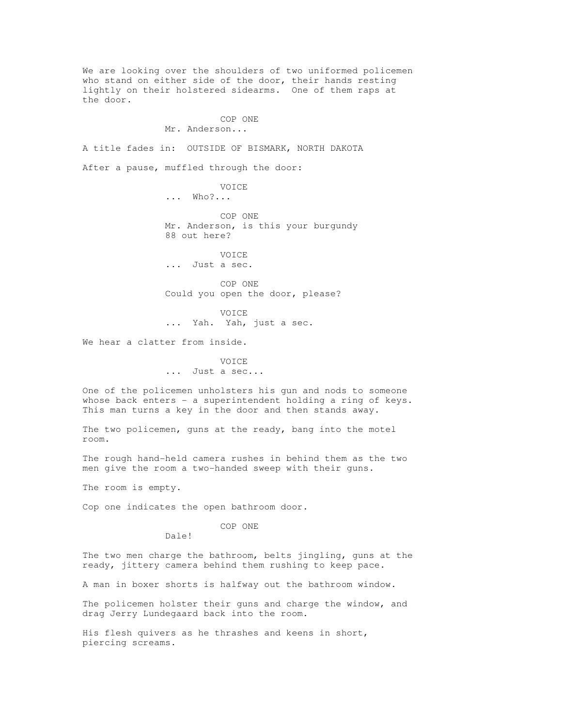We are looking over the shoulders of two uniformed policemen who stand on either side of the door, their hands resting lightly on their holstered sidearms. One of them raps at the door.

COP ONE
Mr. Anderson...

A title fades in: OUTSIDE OF BISMARK, NORTH DAKOTA

After a pause, muffled through the door:

VOICE
... Who?...

COP ONE
Mr. Anderson, is this your burgundy 88 out here?

VOICE
... Just a sec.

COP ONE
Could you open the door, please?

VOICE
... Yah. Yah, just a sec.

We hear a clatter from inside.

VOICE
... Just a sec...

One of the policemen unholsters his gun and nods to someone whose back enters - a superintendent holding a ring of keys. This man turns a key in the door and then stands away.

The two policemen, guns at the ready, bang into the motel room.

The rough hand-held camera rushes in behind them as the two men give the room a two-handed sweep with their guns.

The room is empty.

Cop one indicates the open bathroom door.

COP ONE
Dale!

The two men charge the bathroom, belts jingling, guns at the ready, jittery camera behind them rushing to keep pace.

A man in boxer shorts is halfway out the bathroom window.

The policemen holster their guns and charge the window, and drag Jerry Lundegaard back into the room.

His flesh quivers as he thrashes and keens in short, piercing screams.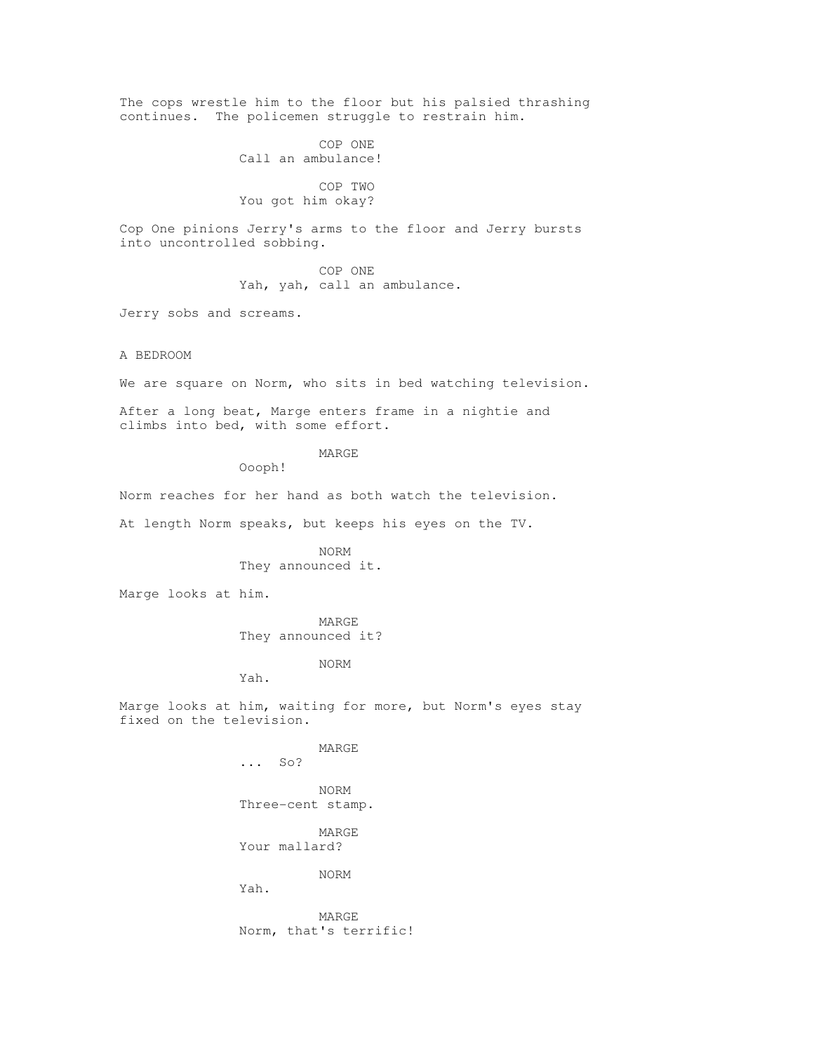The cops wrestle him to the floor but his palsied thrashing continues. The policemen struggle to restrain him.

COP ONE
Call an ambulance!

COP TWO
You got him okay?

Cop One pinions Jerry's arms to the floor and Jerry bursts into uncontrolled sobbing.

COP ONE
Yah, yah, call an ambulance.

Jerry sobs and screams.

A BEDROOM

We are square on Norm, who sits in bed watching television.

After a long beat, Marge enters frame in a nightie and climbs into bed, with some effort.

MARGE
Oooph!

Norm reaches for her hand as both watch the television.

At length Norm speaks, but keeps his eyes on the TV.

NORM
They announced it.

Marge looks at him.

MARGE
They announced it?

NORM
Yah.

Marge looks at him, waiting for more, but Norm's eyes stay fixed on the television.

MARGE
... So?

NORM
Three-cent stamp.

MARGE
Your mallard?

NORM
Yah.

MARGE
Norm, that's terrific!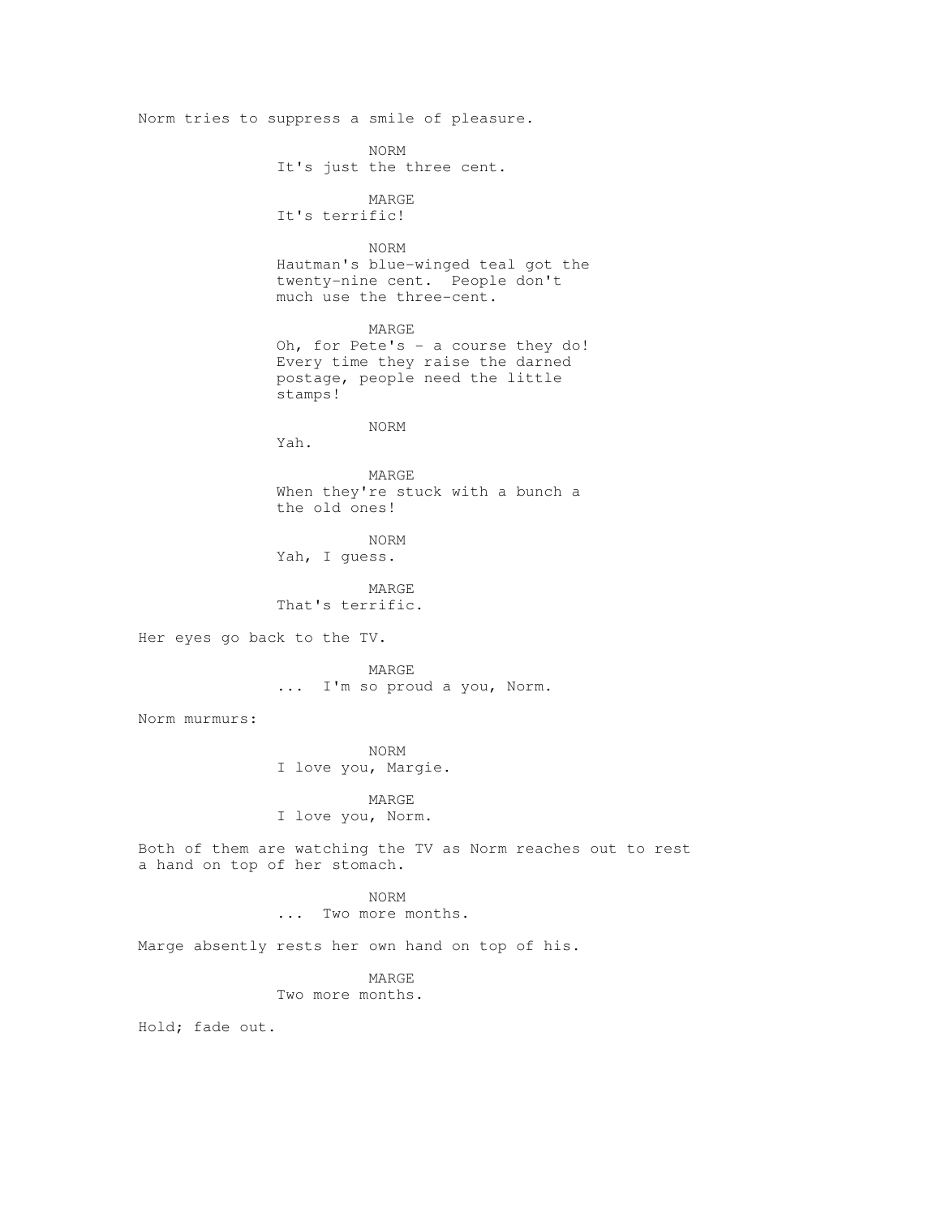Norm tries to suppress a smile of pleasure.

NORM
It's just the three cent.

MARGE
It's terrific!

NORM
Hautman's blue-winged teal got the twenty-nine cent. People don't much use the three-cent.

MARGE
Oh, for Pete's - a course they do! Every time they raise the darned postage, people need the little stamps!

NORM
Yah.

MARGE
When they're stuck with a bunch a the old ones!

NORM
Yah, I guess.

MARGE
That's terrific.

Her eyes go back to the TV.

MARGE
... I'm so proud a you, Norm.

Norm murmurs:

NORM
I love you, Margie.

MARGE
I love you, Norm.

Both of them are watching the TV as Norm reaches out to rest a hand on top of her stomach.

NORM
... Two more months.

Marge absently rests her own hand on top of his.

MARGE
Two more months.

Hold; fade out.